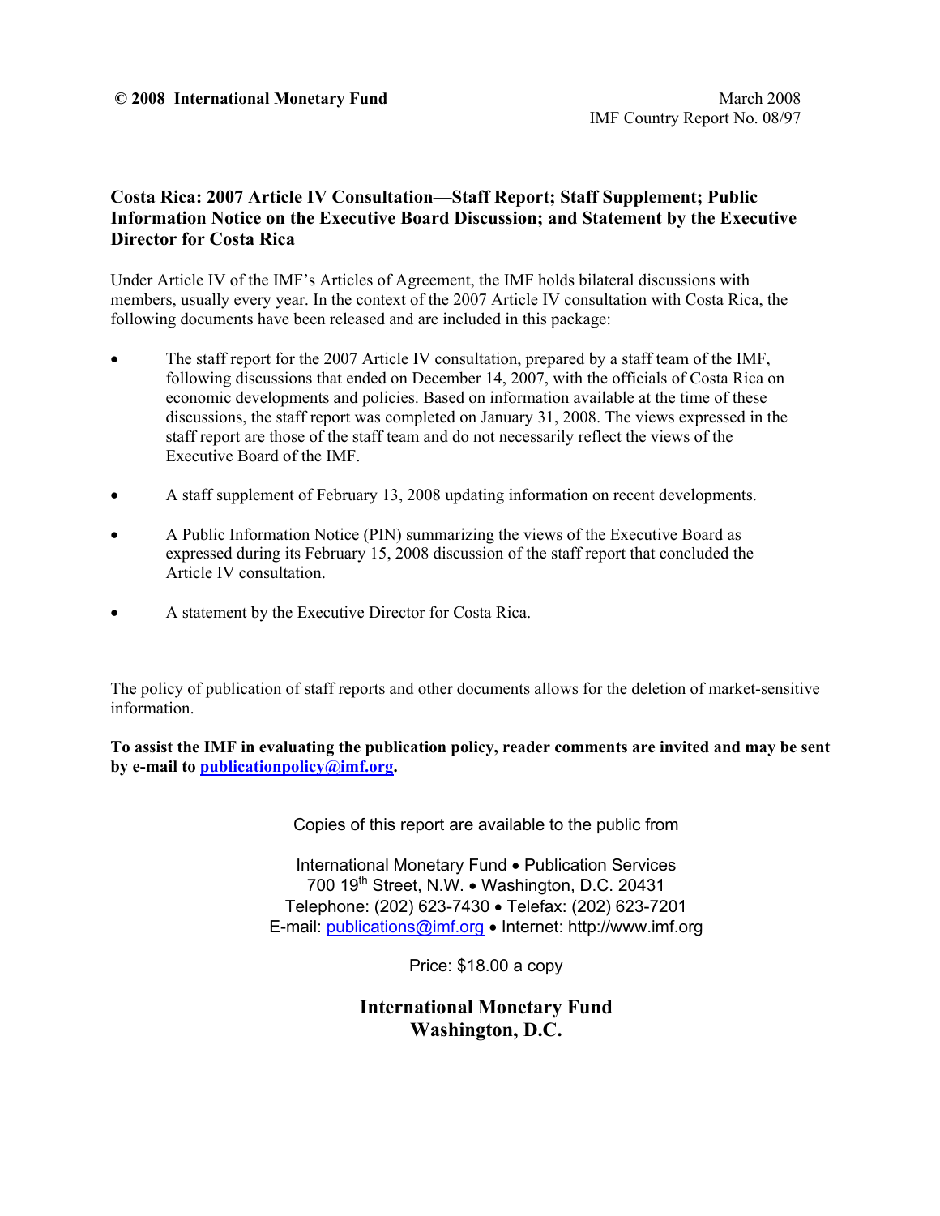**© 2008 International Monetary Fund**

March 2008
IMF Country Report No. 08/97

## Costa Rica: 2007 Article IV Consultation—Staff Report; Staff Supplement; Public Information Notice on the Executive Board Discussion; and Statement by the Executive Director for Costa Rica

Under Article IV of the IMF's Articles of Agreement, the IMF holds bilateral discussions with members, usually every year. In the context of the 2007 Article IV consultation with Costa Rica, the following documents have been released and are included in this package:

- The staff report for the 2007 Article IV consultation, prepared by a staff team of the IMF, following discussions that ended on December 14, 2007, with the officials of Costa Rica on economic developments and policies. Based on information available at the time of these discussions, the staff report was completed on January 31, 2008. The views expressed in the staff report are those of the staff team and do not necessarily reflect the views of the Executive Board of the IMF.

- A staff supplement of February 13, 2008 updating information on recent developments.

- A Public Information Notice (PIN) summarizing the views of the Executive Board as expressed during its February 15, 2008 discussion of the staff report that concluded the Article IV consultation.

- A statement by the Executive Director for Costa Rica.

The policy of publication of staff reports and other documents allows for the deletion of market-sensitive information.

**To assist the IMF in evaluating the publication policy, reader comments are invited and may be sent by e-mail to publicationpolicy@imf.org.**

Copies of this report are available to the public from

International Monetary Fund • Publication Services
700 19th Street, N.W. • Washington, D.C. 20431
Telephone: (202) 623-7430 • Telefax: (202) 623-7201
E-mail: publications@imf.org • Internet: http://www.imf.org

Price: $18.00 a copy

**International Monetary Fund**
**Washington, D.C.**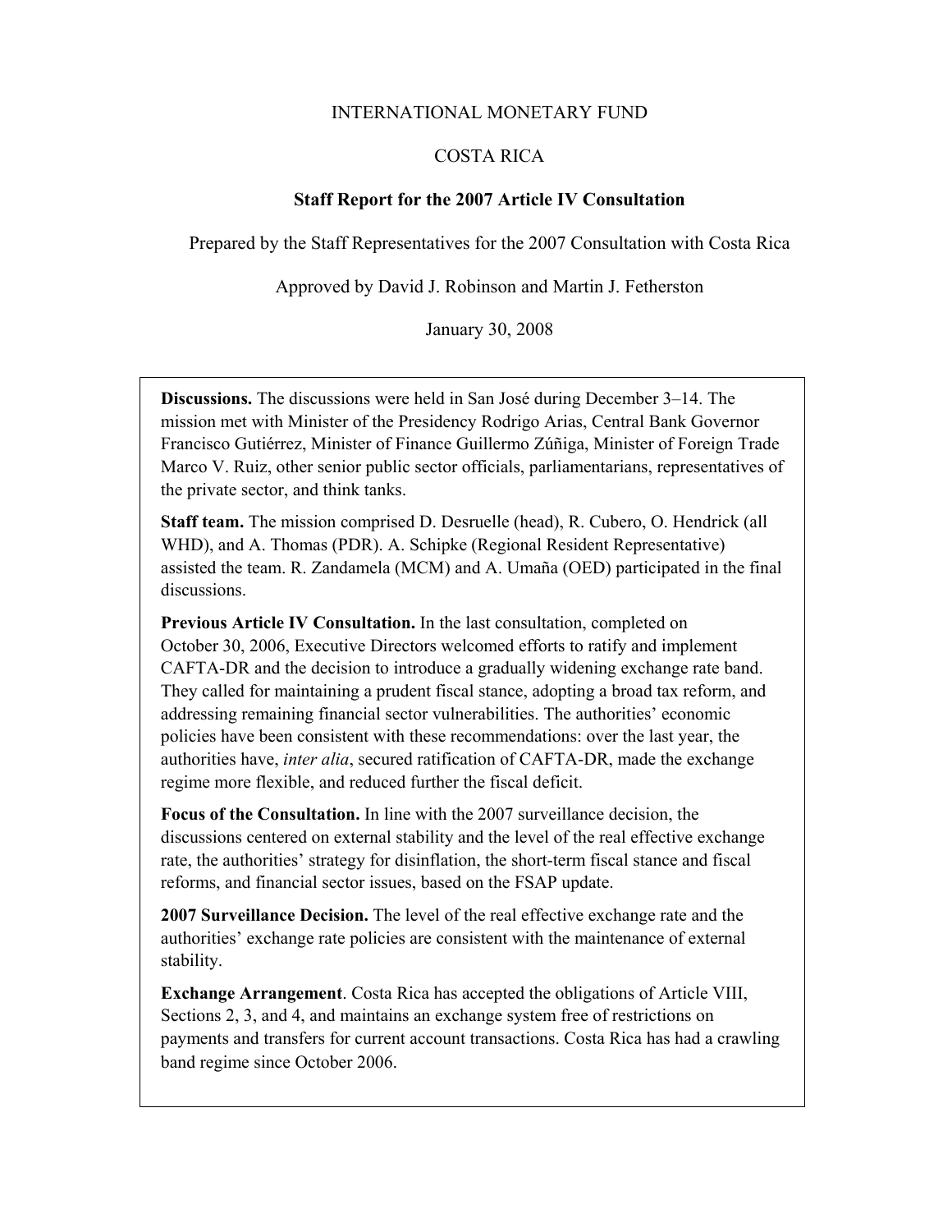INTERNATIONAL MONETARY FUND

COSTA RICA

**Staff Report for the 2007 Article IV Consultation**

Prepared by the Staff Representatives for the 2007 Consultation with Costa Rica

Approved by David J. Robinson and Martin J. Fetherston

January 30, 2008

**Discussions.** The discussions were held in San José during December 3–14. The mission met with Minister of the Presidency Rodrigo Arias, Central Bank Governor Francisco Gutiérrez, Minister of Finance Guillermo Zúñiga, Minister of Foreign Trade Marco V. Ruiz, other senior public sector officials, parliamentarians, representatives of the private sector, and think tanks.

**Staff team.** The mission comprised D. Desruelle (head), R. Cubero, O. Hendrick (all WHD), and A. Thomas (PDR). A. Schipke (Regional Resident Representative) assisted the team. R. Zandamela (MCM) and A. Umaña (OED) participated in the final discussions.

**Previous Article IV Consultation.** In the last consultation, completed on October 30, 2006, Executive Directors welcomed efforts to ratify and implement CAFTA-DR and the decision to introduce a gradually widening exchange rate band. They called for maintaining a prudent fiscal stance, adopting a broad tax reform, and addressing remaining financial sector vulnerabilities. The authorities' economic policies have been consistent with these recommendations: over the last year, the authorities have, *inter alia*, secured ratification of CAFTA-DR, made the exchange regime more flexible, and reduced further the fiscal deficit.

**Focus of the Consultation.** In line with the 2007 surveillance decision, the discussions centered on external stability and the level of the real effective exchange rate, the authorities' strategy for disinflation, the short-term fiscal stance and fiscal reforms, and financial sector issues, based on the FSAP update.

**2007 Surveillance Decision.** The level of the real effective exchange rate and the authorities' exchange rate policies are consistent with the maintenance of external stability.

**Exchange Arrangement**. Costa Rica has accepted the obligations of Article VIII, Sections 2, 3, and 4, and maintains an exchange system free of restrictions on payments and transfers for current account transactions. Costa Rica has had a crawling band regime since October 2006.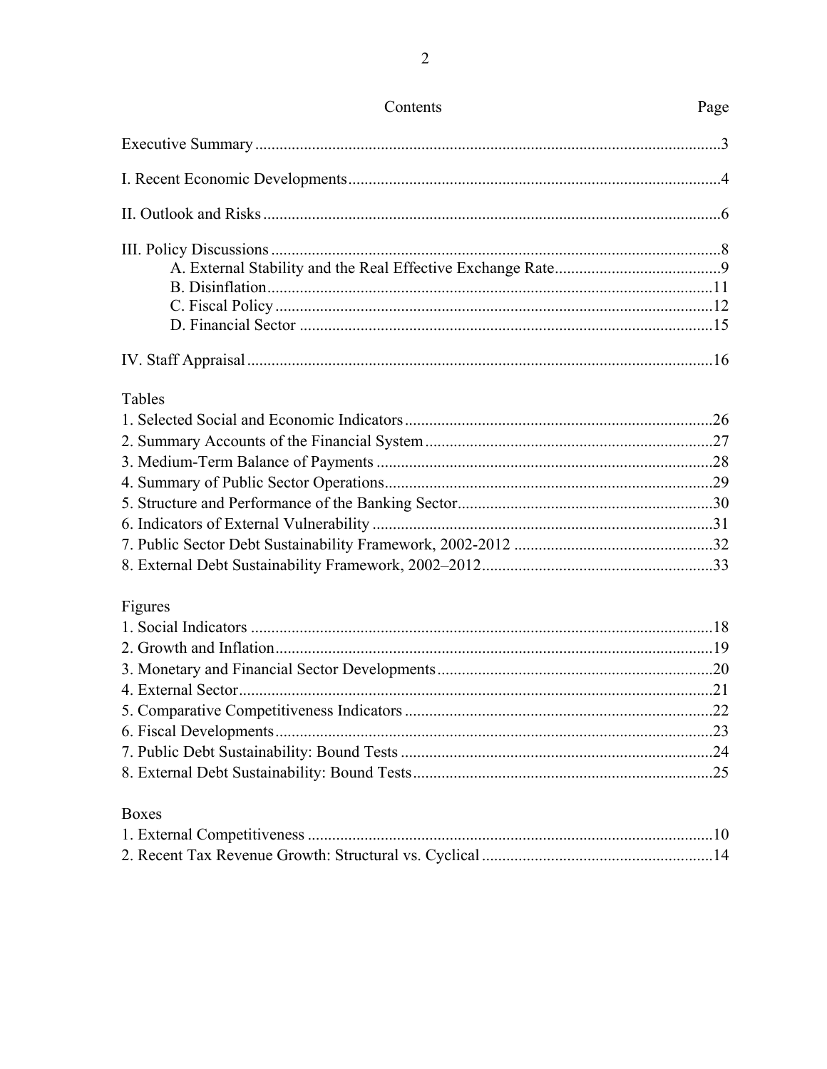# Contents

| | Page |
|---|---|
| Executive Summary | 3 |
| I. Recent Economic Developments | 4 |
| II. Outlook and Risks | 6 |
| III. Policy Discussions | 8 |
| A. External Stability and the Real Effective Exchange Rate | 9 |
| B. Disinflation | 11 |
| C. Fiscal Policy | 12 |
| D. Financial Sector | 15 |
| IV. Staff Appraisal | 16 |

## Tables

| | |
|---|---|
| 1. Selected Social and Economic Indicators | 26 |
| 2. Summary Accounts of the Financial System | 27 |
| 3. Medium-Term Balance of Payments | 28 |
| 4. Summary of Public Sector Operations | 29 |
| 5. Structure and Performance of the Banking Sector | 30 |
| 6. Indicators of External Vulnerability | 31 |
| 7. Public Sector Debt Sustainability Framework, 2002-2012 | 32 |
| 8. External Debt Sustainability Framework, 2002–2012 | 33 |

## Figures

| | |
|---|---|
| 1. Social Indicators | 18 |
| 2. Growth and Inflation | 19 |
| 3. Monetary and Financial Sector Developments | 20 |
| 4. External Sector | 21 |
| 5. Comparative Competitiveness Indicators | 22 |
| 6. Fiscal Developments | 23 |
| 7. Public Debt Sustainability: Bound Tests | 24 |
| 8. External Debt Sustainability: Bound Tests | 25 |

## Boxes

| | |
|---|---|
| 1. External Competitiveness | 10 |
| 2. Recent Tax Revenue Growth: Structural vs. Cyclical | 14 |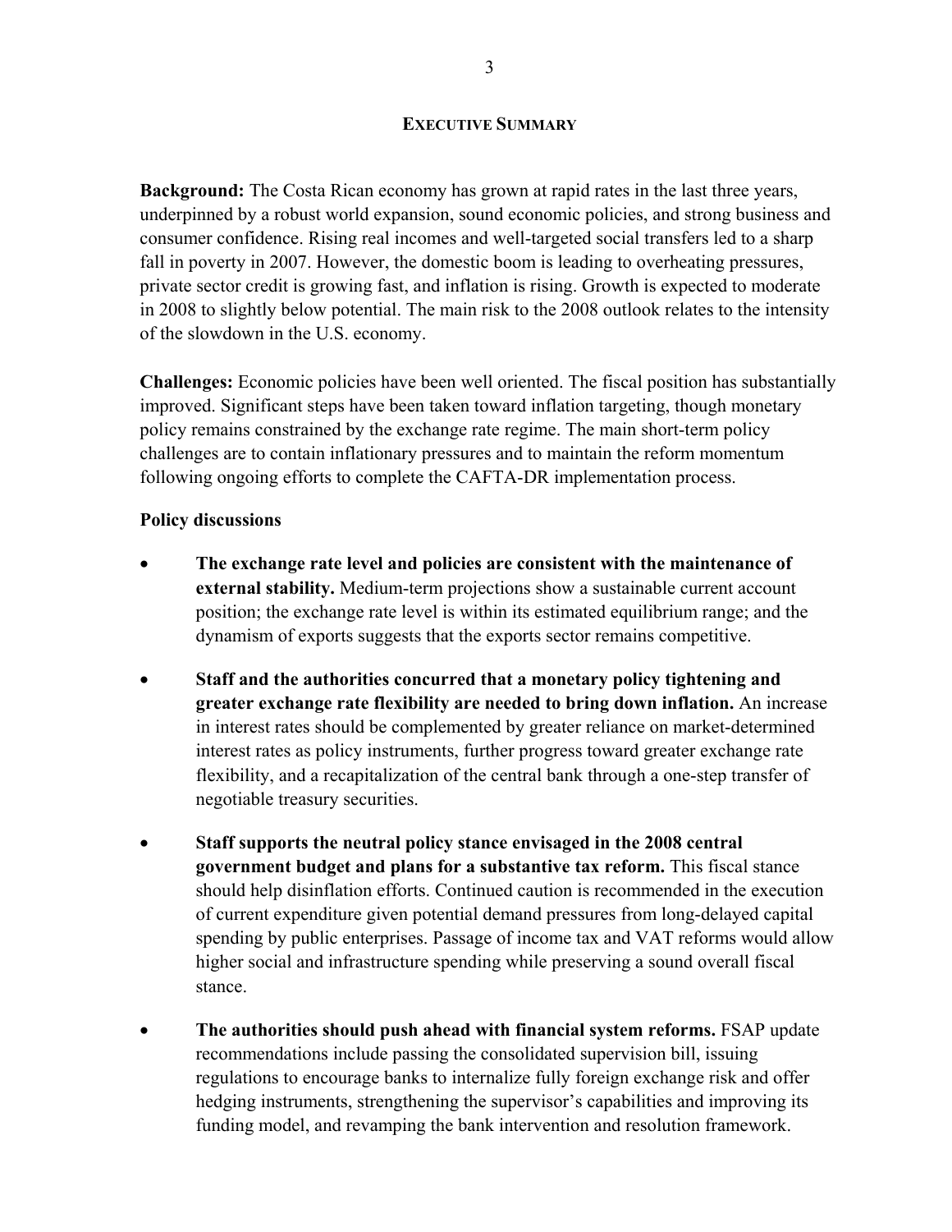# EXECUTIVE SUMMARY

**Background:** The Costa Rican economy has grown at rapid rates in the last three years, underpinned by a robust world expansion, sound economic policies, and strong business and consumer confidence. Rising real incomes and well-targeted social transfers led to a sharp fall in poverty in 2007. However, the domestic boom is leading to overheating pressures, private sector credit is growing fast, and inflation is rising. Growth is expected to moderate in 2008 to slightly below potential. The main risk to the 2008 outlook relates to the intensity of the slowdown in the U.S. economy.

**Challenges:** Economic policies have been well oriented. The fiscal position has substantially improved. Significant steps have been taken toward inflation targeting, though monetary policy remains constrained by the exchange rate regime. The main short-term policy challenges are to contain inflationary pressures and to maintain the reform momentum following ongoing efforts to complete the CAFTA-DR implementation process.

**Policy discussions**

- **The exchange rate level and policies are consistent with the maintenance of external stability.** Medium-term projections show a sustainable current account position; the exchange rate level is within its estimated equilibrium range; and the dynamism of exports suggests that the exports sector remains competitive.

- **Staff and the authorities concurred that a monetary policy tightening and greater exchange rate flexibility are needed to bring down inflation.** An increase in interest rates should be complemented by greater reliance on market-determined interest rates as policy instruments, further progress toward greater exchange rate flexibility, and a recapitalization of the central bank through a one-step transfer of negotiable treasury securities.

- **Staff supports the neutral policy stance envisaged in the 2008 central government budget and plans for a substantive tax reform.** This fiscal stance should help disinflation efforts. Continued caution is recommended in the execution of current expenditure given potential demand pressures from long-delayed capital spending by public enterprises. Passage of income tax and VAT reforms would allow higher social and infrastructure spending while preserving a sound overall fiscal stance.

- **The authorities should push ahead with financial system reforms.** FSAP update recommendations include passing the consolidated supervision bill, issuing regulations to encourage banks to internalize fully foreign exchange risk and offer hedging instruments, strengthening the supervisor's capabilities and improving its funding model, and revamping the bank intervention and resolution framework.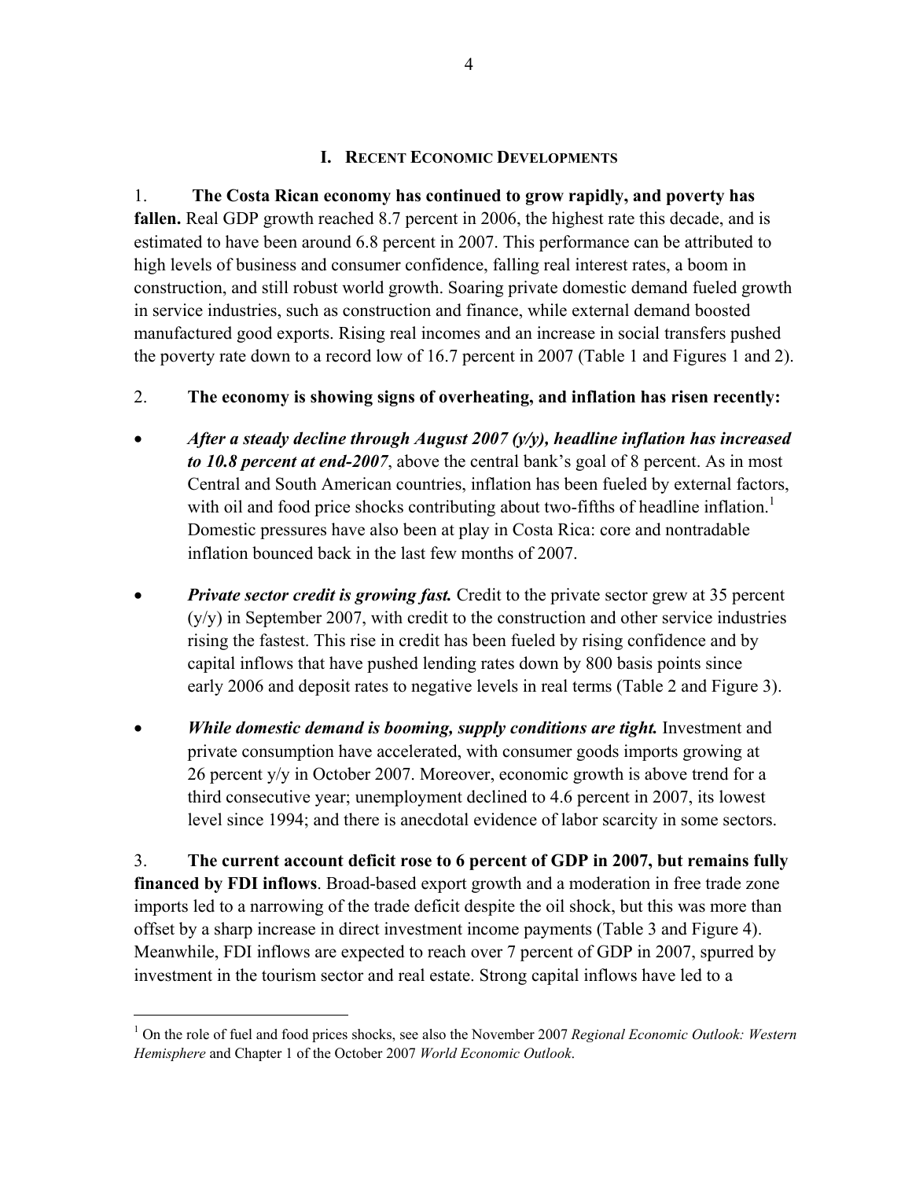## I. RECENT ECONOMIC DEVELOPMENTS

1. **The Costa Rican economy has continued to grow rapidly, and poverty has fallen.** Real GDP growth reached 8.7 percent in 2006, the highest rate this decade, and is estimated to have been around 6.8 percent in 2007. This performance can be attributed to high levels of business and consumer confidence, falling real interest rates, a boom in construction, and still robust world growth. Soaring private domestic demand fueled growth in service industries, such as construction and finance, while external demand boosted manufactured good exports. Rising real incomes and an increase in social transfers pushed the poverty rate down to a record low of 16.7 percent in 2007 (Table 1 and Figures 1 and 2).

2. **The economy is showing signs of overheating, and inflation has risen recently:**

- ***After a steady decline through August 2007 (y/y), headline inflation has increased to 10.8 percent at end-2007***, above the central bank's goal of 8 percent. As in most Central and South American countries, inflation has been fueled by external factors, with oil and food price shocks contributing about two-fifths of headline inflation.[1] Domestic pressures have also been at play in Costa Rica: core and nontradable inflation bounced back in the last few months of 2007.

- ***Private sector credit is growing fast.*** Credit to the private sector grew at 35 percent (y/y) in September 2007, with credit to the construction and other service industries rising the fastest. This rise in credit has been fueled by rising confidence and by capital inflows that have pushed lending rates down by 800 basis points since early 2006 and deposit rates to negative levels in real terms (Table 2 and Figure 3).

- ***While domestic demand is booming, supply conditions are tight.*** Investment and private consumption have accelerated, with consumer goods imports growing at 26 percent y/y in October 2007. Moreover, economic growth is above trend for a third consecutive year; unemployment declined to 4.6 percent in 2007, its lowest level since 1994; and there is anecdotal evidence of labor scarcity in some sectors.

3. **The current account deficit rose to 6 percent of GDP in 2007, but remains fully financed by FDI inflows**. Broad-based export growth and a moderation in free trade zone imports led to a narrowing of the trade deficit despite the oil shock, but this was more than offset by a sharp increase in direct investment income payments (Table 3 and Figure 4). Meanwhile, FDI inflows are expected to reach over 7 percent of GDP in 2007, spurred by investment in the tourism sector and real estate. Strong capital inflows have led to a

---

[1] On the role of fuel and food prices shocks, see also the November 2007 *Regional Economic Outlook: Western Hemisphere* and Chapter 1 of the October 2007 *World Economic Outlook*.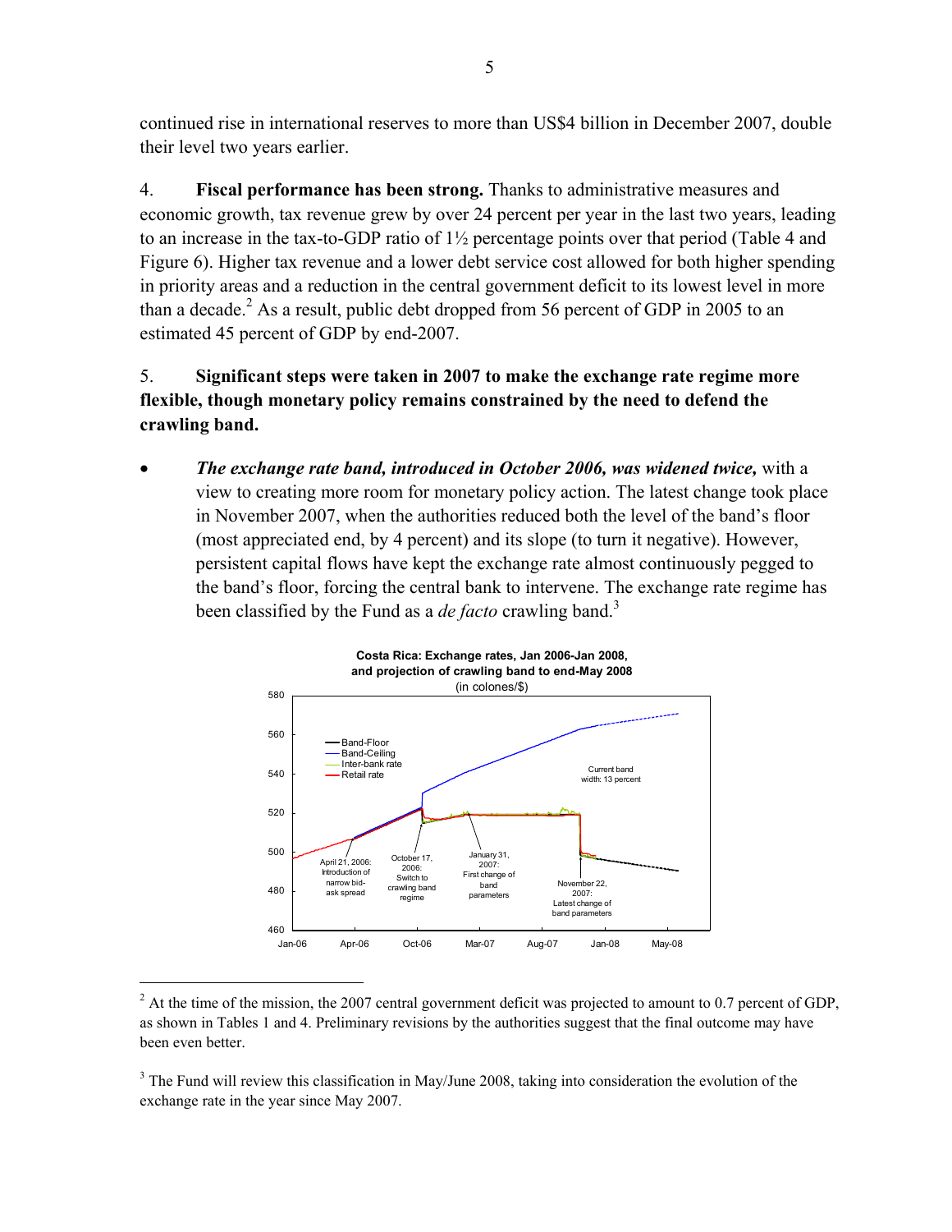continued rise in international reserves to more than US$4 billion in December 2007, double their level two years earlier.

4. **Fiscal performance has been strong.** Thanks to administrative measures and economic growth, tax revenue grew by over 24 percent per year in the last two years, leading to an increase in the tax-to-GDP ratio of 1½ percentage points over that period (Table 4 and Figure 6). Higher tax revenue and a lower debt service cost allowed for both higher spending in priority areas and a reduction in the central government deficit to its lowest level in more than a decade.[2] As a result, public debt dropped from 56 percent of GDP in 2005 to an estimated 45 percent of GDP by end-2007.

5. **Significant steps were taken in 2007 to make the exchange rate regime more flexible, though monetary policy remains constrained by the need to defend the crawling band.**

- ***The exchange rate band, introduced in October 2006, was widened twice,*** with a view to creating more room for monetary policy action. The latest change took place in November 2007, when the authorities reduced both the level of the band's floor (most appreciated end, by 4 percent) and its slope (to turn it negative). However, persistent capital flows have kept the exchange rate almost continuously pegged to the band's floor, forcing the central bank to intervene. The exchange rate regime has been classified by the Fund as a *de facto* crawling band.[3]

**Costa Rica: Exchange rates, Jan 2006-Jan 2008, and projection of crawling band to end-May 2008**
(in colones/$)

---

[2] At the time of the mission, the 2007 central government deficit was projected to amount to 0.7 percent of GDP, as shown in Tables 1 and 4. Preliminary revisions by the authorities suggest that the final outcome may have been even better.

[3] The Fund will review this classification in May/June 2008, taking into consideration the evolution of the exchange rate in the year since May 2007.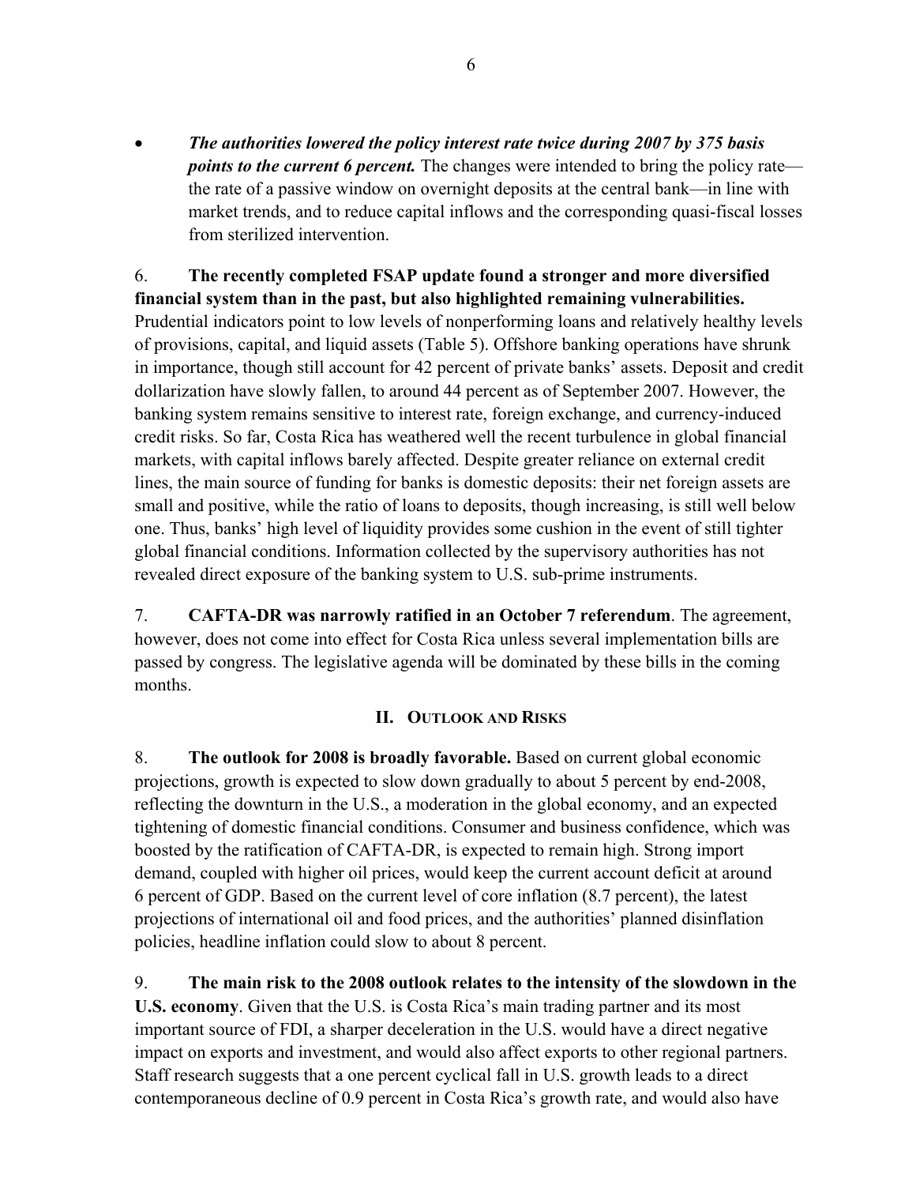- ***The authorities lowered the policy interest rate twice during 2007 by 375 basis points to the current 6 percent.*** The changes were intended to bring the policy rate—the rate of a passive window on overnight deposits at the central bank—in line with market trends, and to reduce capital inflows and the corresponding quasi-fiscal losses from sterilized intervention.

6. **The recently completed FSAP update found a stronger and more diversified financial system than in the past, but also highlighted remaining vulnerabilities.** Prudential indicators point to low levels of nonperforming loans and relatively healthy levels of provisions, capital, and liquid assets (Table 5). Offshore banking operations have shrunk in importance, though still account for 42 percent of private banks' assets. Deposit and credit dollarization have slowly fallen, to around 44 percent as of September 2007. However, the banking system remains sensitive to interest rate, foreign exchange, and currency-induced credit risks. So far, Costa Rica has weathered well the recent turbulence in global financial markets, with capital inflows barely affected. Despite greater reliance on external credit lines, the main source of funding for banks is domestic deposits: their net foreign assets are small and positive, while the ratio of loans to deposits, though increasing, is still well below one. Thus, banks' high level of liquidity provides some cushion in the event of still tighter global financial conditions. Information collected by the supervisory authorities has not revealed direct exposure of the banking system to U.S. sub-prime instruments.

7. **CAFTA-DR was narrowly ratified in an October 7 referendum**. The agreement, however, does not come into effect for Costa Rica unless several implementation bills are passed by congress. The legislative agenda will be dominated by these bills in the coming months.

## II. Outlook and Risks

8. **The outlook for 2008 is broadly favorable.** Based on current global economic projections, growth is expected to slow down gradually to about 5 percent by end-2008, reflecting the downturn in the U.S., a moderation in the global economy, and an expected tightening of domestic financial conditions. Consumer and business confidence, which was boosted by the ratification of CAFTA-DR, is expected to remain high. Strong import demand, coupled with higher oil prices, would keep the current account deficit at around 6 percent of GDP. Based on the current level of core inflation (8.7 percent), the latest projections of international oil and food prices, and the authorities' planned disinflation policies, headline inflation could slow to about 8 percent.

9. **The main risk to the 2008 outlook relates to the intensity of the slowdown in the U.S. economy**. Given that the U.S. is Costa Rica's main trading partner and its most important source of FDI, a sharper deceleration in the U.S. would have a direct negative impact on exports and investment, and would also affect exports to other regional partners. Staff research suggests that a one percent cyclical fall in U.S. growth leads to a direct contemporaneous decline of 0.9 percent in Costa Rica's growth rate, and would also have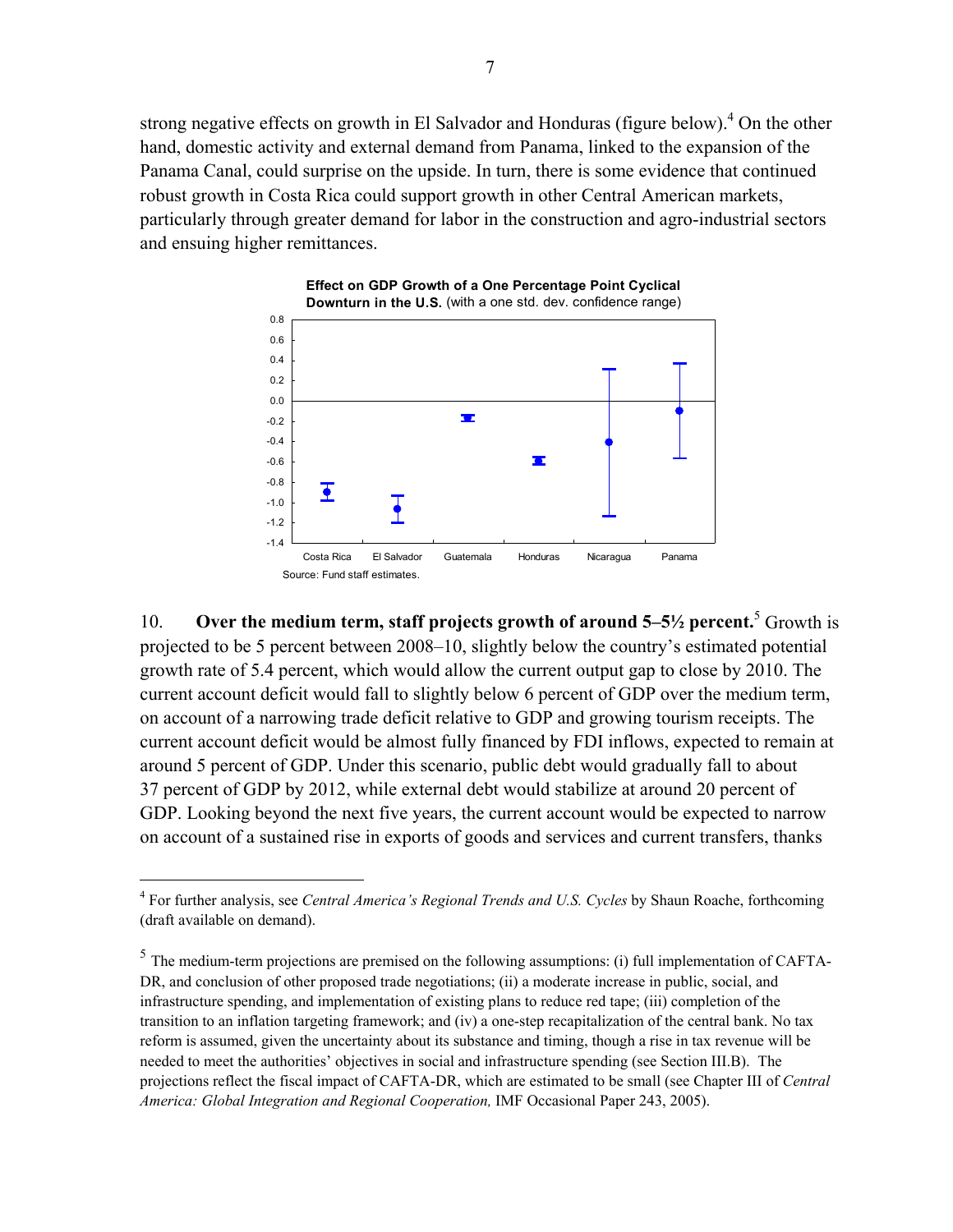strong negative effects on growth in El Salvador and Honduras (figure below).[4] On the other hand, domestic activity and external demand from Panama, linked to the expansion of the Panama Canal, could surprise on the upside. In turn, there is some evidence that continued robust growth in Costa Rica could support growth in other Central American markets, particularly through greater demand for labor in the construction and agro-industrial sectors and ensuing higher remittances.

**Effect on GDP Growth of a One Percentage Point Cyclical Downturn in the U.S.** (with a one std. dev. confidence range)

Source: Fund staff estimates.

10. **Over the medium term, staff projects growth of around 5–5½ percent.**[5] Growth is projected to be 5 percent between 2008–10, slightly below the country's estimated potential growth rate of 5.4 percent, which would allow the current output gap to close by 2010. The current account deficit would fall to slightly below 6 percent of GDP over the medium term, on account of a narrowing trade deficit relative to GDP and growing tourism receipts. The current account deficit would be almost fully financed by FDI inflows, expected to remain at around 5 percent of GDP. Under this scenario, public debt would gradually fall to about 37 percent of GDP by 2012, while external debt would stabilize at around 20 percent of GDP. Looking beyond the next five years, the current account would be expected to narrow on account of a sustained rise in exports of goods and services and current transfers, thanks

---

[4] For further analysis, see *Central America's Regional Trends and U.S. Cycles* by Shaun Roache, forthcoming (draft available on demand).

[5] The medium-term projections are premised on the following assumptions: (i) full implementation of CAFTA-DR, and conclusion of other proposed trade negotiations; (ii) a moderate increase in public, social, and infrastructure spending, and implementation of existing plans to reduce red tape; (iii) completion of the transition to an inflation targeting framework; and (iv) a one-step recapitalization of the central bank. No tax reform is assumed, given the uncertainty about its substance and timing, though a rise in tax revenue will be needed to meet the authorities' objectives in social and infrastructure spending (see Section III.B). The projections reflect the fiscal impact of CAFTA-DR, which are estimated to be small (see Chapter III of *Central America: Global Integration and Regional Cooperation,* IMF Occasional Paper 243, 2005).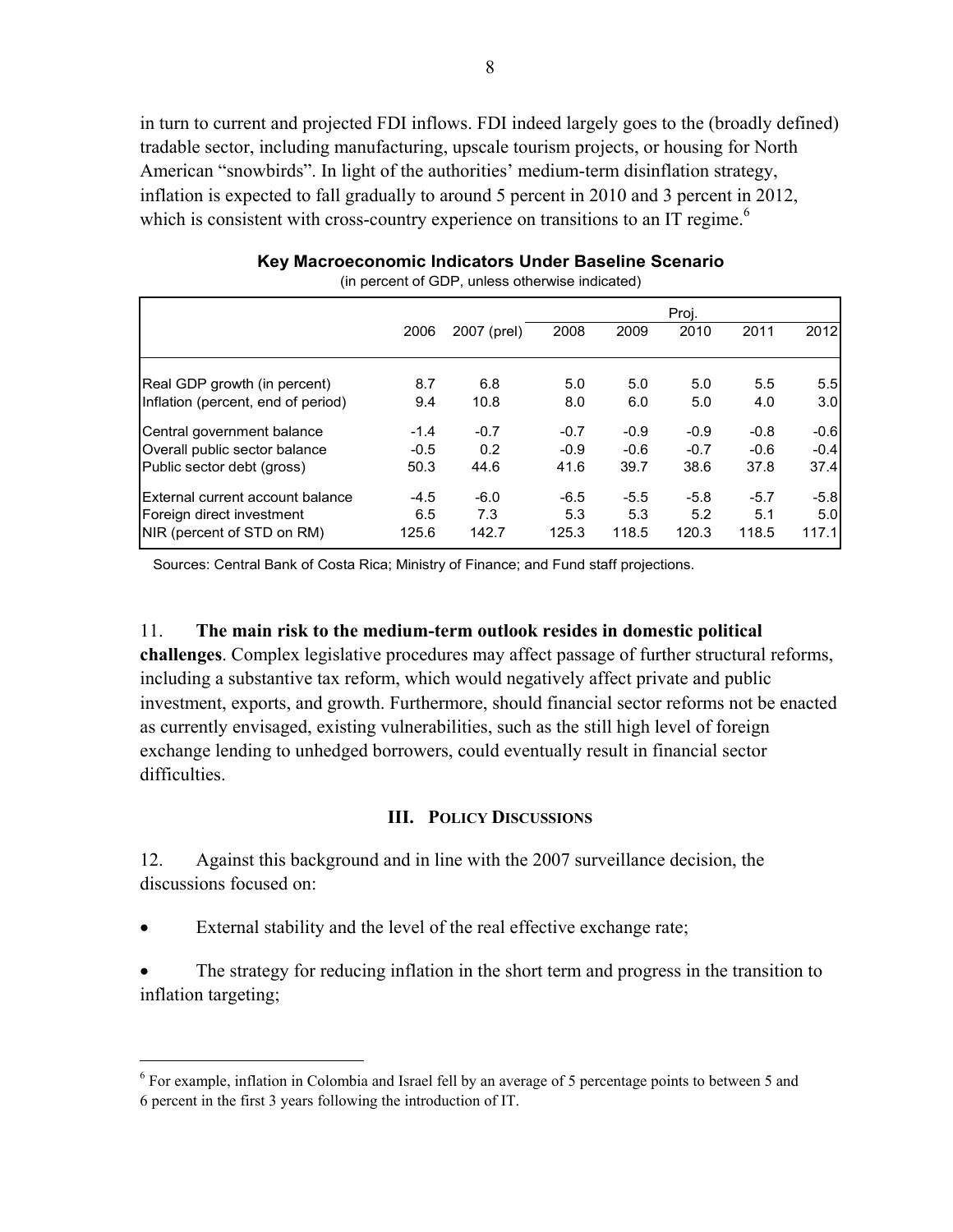in turn to current and projected FDI inflows. FDI indeed largely goes to the (broadly defined) tradable sector, including manufacturing, upscale tourism projects, or housing for North American "snowbirds". In light of the authorities' medium-term disinflation strategy, inflation is expected to fall gradually to around 5 percent in 2010 and 3 percent in 2012, which is consistent with cross-country experience on transitions to an IT regime.[6]

**Key Macroeconomic Indicators Under Baseline Scenario**

(in percent of GDP, unless otherwise indicated)

| | 2006 | 2007 (prel) | Proj. 2008 | 2009 | 2010 | 2011 | 2012 |
|---|---|---|---|---|---|---|---|
| Real GDP growth (in percent) | 8.7 | 6.8 | 5.0 | 5.0 | 5.0 | 5.5 | 5.5 |
| Inflation (percent, end of period) | 9.4 | 10.8 | 8.0 | 6.0 | 5.0 | 4.0 | 3.0 |
| Central government balance | -1.4 | -0.7 | -0.7 | -0.9 | -0.9 | -0.8 | -0.6 |
| Overall public sector balance | -0.5 | 0.2 | -0.9 | -0.6 | -0.7 | -0.6 | -0.4 |
| Public sector debt (gross) | 50.3 | 44.6 | 41.6 | 39.7 | 38.6 | 37.8 | 37.4 |
| External current account balance | -4.5 | -6.0 | -6.5 | -5.5 | -5.8 | -5.7 | -5.8 |
| Foreign direct investment | 6.5 | 7.3 | 5.3 | 5.3 | 5.2 | 5.1 | 5.0 |
| NIR (percent of STD on RM) | 125.6 | 142.7 | 125.3 | 118.5 | 120.3 | 118.5 | 117.1 |

Sources: Central Bank of Costa Rica; Ministry of Finance; and Fund staff projections.

11. **The main risk to the medium-term outlook resides in domestic political challenges**. Complex legislative procedures may affect passage of further structural reforms, including a substantive tax reform, which would negatively affect private and public investment, exports, and growth. Furthermore, should financial sector reforms not be enacted as currently envisaged, existing vulnerabilities, such as the still high level of foreign exchange lending to unhedged borrowers, could eventually result in financial sector difficulties.

## III. Policy Discussions

12. Against this background and in line with the 2007 surveillance decision, the discussions focused on:

- External stability and the level of the real effective exchange rate;
- The strategy for reducing inflation in the short term and progress in the transition to inflation targeting;

[6] For example, inflation in Colombia and Israel fell by an average of 5 percentage points to between 5 and 6 percent in the first 3 years following the introduction of IT.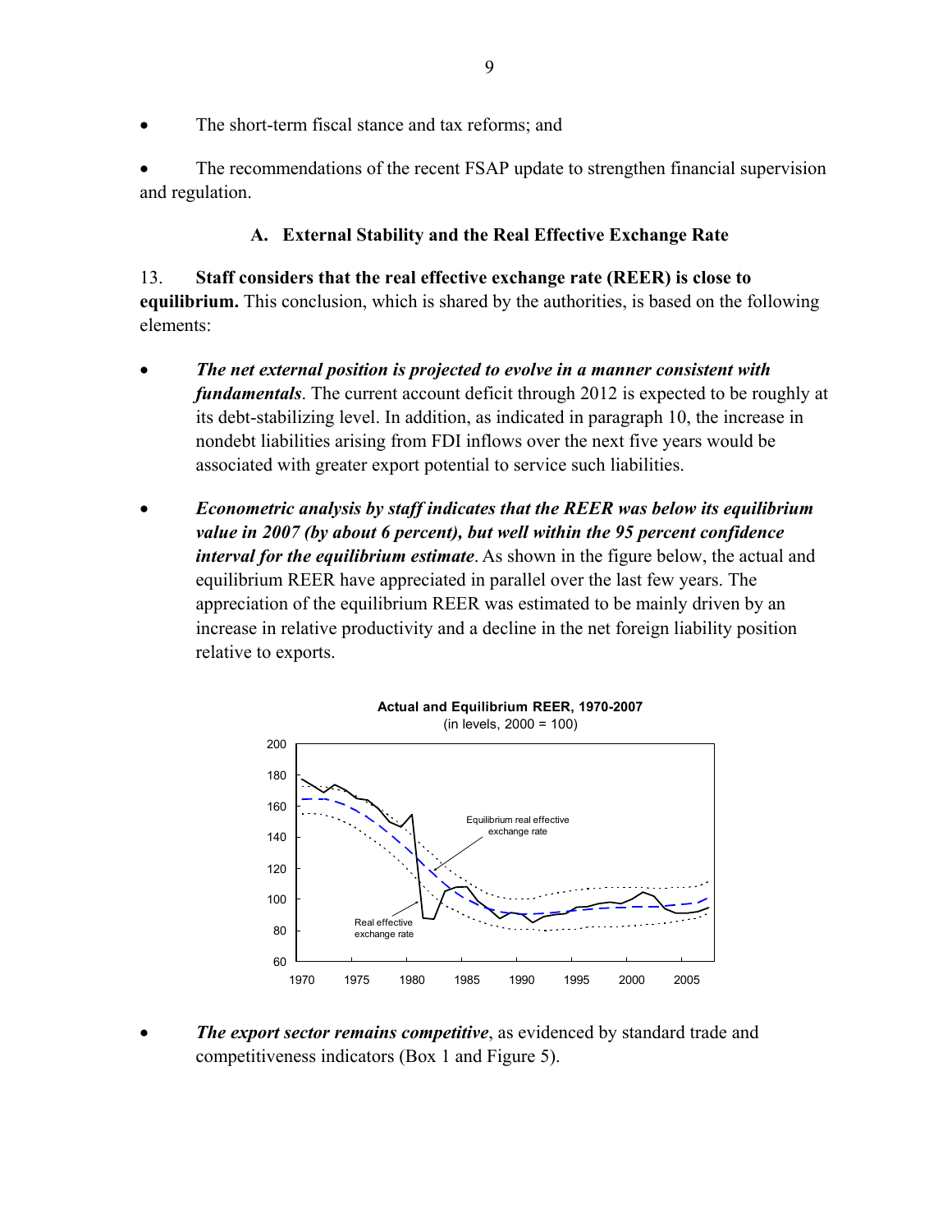- The short-term fiscal stance and tax reforms; and
- The recommendations of the recent FSAP update to strengthen financial supervision and regulation.

### A. External Stability and the Real Effective Exchange Rate

13. **Staff considers that the real effective exchange rate (REER) is close to equilibrium.** This conclusion, which is shared by the authorities, is based on the following elements:

- ***The net external position is projected to evolve in a manner consistent with fundamentals***. The current account deficit through 2012 is expected to be roughly at its debt-stabilizing level. In addition, as indicated in paragraph 10, the increase in nondebt liabilities arising from FDI inflows over the next five years would be associated with greater export potential to service such liabilities.

- ***Econometric analysis by staff indicates that the REER was below its equilibrium value in 2007 (by about 6 percent), but well within the 95 percent confidence interval for the equilibrium estimate***. As shown in the figure below, the actual and equilibrium REER have appreciated in parallel over the last few years. The appreciation of the equilibrium REER was estimated to be mainly driven by an increase in relative productivity and a decline in the net foreign liability position relative to exports.

**Actual and Equilibrium REER, 1970-2007**
(in levels, 2000 = 100)

- ***The export sector remains competitive***, as evidenced by standard trade and competitiveness indicators (Box 1 and Figure 5).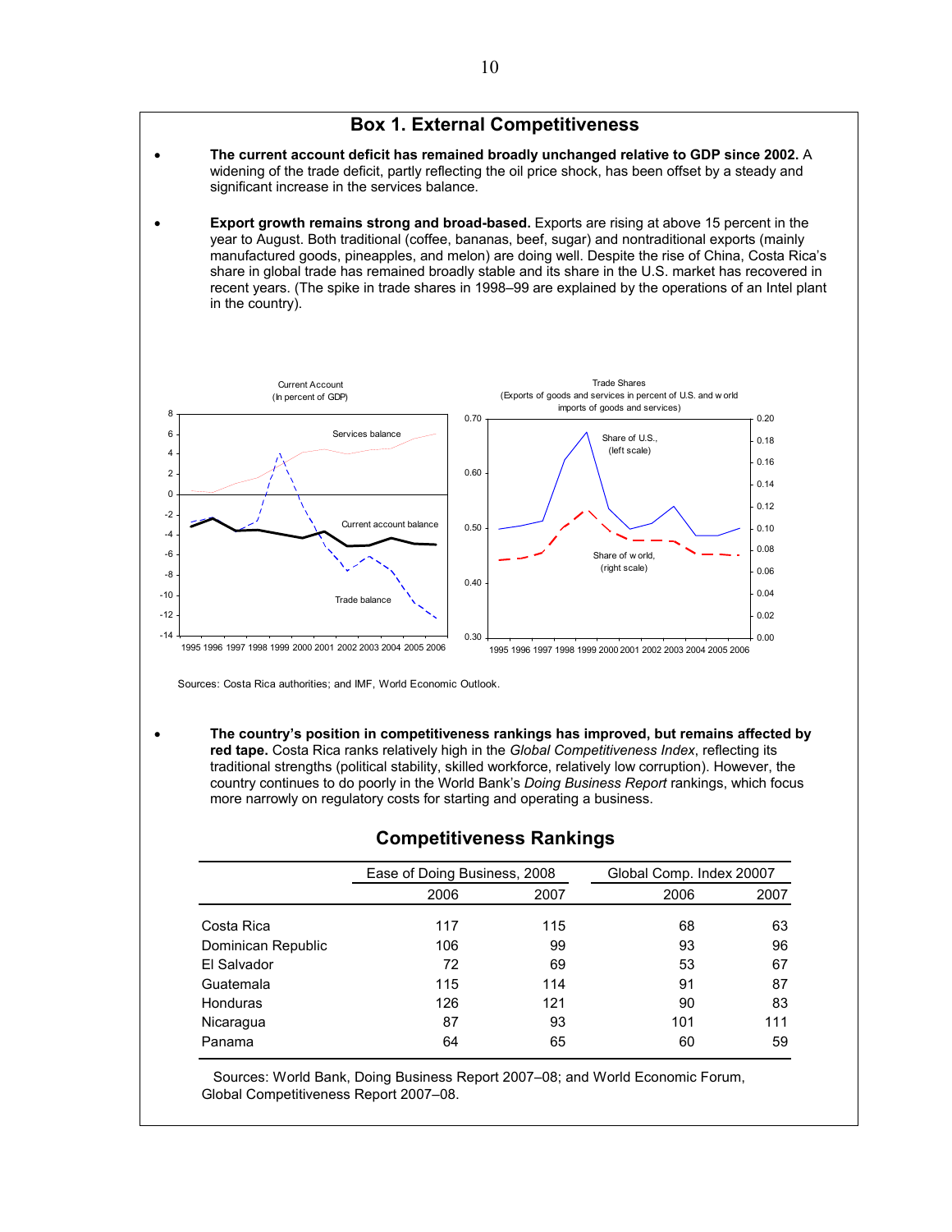## Box 1. External Competitiveness

- **The current account deficit has remained broadly unchanged relative to GDP since 2002.** A widening of the trade deficit, partly reflecting the oil price shock, has been offset by a steady and significant increase in the services balance.

- **Export growth remains strong and broad-based.** Exports are rising at above 15 percent in the year to August. Both traditional (coffee, bananas, beef, sugar) and nontraditional exports (mainly manufactured goods, pineapples, and melon) are doing well. Despite the rise of China, Costa Rica's share in global trade has remained broadly stable and its share in the U.S. market has recovered in recent years. (The spike in trade shares in 1998–99 are explained by the operations of an Intel plant in the country).

Current Account (In percent of GDP)

Trade Shares (Exports of goods and services in percent of U.S. and world imports of goods and services)

Sources: Costa Rica authorities; and IMF, World Economic Outlook.

- **The country's position in competitiveness rankings has improved, but remains affected by red tape.** Costa Rica ranks relatively high in the *Global Competitiveness Index*, reflecting its traditional strengths (political stability, skilled workforce, relatively low corruption). However, the country continues to do poorly in the World Bank's *Doing Business Report* rankings, which focus more narrowly on regulatory costs for starting and operating a business.

### Competitiveness Rankings

| | Ease of Doing Business, 2008 | | Global Comp. Index 20007 | |
|---|---|---|---|---|
| | 2006 | 2007 | 2006 | 2007 |
| Costa Rica | 117 | 115 | 68 | 63 |
| Dominican Republic | 106 | 99 | 93 | 96 |
| El Salvador | 72 | 69 | 53 | 67 |
| Guatemala | 115 | 114 | 91 | 87 |
| Honduras | 126 | 121 | 90 | 83 |
| Nicaragua | 87 | 93 | 101 | 111 |
| Panama | 64 | 65 | 60 | 59 |

Sources: World Bank, Doing Business Report 2007–08; and World Economic Forum, Global Competitiveness Report 2007–08.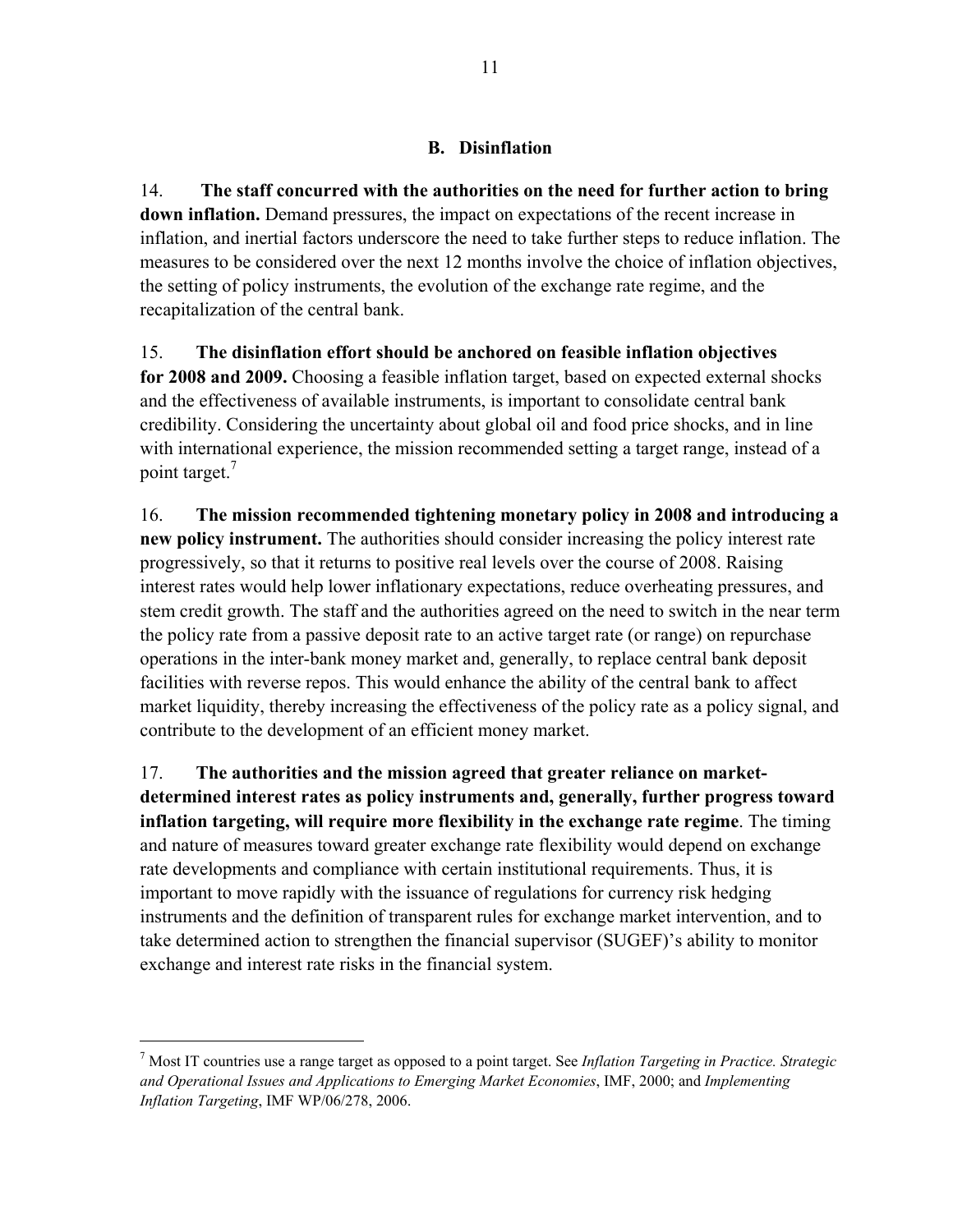### B. Disinflation

14. **The staff concurred with the authorities on the need for further action to bring down inflation.** Demand pressures, the impact on expectations of the recent increase in inflation, and inertial factors underscore the need to take further steps to reduce inflation. The measures to be considered over the next 12 months involve the choice of inflation objectives, the setting of policy instruments, the evolution of the exchange rate regime, and the recapitalization of the central bank.

15. **The disinflation effort should be anchored on feasible inflation objectives for 2008 and 2009.** Choosing a feasible inflation target, based on expected external shocks and the effectiveness of available instruments, is important to consolidate central bank credibility. Considering the uncertainty about global oil and food price shocks, and in line with international experience, the mission recommended setting a target range, instead of a point target.[7]

16. **The mission recommended tightening monetary policy in 2008 and introducing a new policy instrument.** The authorities should consider increasing the policy interest rate progressively, so that it returns to positive real levels over the course of 2008. Raising interest rates would help lower inflationary expectations, reduce overheating pressures, and stem credit growth. The staff and the authorities agreed on the need to switch in the near term the policy rate from a passive deposit rate to an active target rate (or range) on repurchase operations in the inter-bank money market and, generally, to replace central bank deposit facilities with reverse repos. This would enhance the ability of the central bank to affect market liquidity, thereby increasing the effectiveness of the policy rate as a policy signal, and contribute to the development of an efficient money market.

17. **The authorities and the mission agreed that greater reliance on market-determined interest rates as policy instruments and, generally, further progress toward inflation targeting, will require more flexibility in the exchange rate regime**. The timing and nature of measures toward greater exchange rate flexibility would depend on exchange rate developments and compliance with certain institutional requirements. Thus, it is important to move rapidly with the issuance of regulations for currency risk hedging instruments and the definition of transparent rules for exchange market intervention, and to take determined action to strengthen the financial supervisor (SUGEF)'s ability to monitor exchange and interest rate risks in the financial system.

---

[7] Most IT countries use a range target as opposed to a point target. See *Inflation Targeting in Practice. Strategic and Operational Issues and Applications to Emerging Market Economies*, IMF, 2000; and *Implementing Inflation Targeting*, IMF WP/06/278, 2006.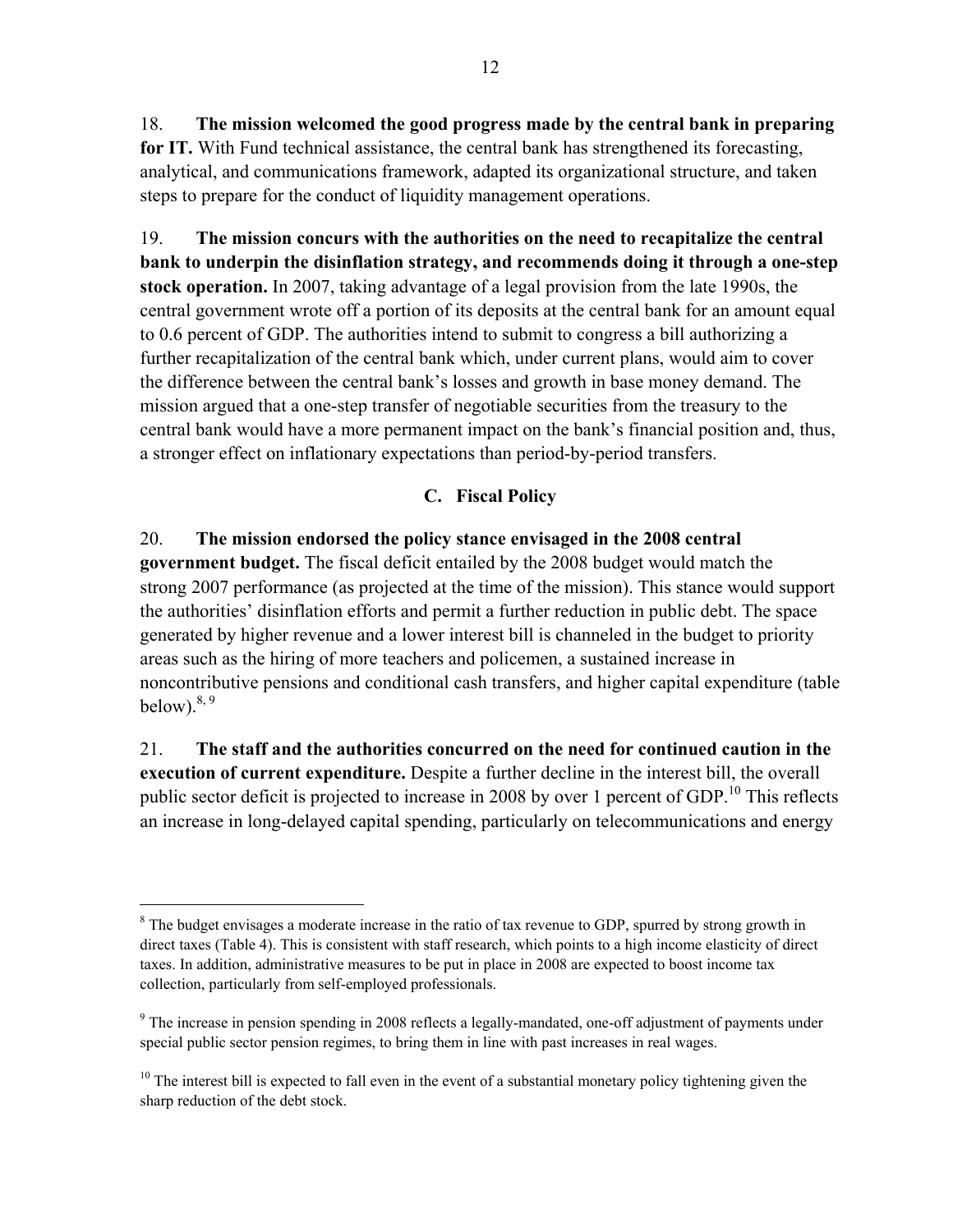18. **The mission welcomed the good progress made by the central bank in preparing for IT.** With Fund technical assistance, the central bank has strengthened its forecasting, analytical, and communications framework, adapted its organizational structure, and taken steps to prepare for the conduct of liquidity management operations.

19. **The mission concurs with the authorities on the need to recapitalize the central bank to underpin the disinflation strategy, and recommends doing it through a one-step stock operation.** In 2007, taking advantage of a legal provision from the late 1990s, the central government wrote off a portion of its deposits at the central bank for an amount equal to 0.6 percent of GDP. The authorities intend to submit to congress a bill authorizing a further recapitalization of the central bank which, under current plans, would aim to cover the difference between the central bank's losses and growth in base money demand. The mission argued that a one-step transfer of negotiable securities from the treasury to the central bank would have a more permanent impact on the bank's financial position and, thus, a stronger effect on inflationary expectations than period-by-period transfers.

## C. Fiscal Policy

20. **The mission endorsed the policy stance envisaged in the 2008 central government budget.** The fiscal deficit entailed by the 2008 budget would match the strong 2007 performance (as projected at the time of the mission). This stance would support the authorities' disinflation efforts and permit a further reduction in public debt. The space generated by higher revenue and a lower interest bill is channeled in the budget to priority areas such as the hiring of more teachers and policemen, a sustained increase in noncontributive pensions and conditional cash transfers, and higher capital expenditure (table below).[8, 9]

21. **The staff and the authorities concurred on the need for continued caution in the execution of current expenditure.** Despite a further decline in the interest bill, the overall public sector deficit is projected to increase in 2008 by over 1 percent of GDP.[10] This reflects an increase in long-delayed capital spending, particularly on telecommunications and energy

---

[8] The budget envisages a moderate increase in the ratio of tax revenue to GDP, spurred by strong growth in direct taxes (Table 4). This is consistent with staff research, which points to a high income elasticity of direct taxes. In addition, administrative measures to be put in place in 2008 are expected to boost income tax collection, particularly from self-employed professionals.

[9] The increase in pension spending in 2008 reflects a legally-mandated, one-off adjustment of payments under special public sector pension regimes, to bring them in line with past increases in real wages.

[10] The interest bill is expected to fall even in the event of a substantial monetary policy tightening given the sharp reduction of the debt stock.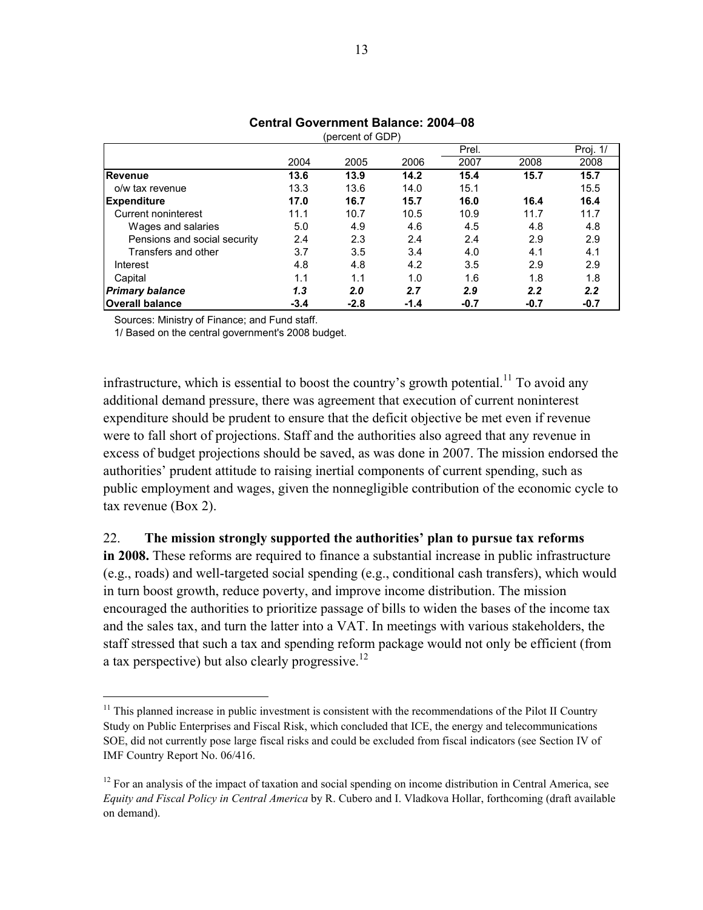**Central Government Balance: 2004–08**
(percent of GDP)

| | 2004 | 2005 | 2006 | Prel. 2007 | 2008 | Proj. 1/ 2008 |
|---|---|---|---|---|---|---|
| **Revenue** | **13.6** | **13.9** | **14.2** | **15.4** | **15.7** | **15.7** |
| o/w tax revenue | 13.3 | 13.6 | 14.0 | 15.1 | | 15.5 |
| **Expenditure** | **17.0** | **16.7** | **15.7** | **16.0** | **16.4** | **16.4** |
| Current noninterest | 11.1 | 10.7 | 10.5 | 10.9 | 11.7 | 11.7 |
| Wages and salaries | 5.0 | 4.9 | 4.6 | 4.5 | 4.8 | 4.8 |
| Pensions and social security | 2.4 | 2.3 | 2.4 | 2.4 | 2.9 | 2.9 |
| Transfers and other | 3.7 | 3.5 | 3.4 | 4.0 | 4.1 | 4.1 |
| Interest | 4.8 | 4.8 | 4.2 | 3.5 | 2.9 | 2.9 |
| Capital | 1.1 | 1.1 | 1.0 | 1.6 | 1.8 | 1.8 |
| ***Primary balance*** | ***1.3*** | ***2.0*** | ***2.7*** | ***2.9*** | ***2.2*** | ***2.2*** |
| **Overall balance** | **-3.4** | **-2.8** | **-1.4** | **-0.7** | **-0.7** | **-0.7** |

Sources: Ministry of Finance; and Fund staff.

1/ Based on the central government's 2008 budget.

infrastructure, which is essential to boost the country's growth potential.[11] To avoid any additional demand pressure, there was agreement that execution of current noninterest expenditure should be prudent to ensure that the deficit objective be met even if revenue were to fall short of projections. Staff and the authorities also agreed that any revenue in excess of budget projections should be saved, as was done in 2007. The mission endorsed the authorities' prudent attitude to raising inertial components of current spending, such as public employment and wages, given the nonnegligible contribution of the economic cycle to tax revenue (Box 2).

22. **The mission strongly supported the authorities' plan to pursue tax reforms in 2008.** These reforms are required to finance a substantial increase in public infrastructure (e.g., roads) and well-targeted social spending (e.g., conditional cash transfers), which would in turn boost growth, reduce poverty, and improve income distribution. The mission encouraged the authorities to prioritize passage of bills to widen the bases of the income tax and the sales tax, and turn the latter into a VAT. In meetings with various stakeholders, the staff stressed that such a tax and spending reform package would not only be efficient (from a tax perspective) but also clearly progressive.[12]

[11] This planned increase in public investment is consistent with the recommendations of the Pilot II Country Study on Public Enterprises and Fiscal Risk, which concluded that ICE, the energy and telecommunications SOE, did not currently pose large fiscal risks and could be excluded from fiscal indicators (see Section IV of IMF Country Report No. 06/416.

[12] For an analysis of the impact of taxation and social spending on income distribution in Central America, see *Equity and Fiscal Policy in Central America* by R. Cubero and I. Vladkova Hollar, forthcoming (draft available on demand).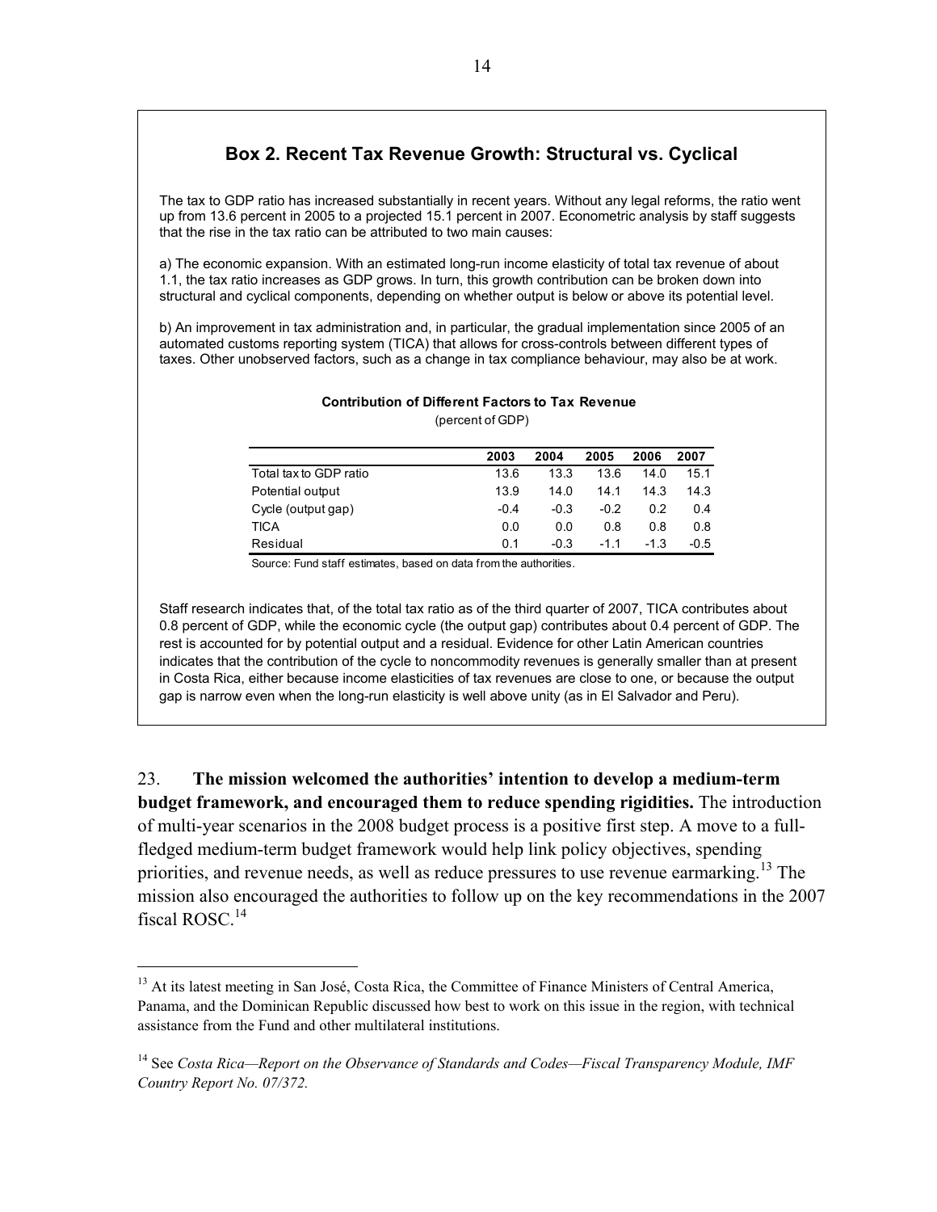## Box 2. Recent Tax Revenue Growth: Structural vs. Cyclical

The tax to GDP ratio has increased substantially in recent years. Without any legal reforms, the ratio went up from 13.6 percent in 2005 to a projected 15.1 percent in 2007. Econometric analysis by staff suggests that the rise in the tax ratio can be attributed to two main causes:

a) The economic expansion. With an estimated long-run income elasticity of total tax revenue of about 1.1, the tax ratio increases as GDP grows. In turn, this growth contribution can be broken down into structural and cyclical components, depending on whether output is below or above its potential level.

b) An improvement in tax administration and, in particular, the gradual implementation since 2005 of an automated customs reporting system (TICA) that allows for cross-controls between different types of taxes. Other unobserved factors, such as a change in tax compliance behaviour, may also be at work.

**Contribution of Different Factors to Tax Revenue**
(percent of GDP)

| | 2003 | 2004 | 2005 | 2006 | 2007 |
|---|---|---|---|---|---|
| Total tax to GDP ratio | 13.6 | 13.3 | 13.6 | 14.0 | 15.1 |
| Potential output | 13.9 | 14.0 | 14.1 | 14.3 | 14.3 |
| Cycle (output gap) | -0.4 | -0.3 | -0.2 | 0.2 | 0.4 |
| TICA | 0.0 | 0.0 | 0.8 | 0.8 | 0.8 |
| Residual | 0.1 | -0.3 | -1.1 | -1.3 | -0.5 |

Source: Fund staff estimates, based on data from the authorities.

Staff research indicates that, of the total tax ratio as of the third quarter of 2007, TICA contributes about 0.8 percent of GDP, while the economic cycle (the output gap) contributes about 0.4 percent of GDP. The rest is accounted for by potential output and a residual. Evidence for other Latin American countries indicates that the contribution of the cycle to noncommodity revenues is generally smaller than at present in Costa Rica, either because income elasticities of tax revenues are close to one, or because the output gap is narrow even when the long-run elasticity is well above unity (as in El Salvador and Peru).

23. **The mission welcomed the authorities' intention to develop a medium-term budget framework, and encouraged them to reduce spending rigidities.** The introduction of multi-year scenarios in the 2008 budget process is a positive first step. A move to a full-fledged medium-term budget framework would help link policy objectives, spending priorities, and revenue needs, as well as reduce pressures to use revenue earmarking.[13] The mission also encouraged the authorities to follow up on the key recommendations in the 2007 fiscal ROSC.[14]

[13] At its latest meeting in San José, Costa Rica, the Committee of Finance Ministers of Central America, Panama, and the Dominican Republic discussed how best to work on this issue in the region, with technical assistance from the Fund and other multilateral institutions.

[14] See *Costa Rica—Report on the Observance of Standards and Codes—Fiscal Transparency Module, IMF Country Report No. 07/372.*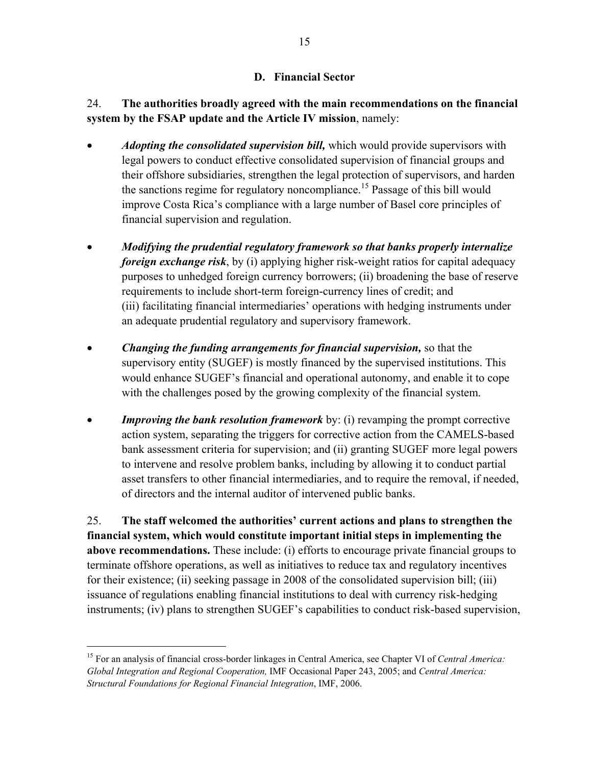### D. Financial Sector

24. **The authorities broadly agreed with the main recommendations on the financial system by the FSAP update and the Article IV mission**, namely:

- ***Adopting the consolidated supervision bill,*** which would provide supervisors with legal powers to conduct effective consolidated supervision of financial groups and their offshore subsidiaries, strengthen the legal protection of supervisors, and harden the sanctions regime for regulatory noncompliance.[15] Passage of this bill would improve Costa Rica's compliance with a large number of Basel core principles of financial supervision and regulation.

- ***Modifying the prudential regulatory framework so that banks properly internalize foreign exchange risk***, by (i) applying higher risk-weight ratios for capital adequacy purposes to unhedged foreign currency borrowers; (ii) broadening the base of reserve requirements to include short-term foreign-currency lines of credit; and (iii) facilitating financial intermediaries' operations with hedging instruments under an adequate prudential regulatory and supervisory framework.

- ***Changing the funding arrangements for financial supervision,*** so that the supervisory entity (SUGEF) is mostly financed by the supervised institutions. This would enhance SUGEF's financial and operational autonomy, and enable it to cope with the challenges posed by the growing complexity of the financial system.

- ***Improving the bank resolution framework*** by: (i) revamping the prompt corrective action system, separating the triggers for corrective action from the CAMELS-based bank assessment criteria for supervision; and (ii) granting SUGEF more legal powers to intervene and resolve problem banks, including by allowing it to conduct partial asset transfers to other financial intermediaries, and to require the removal, if needed, of directors and the internal auditor of intervened public banks.

25. **The staff welcomed the authorities' current actions and plans to strengthen the financial system, which would constitute important initial steps in implementing the above recommendations.** These include: (i) efforts to encourage private financial groups to terminate offshore operations, as well as initiatives to reduce tax and regulatory incentives for their existence; (ii) seeking passage in 2008 of the consolidated supervision bill; (iii) issuance of regulations enabling financial institutions to deal with currency risk-hedging instruments; (iv) plans to strengthen SUGEF's capabilities to conduct risk-based supervision,

---

[15] For an analysis of financial cross-border linkages in Central America, see Chapter VI of *Central America: Global Integration and Regional Cooperation,* IMF Occasional Paper 243, 2005; and *Central America: Structural Foundations for Regional Financial Integration*, IMF, 2006.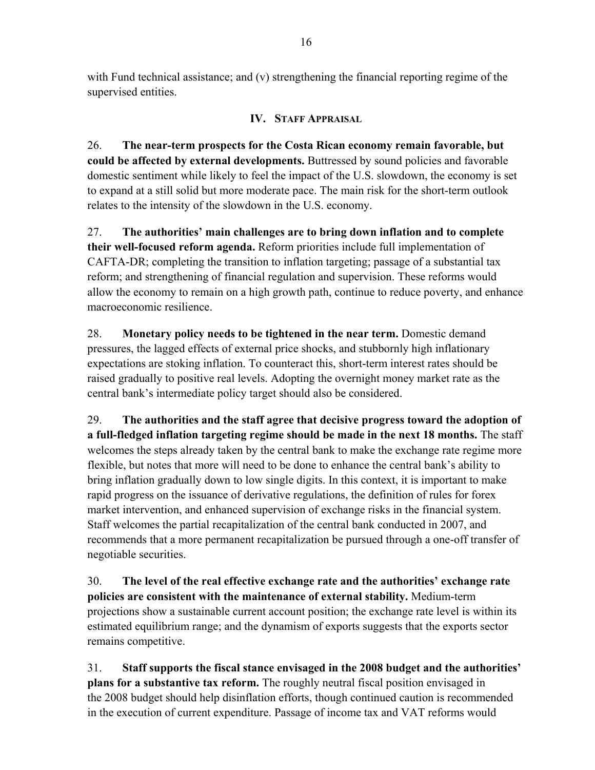with Fund technical assistance; and (v) strengthening the financial reporting regime of the supervised entities.

## IV. Staff Appraisal

26. **The near-term prospects for the Costa Rican economy remain favorable, but could be affected by external developments.** Buttressed by sound policies and favorable domestic sentiment while likely to feel the impact of the U.S. slowdown, the economy is set to expand at a still solid but more moderate pace. The main risk for the short-term outlook relates to the intensity of the slowdown in the U.S. economy.

27. **The authorities' main challenges are to bring down inflation and to complete their well-focused reform agenda.** Reform priorities include full implementation of CAFTA-DR; completing the transition to inflation targeting; passage of a substantial tax reform; and strengthening of financial regulation and supervision. These reforms would allow the economy to remain on a high growth path, continue to reduce poverty, and enhance macroeconomic resilience.

28. **Monetary policy needs to be tightened in the near term.** Domestic demand pressures, the lagged effects of external price shocks, and stubbornly high inflationary expectations are stoking inflation. To counteract this, short-term interest rates should be raised gradually to positive real levels. Adopting the overnight money market rate as the central bank's intermediate policy target should also be considered.

29. **The authorities and the staff agree that decisive progress toward the adoption of a full-fledged inflation targeting regime should be made in the next 18 months.** The staff welcomes the steps already taken by the central bank to make the exchange rate regime more flexible, but notes that more will need to be done to enhance the central bank's ability to bring inflation gradually down to low single digits. In this context, it is important to make rapid progress on the issuance of derivative regulations, the definition of rules for forex market intervention, and enhanced supervision of exchange risks in the financial system. Staff welcomes the partial recapitalization of the central bank conducted in 2007, and recommends that a more permanent recapitalization be pursued through a one-off transfer of negotiable securities.

30. **The level of the real effective exchange rate and the authorities' exchange rate policies are consistent with the maintenance of external stability.** Medium-term projections show a sustainable current account position; the exchange rate level is within its estimated equilibrium range; and the dynamism of exports suggests that the exports sector remains competitive.

31. **Staff supports the fiscal stance envisaged in the 2008 budget and the authorities' plans for a substantive tax reform.** The roughly neutral fiscal position envisaged in the 2008 budget should help disinflation efforts, though continued caution is recommended in the execution of current expenditure. Passage of income tax and VAT reforms would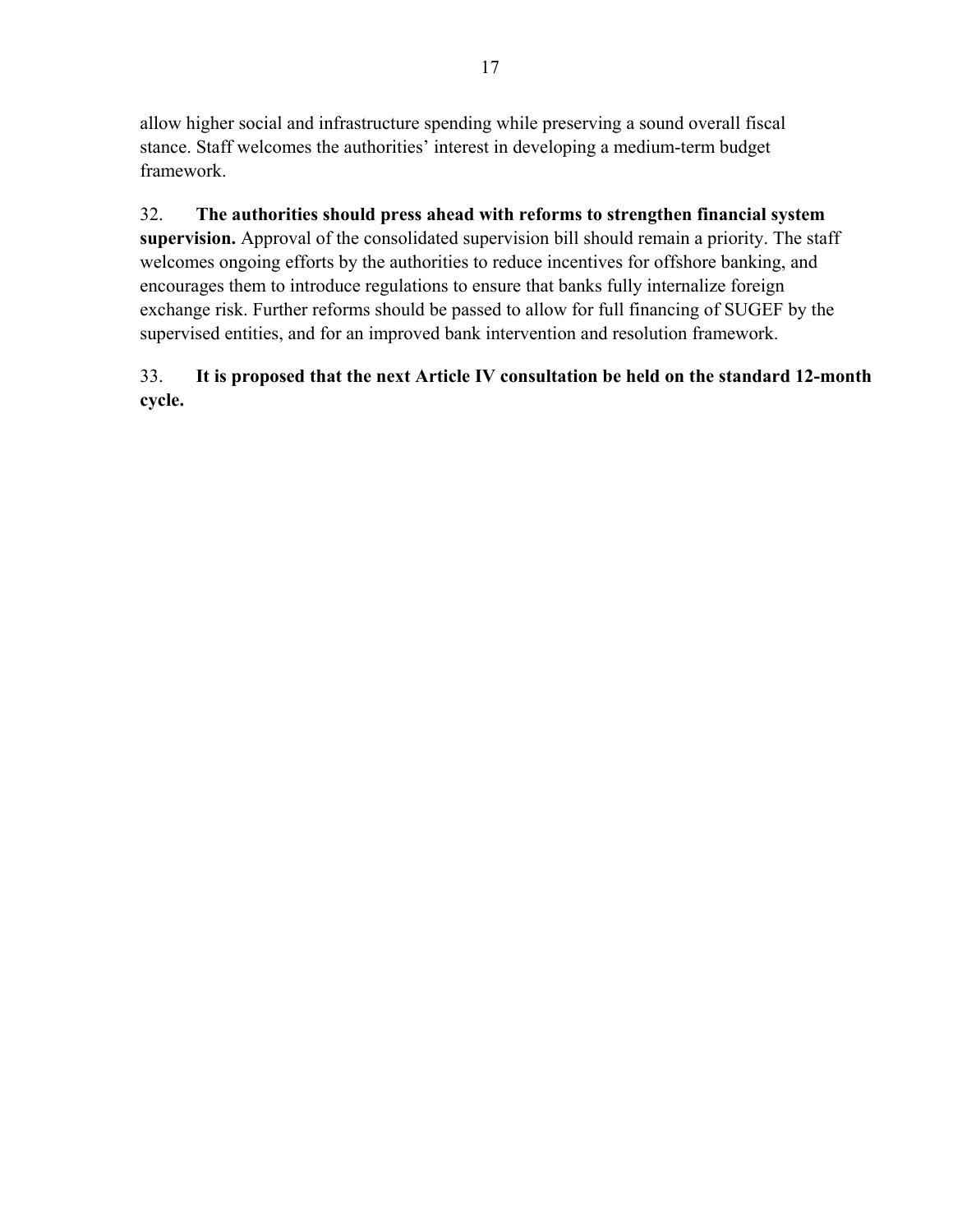allow higher social and infrastructure spending while preserving a sound overall fiscal stance. Staff welcomes the authorities' interest in developing a medium-term budget framework.

32. **The authorities should press ahead with reforms to strengthen financial system supervision.** Approval of the consolidated supervision bill should remain a priority. The staff welcomes ongoing efforts by the authorities to reduce incentives for offshore banking, and encourages them to introduce regulations to ensure that banks fully internalize foreign exchange risk. Further reforms should be passed to allow for full financing of SUGEF by the supervised entities, and for an improved bank intervention and resolution framework.

33. **It is proposed that the next Article IV consultation be held on the standard 12-month cycle.**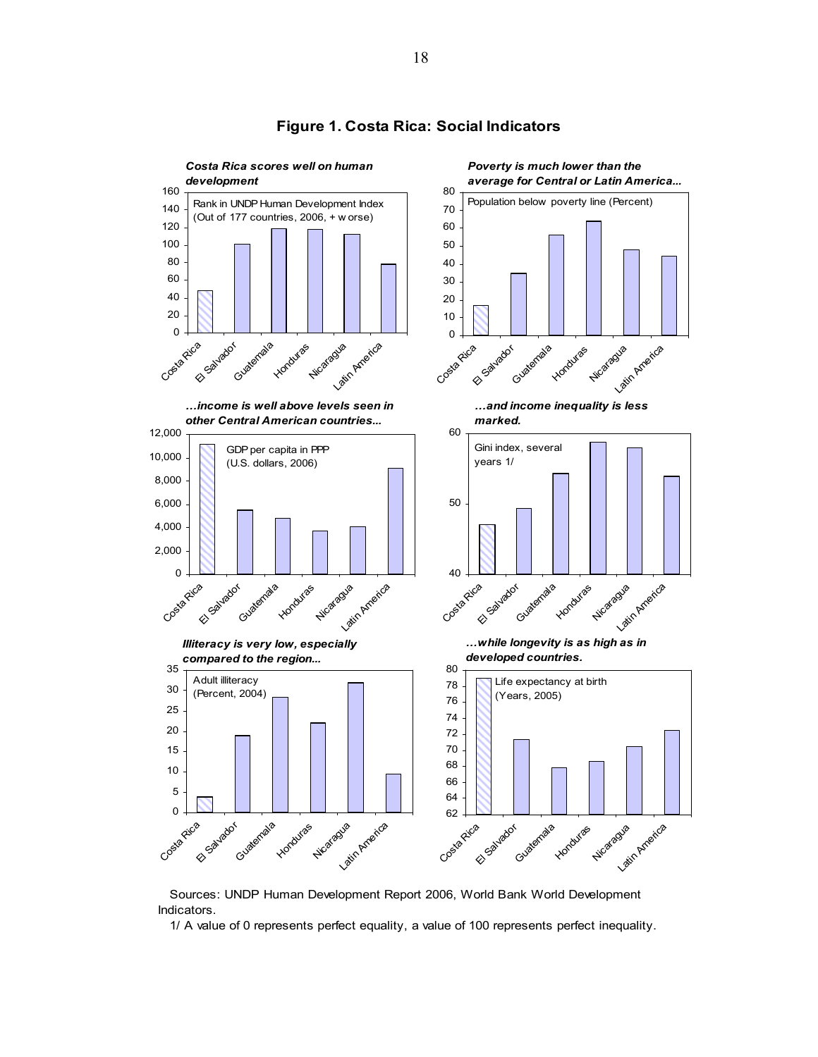# Figure 1. Costa Rica: Social Indicators

***Costa Rica scores well on human development***

Rank in UNDP Human Development Index (Out of 177 countries, 2006, + worse)

***Poverty is much lower than the average for Central or Latin America...***

Population below poverty line (Percent)

***...income is well above levels seen in other Central American countries...***

GDP per capita in PPP (U.S. dollars, 2006)

***...and income inequality is less marked.***

Gini index, several years 1/

***Illiteracy is very low, especially compared to the region...***

Adult illiteracy (Percent, 2004)

***...while longevity is as high as in developed countries.***

Life expectancy at birth (Years, 2005)

Sources: UNDP Human Development Report 2006, World Bank World Development Indicators.

1/ A value of 0 represents perfect equality, a value of 100 represents perfect inequality.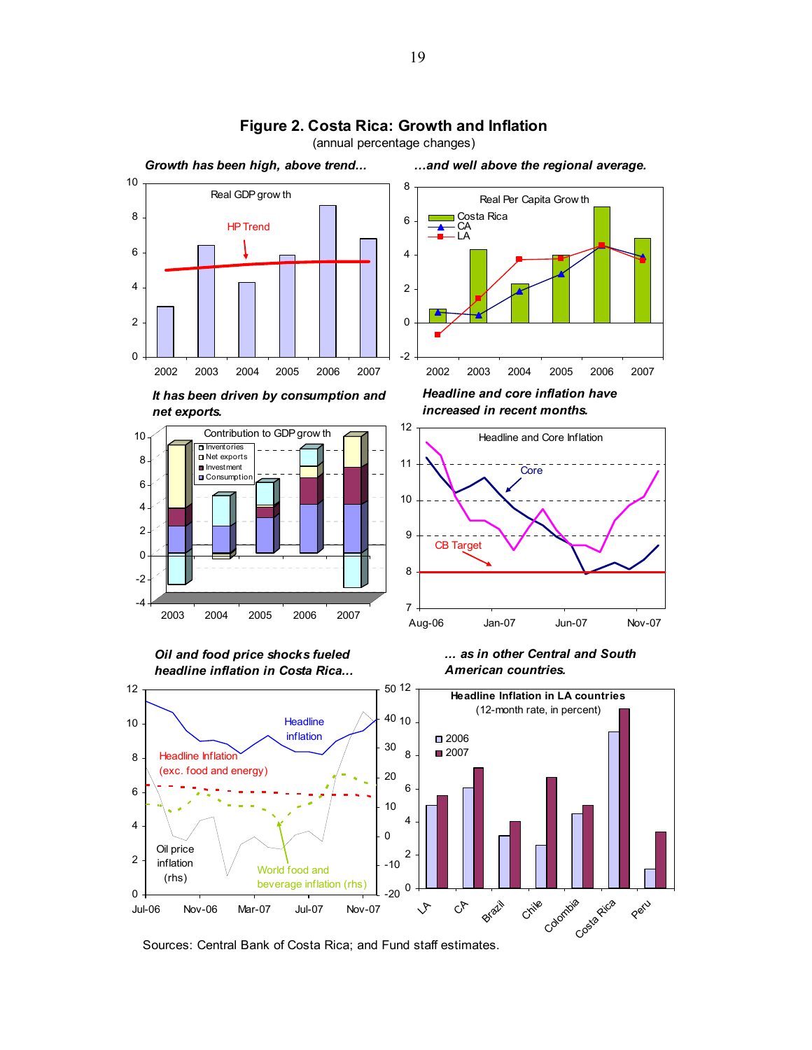## Figure 2. Costa Rica: Growth and Inflation

(annual percentage changes)

*Growth has been high, above trend...* 

*...and well above the regional average.*

*It has been driven by consumption and net exports.*

*Headline and core inflation have increased in recent months.*

*Oil and food price shocks fueled headline inflation in Costa Rica...*

*... as in other Central and South American countries.*

Sources: Central Bank of Costa Rica; and Fund staff estimates.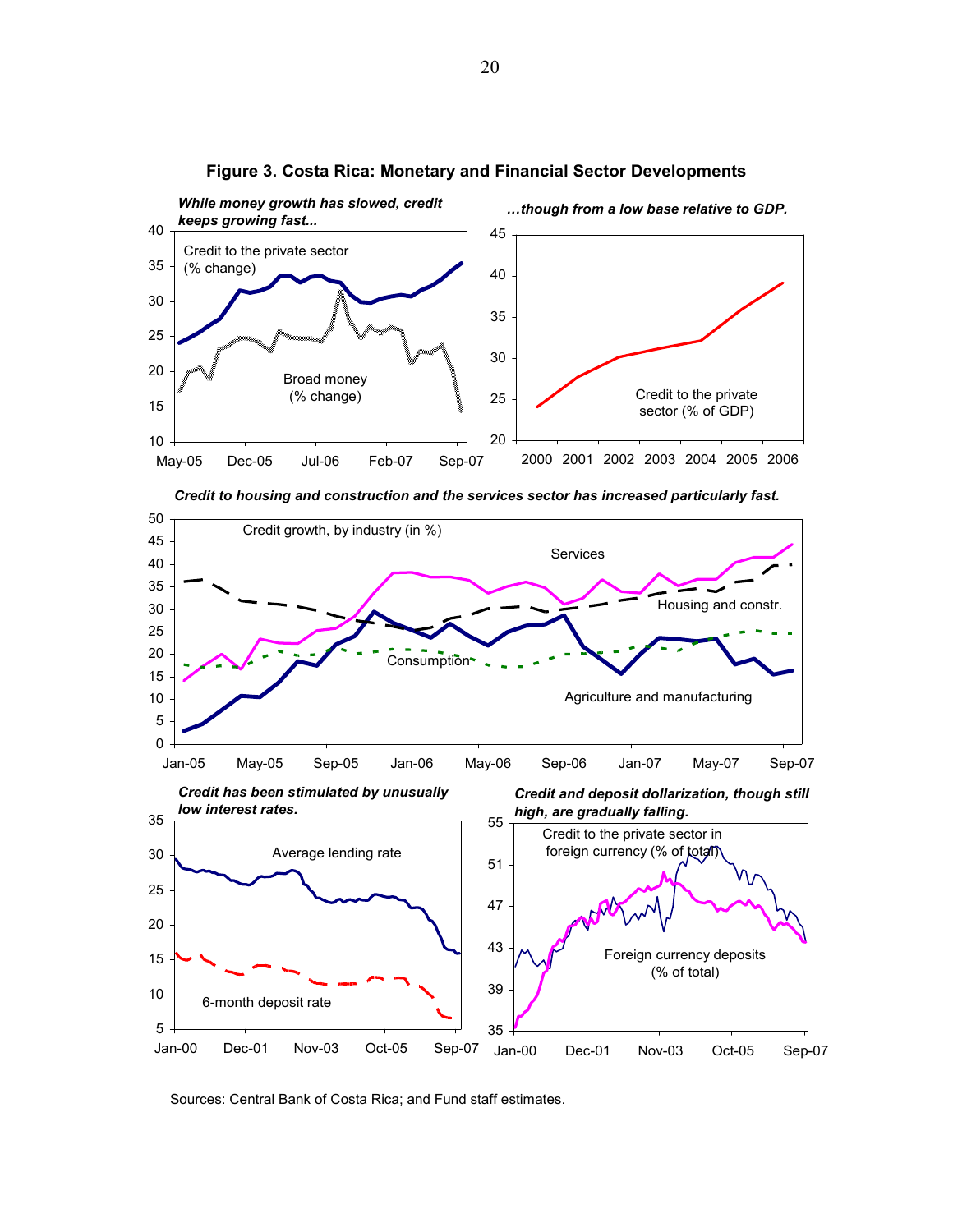# Figure 3. Costa Rica: Monetary and Financial Sector Developments

*While money growth has slowed, credit keeps growing fast...*

Credit to the private sector (% change)

Broad money (% change)

*...though from a low base relative to GDP.*

Credit to the private sector (% of GDP)

*Credit to housing and construction and the services sector has increased particularly fast.*

Credit growth, by industry (in %)

Services

Housing and constr.

Consumption

Agriculture and manufacturing

*Credit has been stimulated by unusually low interest rates.*

Average lending rate

6-month deposit rate

*Credit and deposit dollarization, though still high, are gradually falling.*

Credit to the private sector in foreign currency (% of total)

Foreign currency deposits (% of total)

Sources: Central Bank of Costa Rica; and Fund staff estimates.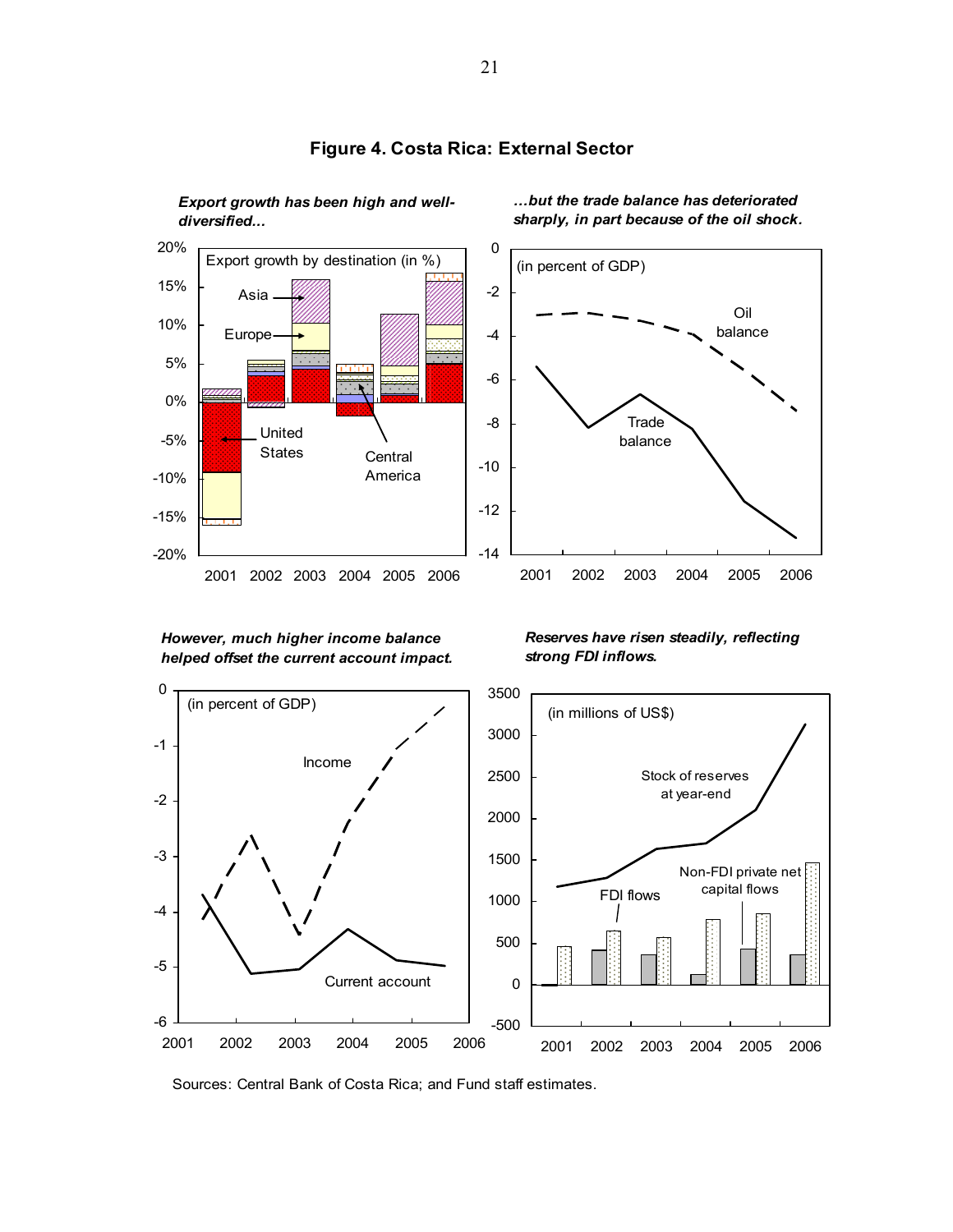# Figure 4. Costa Rica: External Sector

*Export growth has been high and well-diversified...*

*...but the trade balance has deteriorated sharply, in part because of the oil shock.*

*However, much higher income balance helped offset the current account impact.*

*Reserves have risen steadily, reflecting strong FDI inflows.*

Sources: Central Bank of Costa Rica; and Fund staff estimates.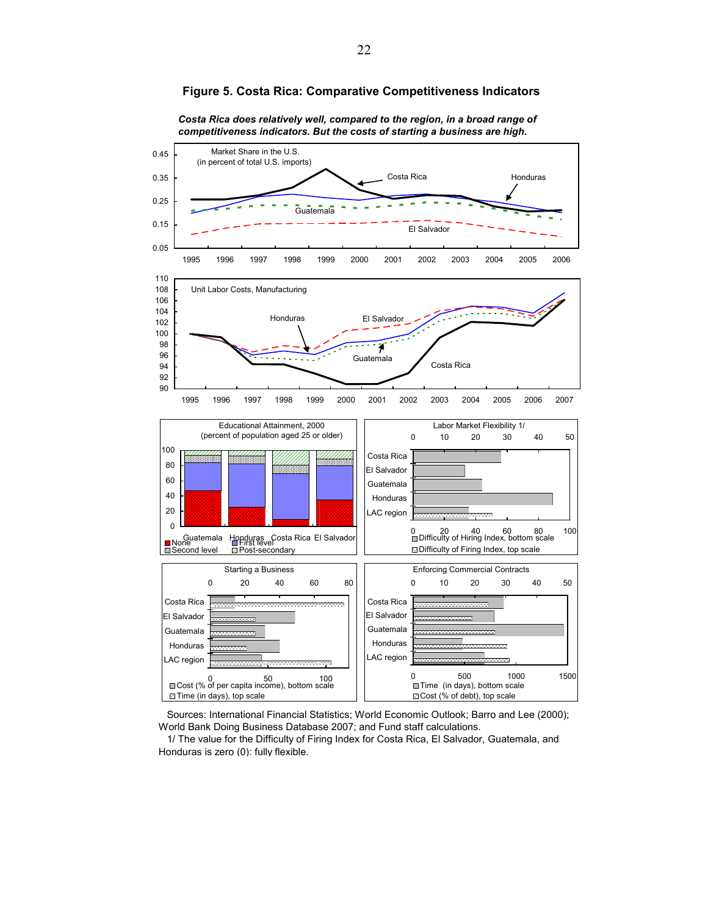**Figure 5. Costa Rica: Comparative Competitiveness Indicators**

***Costa Rica does relatively well, compared to the region, in a broad range of competitiveness indicators. But the costs of starting a business are high.***

Market Share in the U.S. (in percent of total U.S. imports)

Unit Labor Costs, Manufacturing

Educational Attainment, 2000 (percent of population aged 25 or older)

Labor Market Flexibility 1/

Starting a Business

Enforcing Commercial Contracts

Sources: International Financial Statistics; World Economic Outlook; Barro and Lee (2000); World Bank Doing Business Database 2007; and Fund staff calculations.

1/ The value for the Difficulty of Firing Index for Costa Rica, El Salvador, Guatemala, and Honduras is zero (0): fully flexible.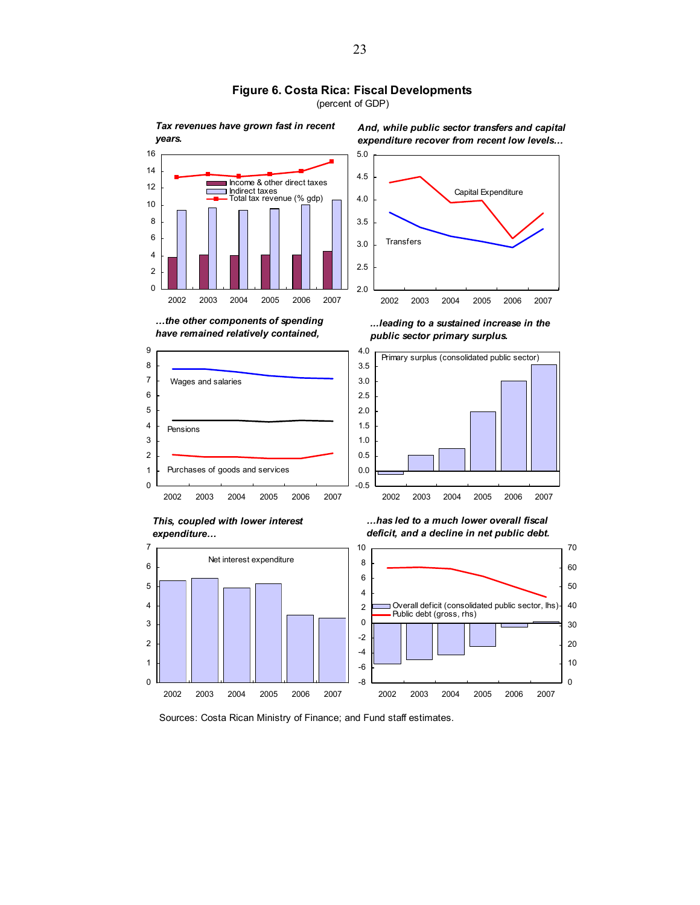# Figure 6. Costa Rica: Fiscal Developments

(percent of GDP)

*Tax revenues have grown fast in recent years.*

*And, while public sector transfers and capital expenditure recover from recent low levels…*

*…the other components of spending have remained relatively contained,*

*…leading to a sustained increase in the public sector primary surplus.*

*This, coupled with lower interest expenditure…*

*…has led to a much lower overall fiscal deficit, and a decline in net public debt.*

Sources: Costa Rican Ministry of Finance; and Fund staff estimates.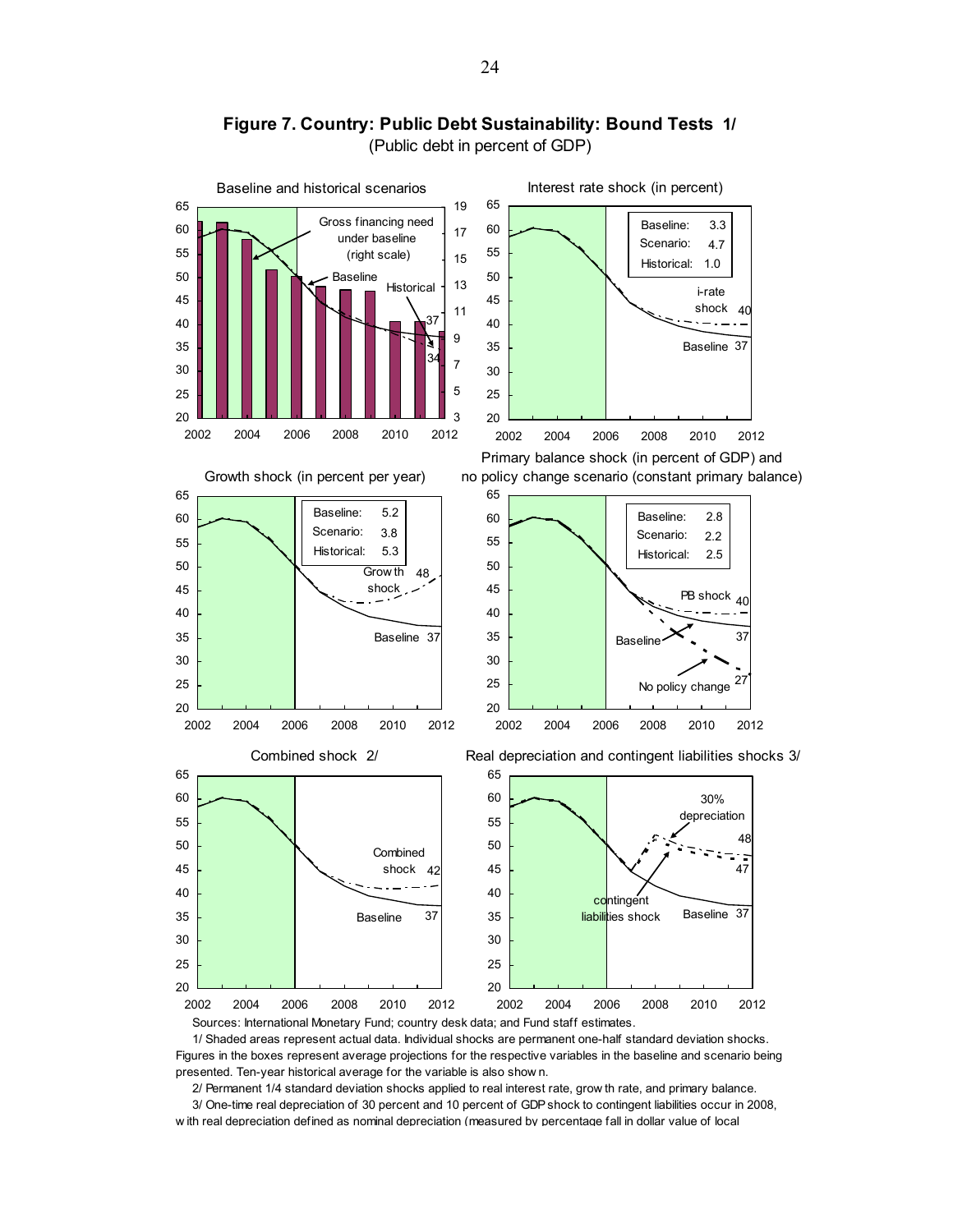# Figure 7. Country: Public Debt Sustainability: Bound Tests 1/

(Public debt in percent of GDP)

Baseline and historical scenarios

Gross financing need under baseline (right scale)

Baseline

Historical

37

34

Interest rate shock (in percent)

| | |
|---|---|
| Baseline: | 3.3 |
| Scenario: | 4.7 |
| Historical: | 1.0 |

i-rate shock 40

Baseline 37

Growth shock (in percent per year)

| | |
|---|---|
| Baseline: | 5.2 |
| Scenario: | 3.8 |
| Historical: | 5.3 |

Growth shock 48

Baseline 37

Primary balance shock (in percent of GDP) and no policy change scenario (constant primary balance)

| | |
|---|---|
| Baseline: | 2.8 |
| Scenario: | 2.2 |
| Historical: | 2.5 |

PB shock 40

Baseline 37

No policy change 27

Combined shock 2/

Combined shock 42

Baseline 37

Real depreciation and contingent liabilities shocks 3/

30% depreciation 48

contingent liabilities shock 47

Baseline 37

Sources: International Monetary Fund; country desk data; and Fund staff estimates.

1/ Shaded areas represent actual data. Individual shocks are permanent one-half standard deviation shocks. Figures in the boxes represent average projections for the respective variables in the baseline and scenario being presented. Ten-year historical average for the variable is also shown.

2/ Permanent 1/4 standard deviation shocks applied to real interest rate, growth rate, and primary balance.

3/ One-time real depreciation of 30 percent and 10 percent of GDP shock to contingent liabilities occur in 2008, with real depreciation defined as nominal depreciation (measured by percentage fall in dollar value of local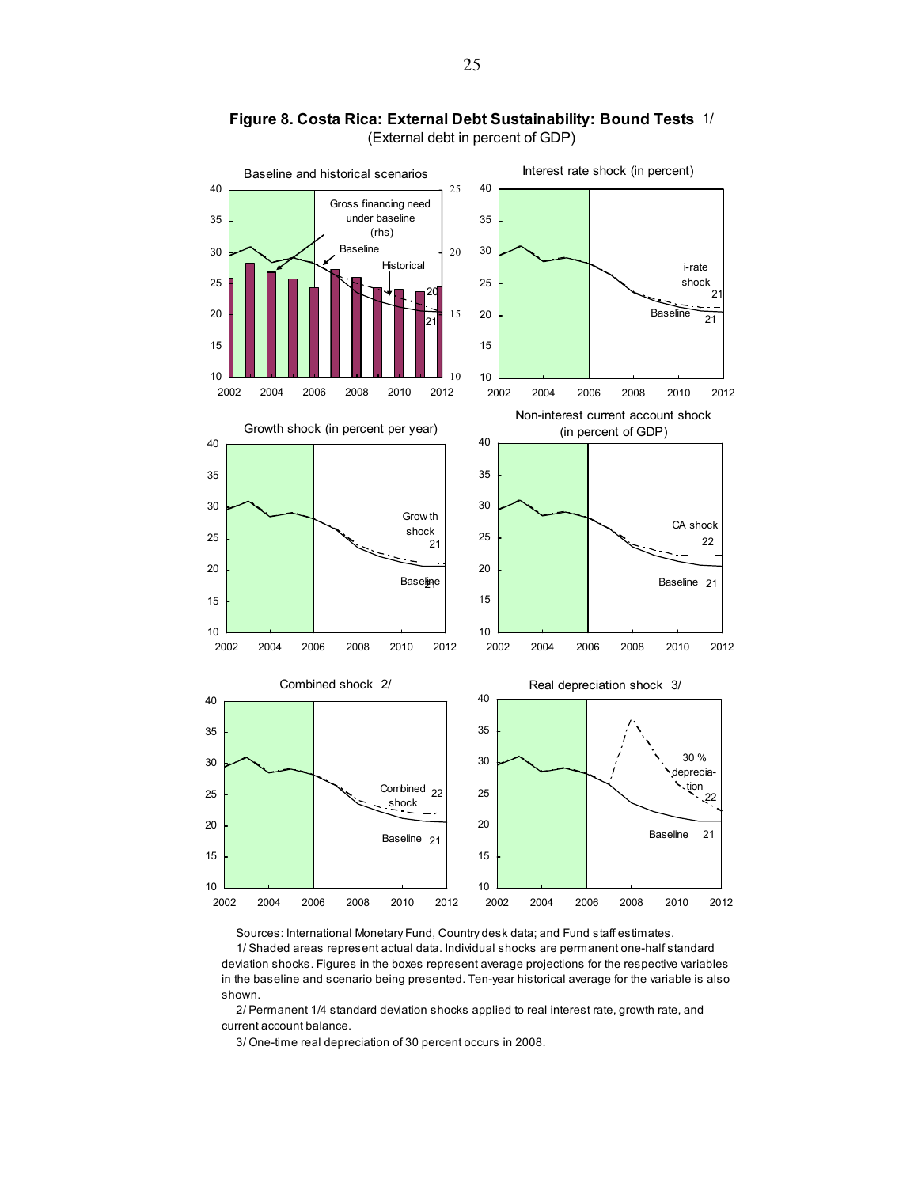**Figure 8. Costa Rica: External Debt Sustainability: Bound Tests** 1/

(External debt in percent of GDP)

Baseline and historical scenarios

Gross financing need under baseline (rhs)

Baseline

Historical

Interest rate shock (in percent)

i-rate shock 21

Baseline 21

Growth shock (in percent per year)

Growth shock 21

Baseline 21

Non-interest current account shock (in percent of GDP)

CA shock 22

Baseline 21

Combined shock 2/

Combined shock 22

Baseline 21

Real depreciation shock 3/

30 % depreciation 22

Baseline 21

Sources: International Monetary Fund, Country desk data; and Fund staff estimates.

1/ Shaded areas represent actual data. Individual shocks are permanent one-half standard deviation shocks. Figures in the boxes represent average projections for the respective variables in the baseline and scenario being presented. Ten-year historical average for the variable is also shown.

2/ Permanent 1/4 standard deviation shocks applied to real interest rate, growth rate, and current account balance.

3/ One-time real depreciation of 30 percent occurs in 2008.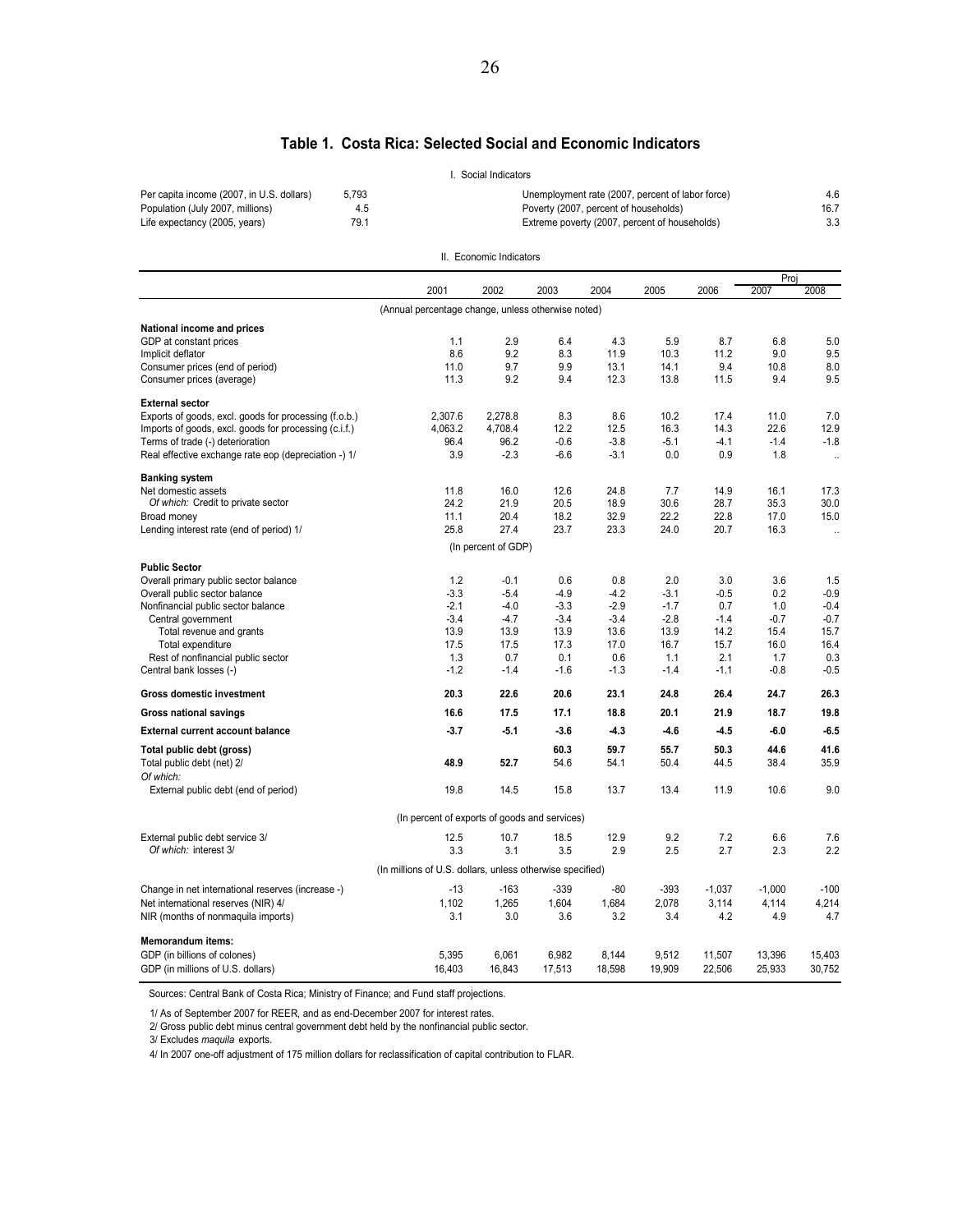## Table 1. Costa Rica: Selected Social and Economic Indicators

I. Social Indicators

| | | | |
|---|---|---|---|
| Per capita income (2007, in U.S. dollars) | 5,793 | Unemployment rate (2007, percent of labor force) | 4.6 |
| Population (July 2007, millions) | 4.5 | Poverty (2007, percent of households) | 16.7 |
| Life expectancy (2005, years) | 79.1 | Extreme poverty (2007, percent of households) | 3.3 |

II. Economic Indicators

| | 2001 | 2002 | 2003 | 2004 | 2005 | 2006 | Proj 2007 | Proj 2008 |
|---|---|---|---|---|---|---|---|---|
| | (Annual percentage change, unless otherwise noted) | | | | | | | |
| **National income and prices** | | | | | | | | |
| GDP at constant prices | 1.1 | 2.9 | 6.4 | 4.3 | 5.9 | 8.7 | 6.8 | 5.0 |
| Implicit deflator | 8.6 | 9.2 | 8.3 | 11.9 | 10.3 | 11.2 | 9.0 | 9.5 |
| Consumer prices (end of period) | 11.0 | 9.7 | 9.9 | 13.1 | 14.1 | 9.4 | 10.8 | 8.0 |
| Consumer prices (average) | 11.3 | 9.2 | 9.4 | 12.3 | 13.8 | 11.5 | 9.4 | 9.5 |
| **External sector** | | | | | | | | |
| Exports of goods, excl. goods for processing (f.o.b.) | 2,307.6 | 2,278.8 | 8.3 | 8.6 | 10.2 | 17.4 | 11.0 | 7.0 |
| Imports of goods, excl. goods for processing (c.i.f.) | 4,063.2 | 4,708.4 | 12.2 | 12.5 | 16.3 | 14.3 | 22.6 | 12.9 |
| Terms of trade (-) deterioration | 96.4 | 96.2 | -0.6 | -3.8 | -5.1 | -4.1 | -1.4 | -1.8 |
| Real effective exchange rate eop (depreciation -) 1/ | 3.9 | -2.3 | -6.6 | -3.1 | 0.0 | 0.9 | 1.8 | .. |
| **Banking system** | | | | | | | | |
| Net domestic assets | 11.8 | 16.0 | 12.6 | 24.8 | 7.7 | 14.9 | 16.1 | 17.3 |
| *Of which:* Credit to private sector | 24.2 | 21.9 | 20.5 | 18.9 | 30.6 | 28.7 | 35.3 | 30.0 |
| Broad money | 11.1 | 20.4 | 18.2 | 32.9 | 22.2 | 22.8 | 17.0 | 15.0 |
| Lending interest rate (end of period) 1/ | 25.8 | 27.4 | 23.7 | 23.3 | 24.0 | 20.7 | 16.3 | .. |
| | (In percent of GDP) | | | | | | | |
| **Public Sector** | | | | | | | | |
| Overall primary public sector balance | 1.2 | -0.1 | 0.6 | 0.8 | 2.0 | 3.0 | 3.6 | 1.5 |
| Overall public sector balance | -3.3 | -5.4 | -4.9 | -4.2 | -3.1 | -0.5 | 0.2 | -0.9 |
| Nonfinancial public sector balance | -2.1 | -4.0 | -3.3 | -2.9 | -1.7 | 0.7 | 1.0 | -0.4 |
| Central government | -3.4 | -4.7 | -3.4 | -3.4 | -2.8 | -1.4 | -0.7 | -0.7 |
| Total revenue and grants | 13.9 | 13.9 | 13.9 | 13.6 | 13.9 | 14.2 | 15.4 | 15.7 |
| Total expenditure | 17.5 | 17.5 | 17.3 | 17.0 | 16.7 | 15.7 | 16.0 | 16.4 |
| Rest of nonfinancial public sector | 1.3 | 0.7 | 0.1 | 0.6 | 1.1 | 2.1 | 1.7 | 0.3 |
| Central bank losses (-) | -1.2 | -1.4 | -1.6 | -1.3 | -1.4 | -1.1 | -0.8 | -0.5 |
| **Gross domestic investment** | **20.3** | **22.6** | **20.6** | **23.1** | **24.8** | **26.4** | **24.7** | **26.3** |
| **Gross national savings** | **16.6** | **17.5** | **17.1** | **18.8** | **20.1** | **21.9** | **18.7** | **19.8** |
| **External current account balance** | **-3.7** | **-5.1** | **-3.6** | **-4.3** | **-4.6** | **-4.5** | **-6.0** | **-6.5** |
| **Total public debt (gross)** | | | **60.3** | **59.7** | **55.7** | **50.3** | **44.6** | **41.6** |
| Total public debt (net) 2/ | **48.9** | **52.7** | 54.6 | 54.1 | 50.4 | 44.5 | 38.4 | 35.9 |
| *Of which:* | | | | | | | | |
| External public debt (end of period) | 19.8 | 14.5 | 15.8 | 13.7 | 13.4 | 11.9 | 10.6 | 9.0 |
| | (In percent of exports of goods and services) | | | | | | | |
| External public debt service 3/ | 12.5 | 10.7 | 18.5 | 12.9 | 9.2 | 7.2 | 6.6 | 7.6 |
| *Of which:* interest 3/ | 3.3 | 3.1 | 3.5 | 2.9 | 2.5 | 2.7 | 2.3 | 2.2 |
| | (In millions of U.S. dollars, unless otherwise specified) | | | | | | | |
| Change in net international reserves (increase -) | -13 | -163 | -339 | -80 | -393 | -1,037 | -1,000 | -100 |
| Net international reserves (NIR) 4/ | 1,102 | 1,265 | 1,604 | 1,684 | 2,078 | 3,114 | 4,114 | 4,214 |
| NIR (months of nonmaquila imports) | 3.1 | 3.0 | 3.6 | 3.2 | 3.4 | 4.2 | 4.9 | 4.7 |
| **Memorandum items:** | | | | | | | | |
| GDP (in billions of colones) | 5,395 | 6,061 | 6,982 | 8,144 | 9,512 | 11,507 | 13,396 | 15,403 |
| GDP (in millions of U.S. dollars) | 16,403 | 16,843 | 17,513 | 18,598 | 19,909 | 22,506 | 25,933 | 30,752 |

Sources: Central Bank of Costa Rica; Ministry of Finance; and Fund staff projections.

1/ As of September 2007 for REER, and as end-December 2007 for interest rates.

2/ Gross public debt minus central government debt held by the nonfinancial public sector.

3/ Excludes *maquila* exports.

4/ In 2007 one-off adjustment of 175 million dollars for reclassification of capital contribution to FLAR.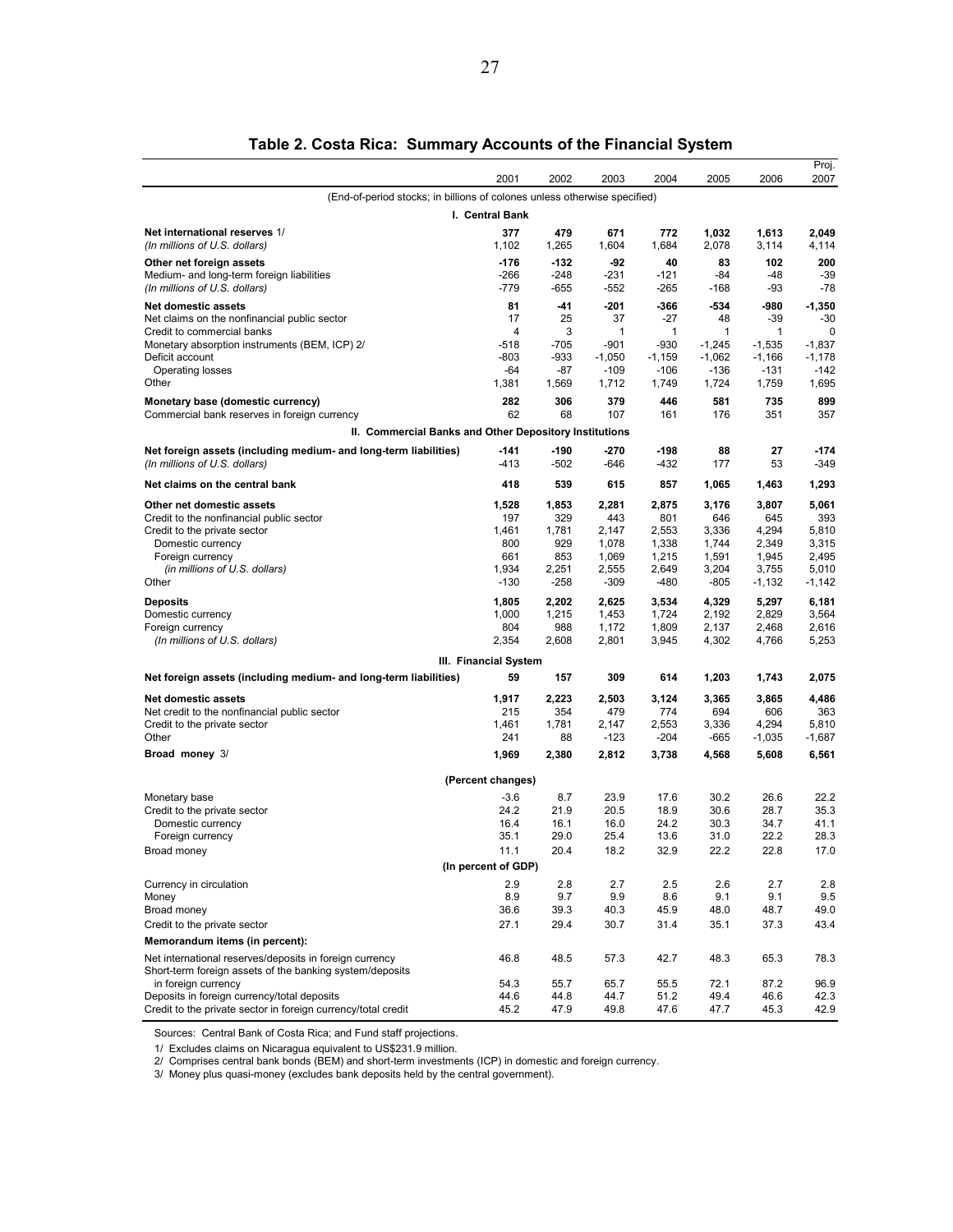## Table 2. Costa Rica: Summary Accounts of the Financial System

| | 2001 | 2002 | 2003 | 2004 | 2005 | 2006 | Proj. 2007 |
|---|---|---|---|---|---|---|---|
| (End-of-period stocks; in billions of colones unless otherwise specified) | | | | | | | |
| **I. Central Bank** | | | | | | | |
| **Net international reserves** 1/ | **377** | **479** | **671** | **772** | **1,032** | **1,613** | **2,049** |
| *(In millions of U.S. dollars)* | 1,102 | 1,265 | 1,604 | 1,684 | 2,078 | 3,114 | 4,114 |
| **Other net foreign assets** | **-176** | **-132** | **-92** | **40** | **83** | **102** | **200** |
| Medium- and long-term foreign liabilities | -266 | -248 | -231 | -121 | -84 | -48 | -39 |
| *(In millions of U.S. dollars)* | -779 | -655 | -552 | -265 | -168 | -93 | -78 |
| **Net domestic assets** | **81** | **-41** | **-201** | **-366** | **-534** | **-980** | **-1,350** |
| Net claims on the nonfinancial public sector | 17 | 25 | 37 | -27 | 48 | -39 | -30 |
| Credit to commercial banks | 4 | 3 | 1 | 1 | 1 | 1 | 0 |
| Monetary absorption instruments (BEM, ICP) 2/ | -518 | -705 | -901 | -930 | -1,245 | -1,535 | -1,837 |
| Deficit account | -803 | -933 | -1,050 | -1,159 | -1,062 | -1,166 | -1,178 |
| Operating losses | -64 | -87 | -109 | -106 | -136 | -131 | -142 |
| Other | 1,381 | 1,569 | 1,712 | 1,749 | 1,724 | 1,759 | 1,695 |
| **Monetary base (domestic currency)** | **282** | **306** | **379** | **446** | **581** | **735** | **899** |
| Commercial bank reserves in foreign currency | 62 | 68 | 107 | 161 | 176 | 351 | 357 |
| **II. Commercial Banks and Other Depository Institutions** | | | | | | | |
| **Net foreign assets (including medium- and long-term liabilities)** | **-141** | **-190** | **-270** | **-198** | **88** | **27** | **-174** |
| *(In millions of U.S. dollars)* | -413 | -502 | -646 | -432 | 177 | 53 | -349 |
| **Net claims on the central bank** | **418** | **539** | **615** | **857** | **1,065** | **1,463** | **1,293** |
| **Other net domestic assets** | **1,528** | **1,853** | **2,281** | **2,875** | **3,176** | **3,807** | **5,061** |
| Credit to the nonfinancial public sector | 197 | 329 | 443 | 801 | 646 | 645 | 393 |
| Credit to the private sector | 1,461 | 1,781 | 2,147 | 2,553 | 3,336 | 4,294 | 5,810 |
| Domestic currency | 800 | 929 | 1,078 | 1,338 | 1,744 | 2,349 | 3,315 |
| Foreign currency | 661 | 853 | 1,069 | 1,215 | 1,591 | 1,945 | 2,495 |
| *(in millions of U.S. dollars)* | 1,934 | 2,251 | 2,555 | 2,649 | 3,204 | 3,755 | 5,010 |
| Other | -130 | -258 | -309 | -480 | -805 | -1,132 | -1,142 |
| **Deposits** | **1,805** | **2,202** | **2,625** | **3,534** | **4,329** | **5,297** | **6,181** |
| Domestic currency | 1,000 | 1,215 | 1,453 | 1,724 | 2,192 | 2,829 | 3,564 |
| Foreign currency | 804 | 988 | 1,172 | 1,809 | 2,137 | 2,468 | 2,616 |
| *(In millions of U.S. dollars)* | 2,354 | 2,608 | 2,801 | 3,945 | 4,302 | 4,766 | 5,253 |
| **III. Financial System** | | | | | | | |
| **Net foreign assets (including medium- and long-term liabilities)** | **59** | **157** | **309** | **614** | **1,203** | **1,743** | **2,075** |
| **Net domestic assets** | **1,917** | **2,223** | **2,503** | **3,124** | **3,365** | **3,865** | **4,486** |
| Net credit to the nonfinancial public sector | 215 | 354 | 479 | 774 | 694 | 606 | 363 |
| Credit to the private sector | 1,461 | 1,781 | 2,147 | 2,553 | 3,336 | 4,294 | 5,810 |
| Other | 241 | 88 | -123 | -204 | -665 | -1,035 | -1,687 |
| **Broad money** 3/ | **1,969** | **2,380** | **2,812** | **3,738** | **4,568** | **5,608** | **6,561** |
| **(Percent changes)** | | | | | | | |
| Monetary base | -3.6 | 8.7 | 23.9 | 17.6 | 30.2 | 26.6 | 22.2 |
| Credit to the private sector | 24.2 | 21.9 | 20.5 | 18.9 | 30.6 | 28.7 | 35.3 |
| Domestic currency | 16.4 | 16.1 | 16.0 | 24.2 | 30.3 | 34.7 | 41.1 |
| Foreign currency | 35.1 | 29.0 | 25.4 | 13.6 | 31.0 | 22.2 | 28.3 |
| Broad money | 11.1 | 20.4 | 18.2 | 32.9 | 22.2 | 22.8 | 17.0 |
| **(In percent of GDP)** | | | | | | | |
| Currency in circulation | 2.9 | 2.8 | 2.7 | 2.5 | 2.6 | 2.7 | 2.8 |
| Money | 8.9 | 9.7 | 9.9 | 8.6 | 9.1 | 9.1 | 9.5 |
| Broad money | 36.6 | 39.3 | 40.3 | 45.9 | 48.0 | 48.7 | 49.0 |
| Credit to the private sector | 27.1 | 29.4 | 30.7 | 31.4 | 35.1 | 37.3 | 43.4 |
| **Memorandum items (in percent):** | | | | | | | |
| Net international reserves/deposits in foreign currency | 46.8 | 48.5 | 57.3 | 42.7 | 48.3 | 65.3 | 78.3 |
| Short-term foreign assets of the banking system/deposits in foreign currency | 54.3 | 55.7 | 65.7 | 55.5 | 72.1 | 87.2 | 96.9 |
| Deposits in foreign currency/total deposits | 44.6 | 44.8 | 44.7 | 51.2 | 49.4 | 46.6 | 42.3 |
| Credit to the private sector in foreign currency/total credit | 45.2 | 47.9 | 49.8 | 47.6 | 47.7 | 45.3 | 42.9 |

Sources: Central Bank of Costa Rica; and Fund staff projections.

1/ Excludes claims on Nicaragua equivalent to US$231.9 million.

2/ Comprises central bank bonds (BEM) and short-term investments (ICP) in domestic and foreign currency.

3/ Money plus quasi-money (excludes bank deposits held by the central government).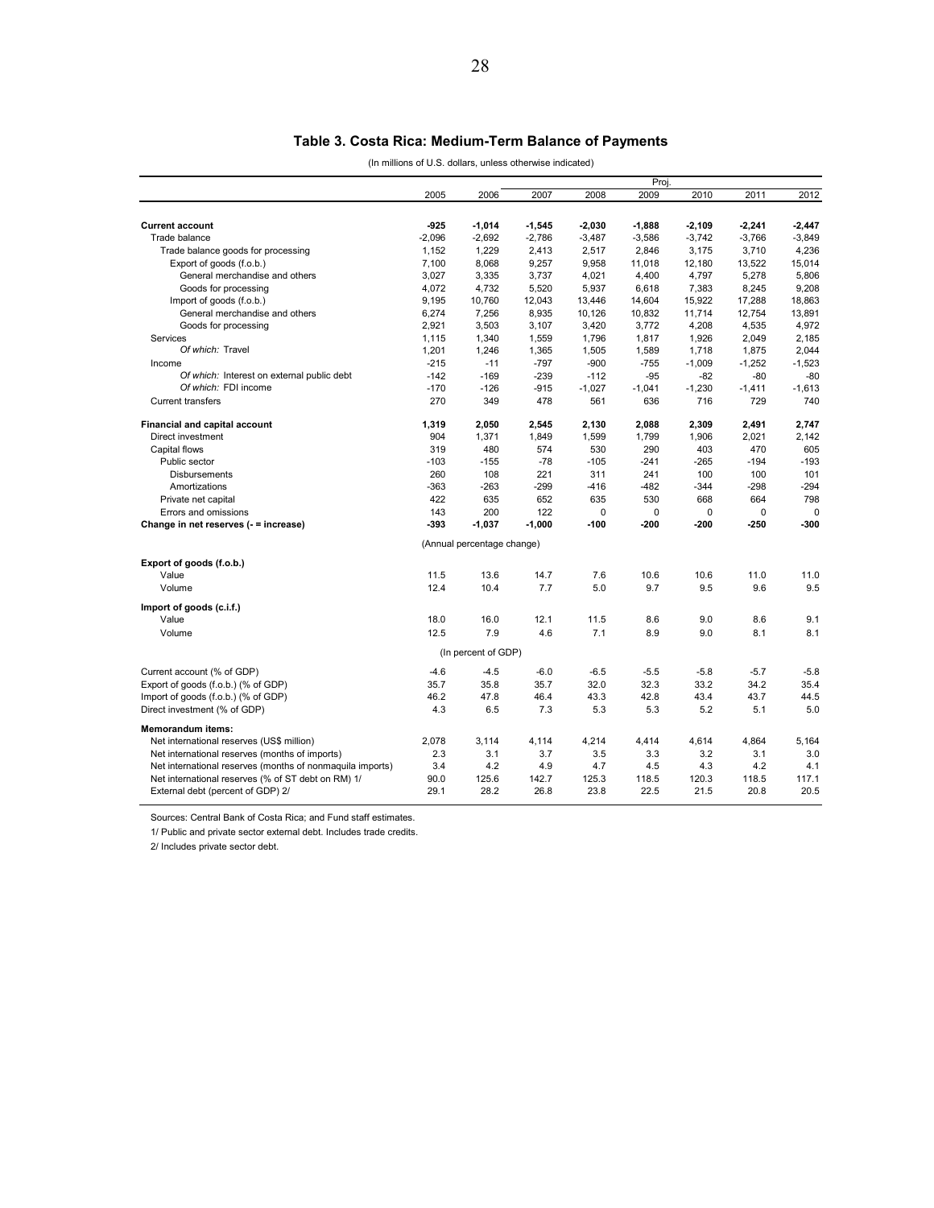### Table 3. Costa Rica: Medium-Term Balance of Payments

(In millions of U.S. dollars, unless otherwise indicated)

| | 2005 | 2006 | 2007 | 2008 | Proj. 2009 | 2010 | 2011 | 2012 |
|---|---|---|---|---|---|---|---|---|
| **Current account** | **-925** | **-1,014** | **-1,545** | **-2,030** | **-1,888** | **-2,109** | **-2,241** | **-2,447** |
| Trade balance | -2,096 | -2,692 | -2,786 | -3,487 | -3,586 | -3,742 | -3,766 | -3,849 |
| Trade balance goods for processing | 1,152 | 1,229 | 2,413 | 2,517 | 2,846 | 3,175 | 3,710 | 4,236 |
| Export of goods (f.o.b.) | 7,100 | 8,068 | 9,257 | 9,958 | 11,018 | 12,180 | 13,522 | 15,014 |
| General merchandise and others | 3,027 | 3,335 | 3,737 | 4,021 | 4,400 | 4,797 | 5,278 | 5,806 |
| Goods for processing | 4,072 | 4,732 | 5,520 | 5,937 | 6,618 | 7,383 | 8,245 | 9,208 |
| Import of goods (f.o.b.) | 9,195 | 10,760 | 12,043 | 13,446 | 14,604 | 15,922 | 17,288 | 18,863 |
| General merchandise and others | 6,274 | 7,256 | 8,935 | 10,126 | 10,832 | 11,714 | 12,754 | 13,891 |
| Goods for processing | 2,921 | 3,503 | 3,107 | 3,420 | 3,772 | 4,208 | 4,535 | 4,972 |
| Services | 1,115 | 1,340 | 1,559 | 1,796 | 1,817 | 1,926 | 2,049 | 2,185 |
| *Of which:* Travel | 1,201 | 1,246 | 1,365 | 1,505 | 1,589 | 1,718 | 1,875 | 2,044 |
| Income | -215 | -11 | -797 | -900 | -755 | -1,009 | -1,252 | -1,523 |
| *Of which:* Interest on external public debt | -142 | -169 | -239 | -112 | -95 | -82 | -80 | -80 |
| *Of which:* FDI income | -170 | -126 | -915 | -1,027 | -1,041 | -1,230 | -1,411 | -1,613 |
| Current transfers | 270 | 349 | 478 | 561 | 636 | 716 | 729 | 740 |
| **Financial and capital account** | **1,319** | **2,050** | **2,545** | **2,130** | **2,088** | **2,309** | **2,491** | **2,747** |
| Direct investment | 904 | 1,371 | 1,849 | 1,599 | 1,799 | 1,906 | 2,021 | 2,142 |
| Capital flows | 319 | 480 | 574 | 530 | 290 | 403 | 470 | 605 |
| Public sector | -103 | -155 | -78 | -105 | -241 | -265 | -194 | -193 |
| Disbursements | 260 | 108 | 221 | 311 | 241 | 100 | 100 | 101 |
| Amortizations | -363 | -263 | -299 | -416 | -482 | -344 | -298 | -294 |
| Private net capital | 422 | 635 | 652 | 635 | 530 | 668 | 664 | 798 |
| Errors and omissions | 143 | 200 | 122 | 0 | 0 | 0 | 0 | 0 |
| **Change in net reserves (- = increase)** | **-393** | **-1,037** | **-1,000** | **-100** | **-200** | **-200** | **-250** | **-300** |
| | (Annual percentage change) | | | | | | | |
| **Export of goods (f.o.b.)** | | | | | | | | |
| Value | 11.5 | 13.6 | 14.7 | 7.6 | 10.6 | 10.6 | 11.0 | 11.0 |
| Volume | 12.4 | 10.4 | 7.7 | 5.0 | 9.7 | 9.5 | 9.6 | 9.5 |
| **Import of goods (c.i.f.)** | | | | | | | | |
| Value | 18.0 | 16.0 | 12.1 | 11.5 | 8.6 | 9.0 | 8.6 | 9.1 |
| Volume | 12.5 | 7.9 | 4.6 | 7.1 | 8.9 | 9.0 | 8.1 | 8.1 |
| | (In percent of GDP) | | | | | | | |
| Current account (% of GDP) | -4.6 | -4.5 | -6.0 | -6.5 | -5.5 | -5.8 | -5.7 | -5.8 |
| Export of goods (f.o.b.) (% of GDP) | 35.7 | 35.8 | 35.7 | 32.0 | 32.3 | 33.2 | 34.2 | 35.4 |
| Import of goods (f.o.b.) (% of GDP) | 46.2 | 47.8 | 46.4 | 43.3 | 42.8 | 43.4 | 43.7 | 44.5 |
| Direct investment (% of GDP) | 4.3 | 6.5 | 7.3 | 5.3 | 5.3 | 5.2 | 5.1 | 5.0 |
| **Memorandum items:** | | | | | | | | |
| Net international reserves (US$ million) | 2,078 | 3,114 | 4,114 | 4,214 | 4,414 | 4,614 | 4,864 | 5,164 |
| Net international reserves (months of imports) | 2.3 | 3.1 | 3.7 | 3.5 | 3.3 | 3.2 | 3.1 | 3.0 |
| Net international reserves (months of nonmaquila imports) | 3.4 | 4.2 | 4.9 | 4.7 | 4.5 | 4.3 | 4.2 | 4.1 |
| Net international reserves (% of ST debt on RM) 1/ | 90.0 | 125.6 | 142.7 | 125.3 | 118.5 | 120.3 | 118.5 | 117.1 |
| External debt (percent of GDP) 2/ | 29.1 | 28.2 | 26.8 | 23.8 | 22.5 | 21.5 | 20.8 | 20.5 |

Sources: Central Bank of Costa Rica; and Fund staff estimates.

1/ Public and private sector external debt. Includes trade credits.

2/ Includes private sector debt.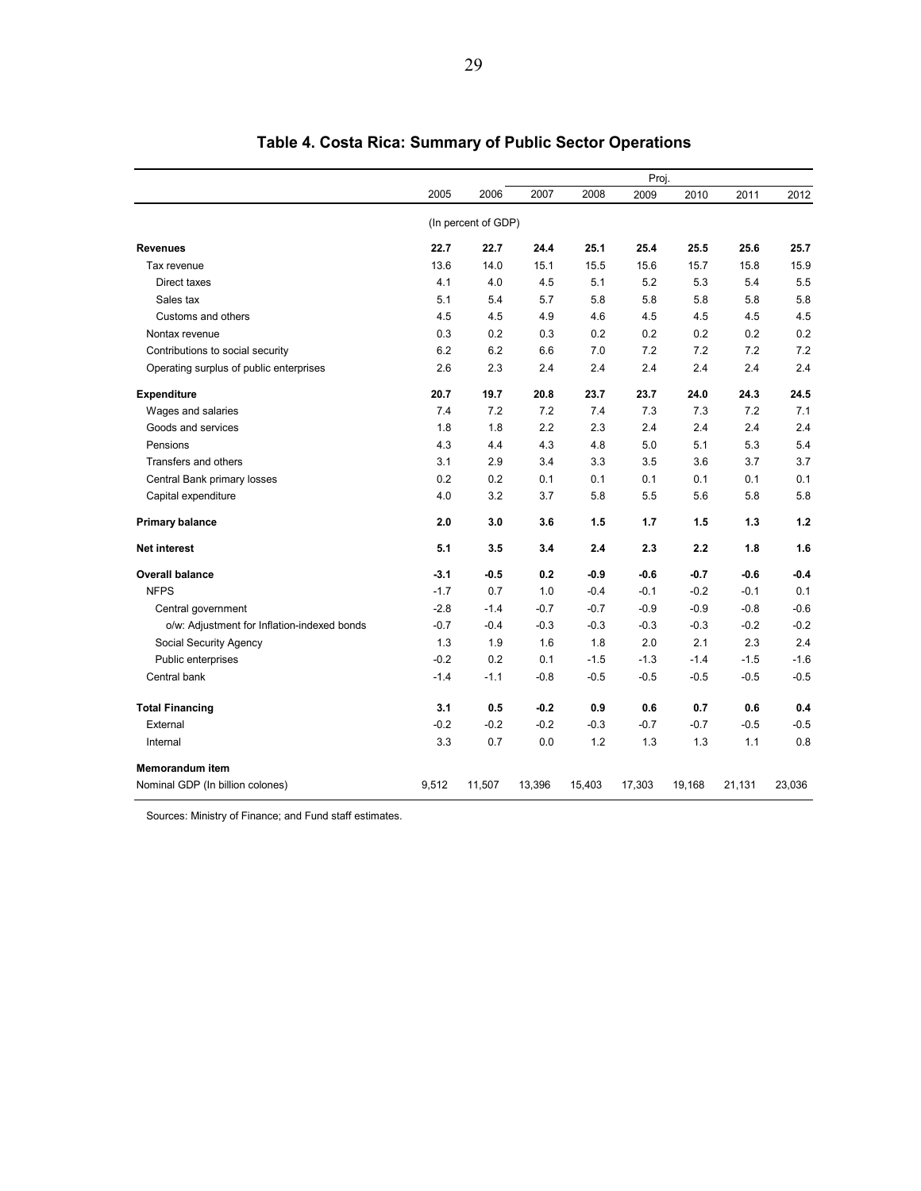# Table 4. Costa Rica: Summary of Public Sector Operations

| | 2005 | 2006 | 2007 | 2008 | 2009 | 2010 | 2011 | 2012 |
|---|---|---|---|---|---|---|---|---|
| | | | Proj. | | | | | |
| | (In percent of GDP) | | | | | | | |
| **Revenues** | **22.7** | **22.7** | **24.4** | **25.1** | **25.4** | **25.5** | **25.6** | **25.7** |
| Tax revenue | 13.6 | 14.0 | 15.1 | 15.5 | 15.6 | 15.7 | 15.8 | 15.9 |
| Direct taxes | 4.1 | 4.0 | 4.5 | 5.1 | 5.2 | 5.3 | 5.4 | 5.5 |
| Sales tax | 5.1 | 5.4 | 5.7 | 5.8 | 5.8 | 5.8 | 5.8 | 5.8 |
| Customs and others | 4.5 | 4.5 | 4.9 | 4.6 | 4.5 | 4.5 | 4.5 | 4.5 |
| Nontax revenue | 0.3 | 0.2 | 0.3 | 0.2 | 0.2 | 0.2 | 0.2 | 0.2 |
| Contributions to social security | 6.2 | 6.2 | 6.6 | 7.0 | 7.2 | 7.2 | 7.2 | 7.2 |
| Operating surplus of public enterprises | 2.6 | 2.3 | 2.4 | 2.4 | 2.4 | 2.4 | 2.4 | 2.4 |
| **Expenditure** | **20.7** | **19.7** | **20.8** | **23.7** | **23.7** | **24.0** | **24.3** | **24.5** |
| Wages and salaries | 7.4 | 7.2 | 7.2 | 7.4 | 7.3 | 7.3 | 7.2 | 7.1 |
| Goods and services | 1.8 | 1.8 | 2.2 | 2.3 | 2.4 | 2.4 | 2.4 | 2.4 |
| Pensions | 4.3 | 4.4 | 4.3 | 4.8 | 5.0 | 5.1 | 5.3 | 5.4 |
| Transfers and others | 3.1 | 2.9 | 3.4 | 3.3 | 3.5 | 3.6 | 3.7 | 3.7 |
| Central Bank primary losses | 0.2 | 0.2 | 0.1 | 0.1 | 0.1 | 0.1 | 0.1 | 0.1 |
| Capital expenditure | 4.0 | 3.2 | 3.7 | 5.8 | 5.5 | 5.6 | 5.8 | 5.8 |
| **Primary balance** | **2.0** | **3.0** | **3.6** | **1.5** | **1.7** | **1.5** | **1.3** | **1.2** |
| **Net interest** | **5.1** | **3.5** | **3.4** | **2.4** | **2.3** | **2.2** | **1.8** | **1.6** |
| **Overall balance** | **-3.1** | **-0.5** | **0.2** | **-0.9** | **-0.6** | **-0.7** | **-0.6** | **-0.4** |
| NFPS | -1.7 | 0.7 | 1.0 | -0.4 | -0.1 | -0.2 | -0.1 | 0.1 |
| Central government | -2.8 | -1.4 | -0.7 | -0.7 | -0.9 | -0.9 | -0.8 | -0.6 |
| o/w: Adjustment for Inflation-indexed bonds | -0.7 | -0.4 | -0.3 | -0.3 | -0.3 | -0.3 | -0.2 | -0.2 |
| Social Security Agency | 1.3 | 1.9 | 1.6 | 1.8 | 2.0 | 2.1 | 2.3 | 2.4 |
| Public enterprises | -0.2 | 0.2 | 0.1 | -1.5 | -1.3 | -1.4 | -1.5 | -1.6 |
| Central bank | -1.4 | -1.1 | -0.8 | -0.5 | -0.5 | -0.5 | -0.5 | -0.5 |
| **Total Financing** | **3.1** | **0.5** | **-0.2** | **0.9** | **0.6** | **0.7** | **0.6** | **0.4** |
| External | -0.2 | -0.2 | -0.2 | -0.3 | -0.7 | -0.7 | -0.5 | -0.5 |
| Internal | 3.3 | 0.7 | 0.0 | 1.2 | 1.3 | 1.3 | 1.1 | 0.8 |
| **Memorandum item** | | | | | | | | |
| Nominal GDP (In billion colones) | 9,512 | 11,507 | 13,396 | 15,403 | 17,303 | 19,168 | 21,131 | 23,036 |

Sources: Ministry of Finance; and Fund staff estimates.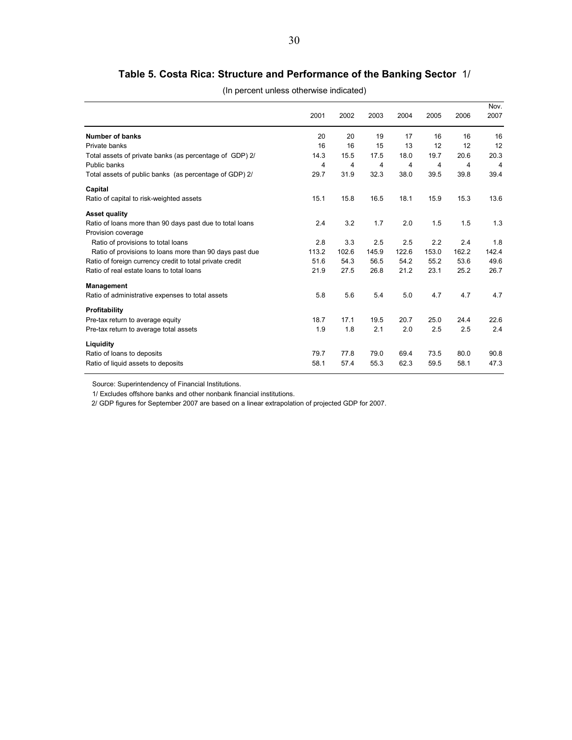## Table 5. Costa Rica: Structure and Performance of the Banking Sector 1/

(In percent unless otherwise indicated)

| | 2001 | 2002 | 2003 | 2004 | 2005 | 2006 | Nov. 2007 |
|---|---|---|---|---|---|---|---|
| **Number of banks** | 20 | 20 | 19 | 17 | 16 | 16 | 16 |
| Private banks | 16 | 16 | 15 | 13 | 12 | 12 | 12 |
| Total assets of private banks (as percentage of GDP) 2/ | 14.3 | 15.5 | 17.5 | 18.0 | 19.7 | 20.6 | 20.3 |
| Public banks | 4 | 4 | 4 | 4 | 4 | 4 | 4 |
| Total assets of public banks (as percentage of GDP) 2/ | 29.7 | 31.9 | 32.3 | 38.0 | 39.5 | 39.8 | 39.4 |
| **Capital** | | | | | | | |
| Ratio of capital to risk-weighted assets | 15.1 | 15.8 | 16.5 | 18.1 | 15.9 | 15.3 | 13.6 |
| **Asset quality** | | | | | | | |
| Ratio of loans more than 90 days past due to total loans | 2.4 | 3.2 | 1.7 | 2.0 | 1.5 | 1.5 | 1.3 |
| Provision coverage | | | | | | | |
| Ratio of provisions to total loans | 2.8 | 3.3 | 2.5 | 2.5 | 2.2 | 2.4 | 1.8 |
| Ratio of provisions to loans more than 90 days past due | 113.2 | 102.6 | 145.9 | 122.6 | 153.0 | 162.2 | 142.4 |
| Ratio of foreign currency credit to total private credit | 51.6 | 54.3 | 56.5 | 54.2 | 55.2 | 53.6 | 49.6 |
| Ratio of real estate loans to total loans | 21.9 | 27.5 | 26.8 | 21.2 | 23.1 | 25.2 | 26.7 |
| **Management** | | | | | | | |
| Ratio of administrative expenses to total assets | 5.8 | 5.6 | 5.4 | 5.0 | 4.7 | 4.7 | 4.7 |
| **Profitability** | | | | | | | |
| Pre-tax return to average equity | 18.7 | 17.1 | 19.5 | 20.7 | 25.0 | 24.4 | 22.6 |
| Pre-tax return to average total assets | 1.9 | 1.8 | 2.1 | 2.0 | 2.5 | 2.5 | 2.4 |
| **Liquidity** | | | | | | | |
| Ratio of loans to deposits | 79.7 | 77.8 | 79.0 | 69.4 | 73.5 | 80.0 | 90.8 |
| Ratio of liquid assets to deposits | 58.1 | 57.4 | 55.3 | 62.3 | 59.5 | 58.1 | 47.3 |

Source: Superintendency of Financial Institutions.

1/ Excludes offshore banks and other nonbank financial institutions.

2/ GDP figures for September 2007 are based on a linear extrapolation of projected GDP for 2007.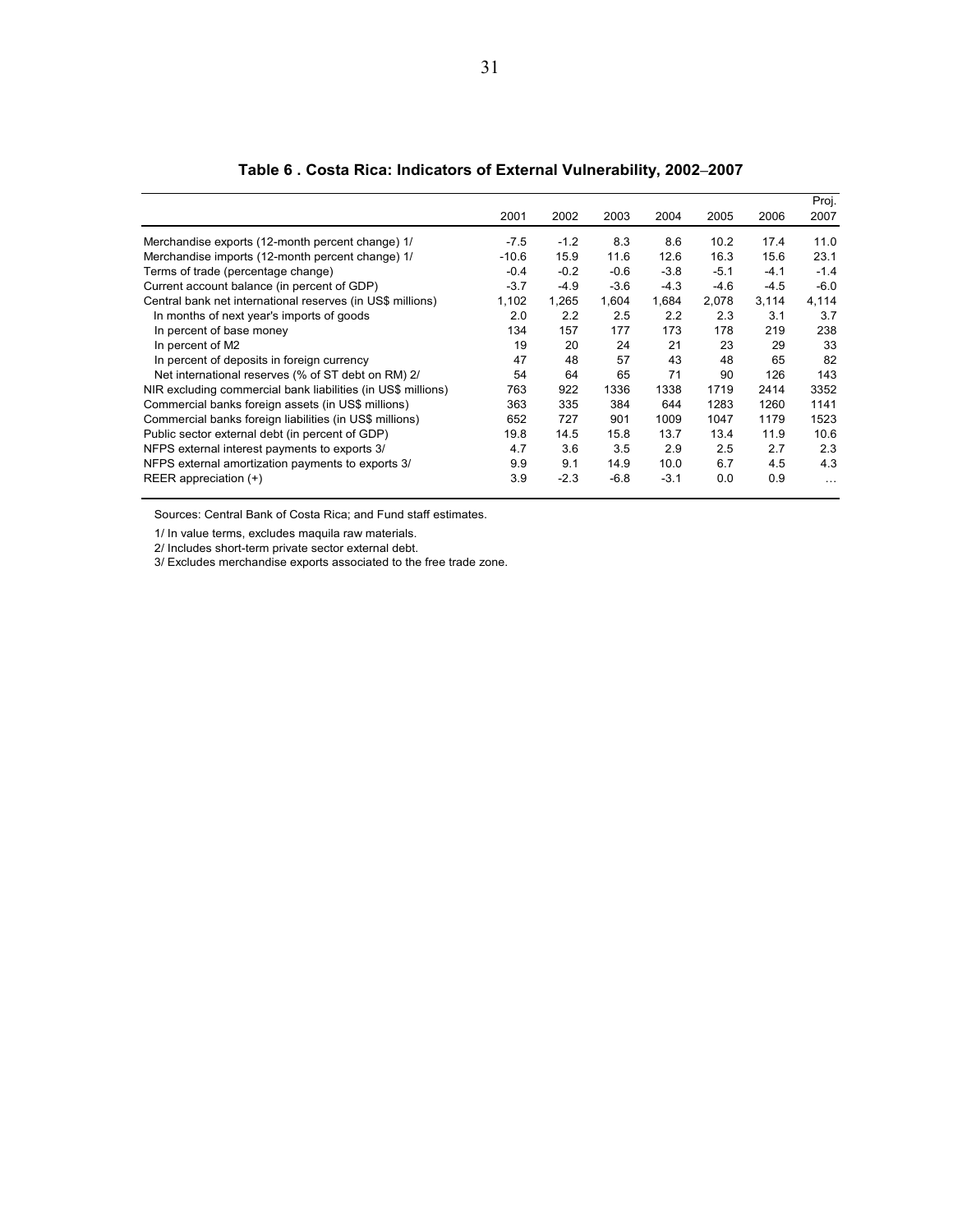**Table 6 . Costa Rica: Indicators of External Vulnerability, 2002–2007**

| | 2001 | 2002 | 2003 | 2004 | 2005 | 2006 | Proj. 2007 |
|---|---|---|---|---|---|---|---|
| Merchandise exports (12-month percent change) 1/ | -7.5 | -1.2 | 8.3 | 8.6 | 10.2 | 17.4 | 11.0 |
| Merchandise imports (12-month percent change) 1/ | -10.6 | 15.9 | 11.6 | 12.6 | 16.3 | 15.6 | 23.1 |
| Terms of trade (percentage change) | -0.4 | -0.2 | -0.6 | -3.8 | -5.1 | -4.1 | -1.4 |
| Current account balance (in percent of GDP) | -3.7 | -4.9 | -3.6 | -4.3 | -4.6 | -4.5 | -6.0 |
| Central bank net international reserves (in US$ millions) | 1,102 | 1,265 | 1,604 | 1,684 | 2,078 | 3,114 | 4,114 |
| In months of next year's imports of goods | 2.0 | 2.2 | 2.5 | 2.2 | 2.3 | 3.1 | 3.7 |
| In percent of base money | 134 | 157 | 177 | 173 | 178 | 219 | 238 |
| In percent of M2 | 19 | 20 | 24 | 21 | 23 | 29 | 33 |
| In percent of deposits in foreign currency | 47 | 48 | 57 | 43 | 48 | 65 | 82 |
| Net international reserves (% of ST debt on RM) 2/ | 54 | 64 | 65 | 71 | 90 | 126 | 143 |
| NIR excluding commercial bank liabilities (in US$ millions) | 763 | 922 | 1336 | 1338 | 1719 | 2414 | 3352 |
| Commercial banks foreign assets (in US$ millions) | 363 | 335 | 384 | 644 | 1283 | 1260 | 1141 |
| Commercial banks foreign liabilities (in US$ millions) | 652 | 727 | 901 | 1009 | 1047 | 1179 | 1523 |
| Public sector external debt (in percent of GDP) | 19.8 | 14.5 | 15.8 | 13.7 | 13.4 | 11.9 | 10.6 |
| NFPS external interest payments to exports 3/ | 4.7 | 3.6 | 3.5 | 2.9 | 2.5 | 2.7 | 2.3 |
| NFPS external amortization payments to exports 3/ | 9.9 | 9.1 | 14.9 | 10.0 | 6.7 | 4.5 | 4.3 |
| REER appreciation (+) | 3.9 | -2.3 | -6.8 | -3.1 | 0.0 | 0.9 | … |

Sources: Central Bank of Costa Rica; and Fund staff estimates.

1/ In value terms, excludes maquila raw materials.

2/ Includes short-term private sector external debt.

3/ Excludes merchandise exports associated to the free trade zone.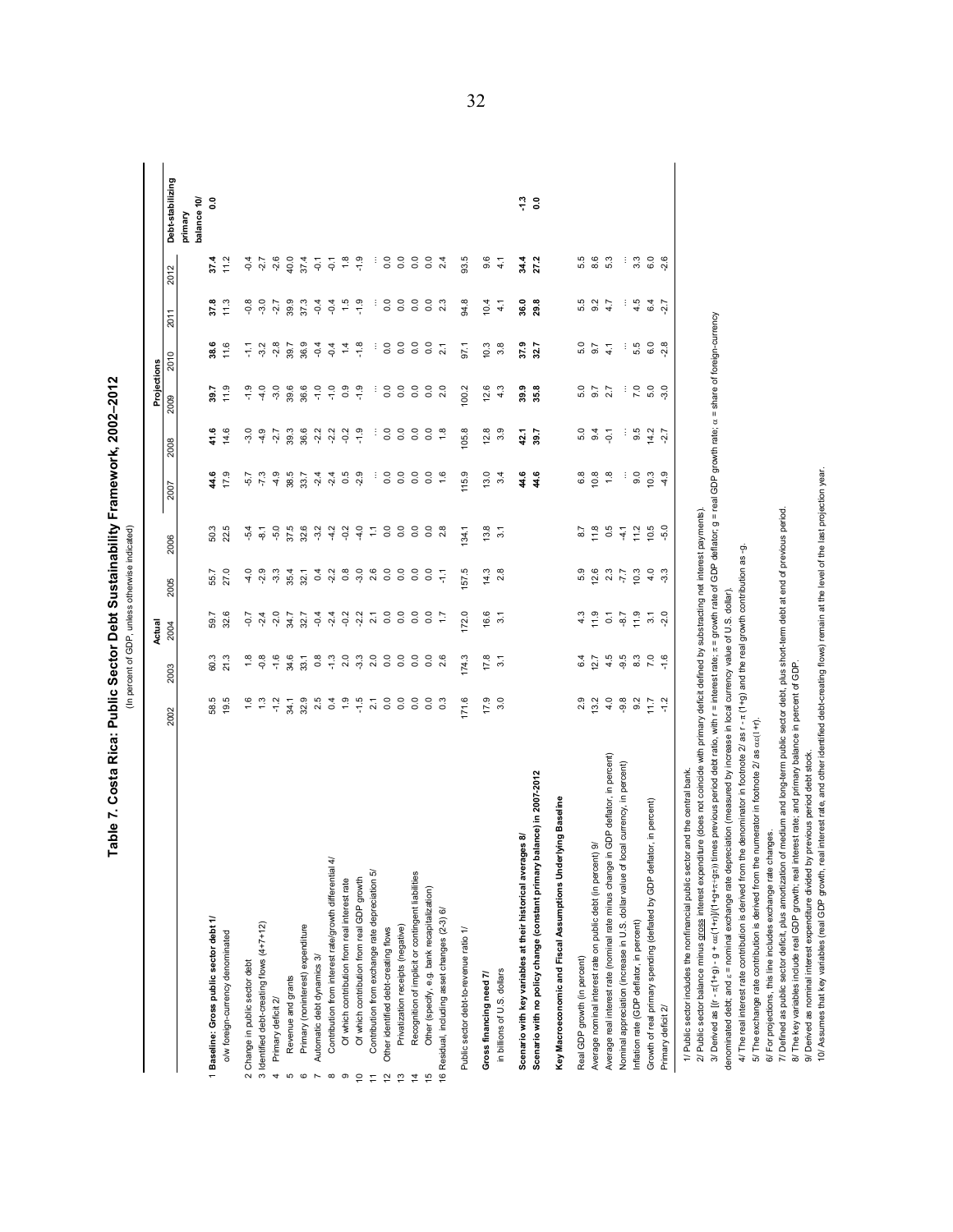# Table 7. Costa Rica: Public Sector Debt Sustainability Framework, 2002–2012

(In percent of GDP, unless otherwise indicated)

| | Actual | | | | | Projections | | | | | | Debt-stabilizing |
|---|---|---|---|---|---|---|---|---|---|---|---|---|
| | 2002 | 2003 | 2004 | 2005 | 2006 | 2007 | 2008 | 2009 | 2010 | 2011 | 2012 | primary balance 10/ |
| **1 Baseline: Gross public sector debt 1/** | 58.5 | 60.3 | 59.7 | 55.7 | 50.3 | **44.6** | **41.6** | **39.7** | **38.6** | **37.8** | **37.4** | **0.0** |
| o/w foreign-currency denominated | 19.5 | 21.3 | 32.6 | 27.0 | 22.5 | 17.9 | 14.6 | 11.9 | 11.6 | 11.3 | 11.2 | |
| 2 Change in public sector debt | 1.6 | 1.8 | -0.7 | -4.0 | -5.4 | -5.7 | -3.0 | -1.9 | -1.1 | -0.8 | -0.4 | |
| 3 Identified debt-creating flows (4+7+12) | 1.3 | -0.8 | -2.4 | -2.9 | -8.1 | -7.3 | -4.9 | -4.0 | -3.2 | -3.0 | -2.7 | |
| 4 Primary deficit 2/ | -1.2 | -1.6 | -2.0 | -3.3 | -5.0 | -4.9 | -2.7 | -3.0 | -2.8 | -2.7 | -2.6 | |
| 5 Revenue and grants | 34.1 | 34.6 | 34.7 | 35.4 | 37.5 | 38.5 | 39.3 | 39.6 | 39.7 | 39.9 | 40.0 | |
| 6 Primary (noninterest) expenditure | 32.9 | 33.1 | 32.7 | 32.1 | 32.6 | 33.7 | 36.6 | 36.6 | 36.9 | 37.3 | 37.4 | |
| 7 Automatic debt dynamics 3/ | 2.5 | 0.8 | -0.4 | 0.4 | -3.2 | -2.4 | -2.2 | -1.0 | -0.4 | -0.4 | -0.1 | |
| 8 Contribution from interest rate/growth differential 4/ | 0.4 | -1.3 | -2.4 | -2.2 | -4.2 | -2.4 | -2.2 | -1.0 | -0.4 | -0.4 | -0.1 | |
| 9 Of which contribution from real interest rate | 1.9 | 2.0 | -0.2 | 0.8 | -0.2 | 0.5 | -0.2 | 0.9 | 1.4 | 1.5 | 1.8 | |
| 10 Of which contribution from real GDP growth | -1.5 | -3.3 | -2.2 | -3.0 | -4.0 | -2.9 | -1.9 | -1.9 | -1.8 | -1.9 | -1.9 | |
| 11 Contribution from exchange rate depreciation 5/ | 2.1 | 2.0 | 2.1 | 2.6 | 1.1 | ... | ... | ... | ... | ... | ... | |
| 12 Other identified debt-creating flows | 0.0 | 0.0 | 0.0 | 0.0 | 0.0 | 0.0 | 0.0 | 0.0 | 0.0 | 0.0 | 0.0 | |
| 13 Privatization receipts (negative) | 0.0 | 0.0 | 0.0 | 0.0 | 0.0 | 0.0 | 0.0 | 0.0 | 0.0 | 0.0 | 0.0 | |
| 14 Recognition of implicit or contingent liabilities | 0.0 | 0.0 | 0.0 | 0.0 | 0.0 | 0.0 | 0.0 | 0.0 | 0.0 | 0.0 | 0.0 | |
| 15 Other (specify, e.g. bank recapitalization) | 0.0 | 0.0 | 0.0 | 0.0 | 0.0 | 0.0 | 0.0 | 0.0 | 0.0 | 0.0 | 0.0 | |
| 16 Residual, including asset changes (2-3) 6/ | 0.3 | 2.6 | 1.7 | -1.1 | 2.8 | 1.6 | 1.8 | 2.0 | 2.1 | 2.3 | 2.4 | |
| Public sector debt-to-revenue ratio 1/ | 171.6 | 174.3 | 172.0 | 157.5 | 134.1 | 115.9 | 105.8 | 100.2 | 97.1 | 94.8 | 93.5 | |
| **Gross financing need 7/** | 17.9 | 17.8 | 16.6 | 14.3 | 13.8 | 13.0 | 12.8 | 12.6 | 10.3 | 10.4 | 9.6 | |
| in billions of U.S. dollars | 3.0 | 3.1 | 3.1 | 2.8 | 3.1 | 3.4 | 3.9 | 4.3 | 3.8 | 4.1 | 4.1 | |
| **Scenario with key variables at their historical averages 8/** | | | | | | **44.6** | **42.1** | **39.9** | **37.9** | **36.0** | **34.4** | **-1.3** |
| **Scenario with no policy change (constant primary balance) in 2007-2012** | | | | | | **44.6** | **39.7** | **35.8** | **32.7** | **29.8** | **27.2** | **0.0** |
| **Key Macroeconomic and Fiscal Assumptions Underlying Baseline** | | | | | | | | | | | | |
| Real GDP growth (in percent) | 2.9 | 6.4 | 4.3 | 5.9 | 8.7 | 6.8 | 5.0 | 5.0 | 5.0 | 5.5 | 5.5 | |
| Average nominal interest rate on public debt (in percent) 9/ | 13.2 | 12.7 | 11.9 | 12.6 | 11.8 | 10.8 | 9.4 | 9.7 | 9.7 | 9.2 | 8.6 | |
| Average real interest rate (nominal rate minus change in GDP deflator, in percent) | 4.0 | 4.5 | 0.1 | 2.3 | 0.5 | 1.8 | -0.1 | 2.7 | 4.1 | 4.7 | 5.3 | |
| Nominal appreciation (increase in U.S. dollar value of local currency, in percent) | -9.8 | -9.5 | -8.7 | -7.7 | -4.1 | ... | ... | ... | ... | ... | ... | |
| Inflation rate (GDP deflator, in percent) | 9.2 | 8.3 | 11.9 | 10.3 | 11.2 | 9.0 | 9.5 | 7.0 | 5.5 | 4.5 | 3.3 | |
| Growth of real primary spending (deflated by GDP deflator, in percent) | 11.7 | 7.0 | 3.1 | 4.0 | 10.5 | 10.3 | 14.2 | 5.0 | 6.0 | 6.4 | 6.0 | |
| Primary deficit 2/ | -1.2 | -1.6 | -2.0 | -3.3 | -5.0 | -4.9 | -2.7 | -3.0 | -2.8 | -2.7 | -2.6 | |

1/ Public sector includes the nonfinancial public sector and the central bank.

2/ Public sector balance minus gross interest expenditure (does not coincide with primary deficit defined by substracting net interest payments).

3/ Derived as $[(r - \pi(1+g) - g + \alpha\varepsilon(1+r)]/(1+g+\pi+g\pi))$ times previous period debt ratio, with r = interest rate; $\pi$ = growth rate of GDP deflator; g = real GDP growth rate; $\alpha$ = share of foreign-currency denominated debt; and $\varepsilon$ = nominal exchange rate depreciation (measured by increase in local currency value of U.S. dollar).

4/ The real interest rate contribution is derived from the denominator in footnote 2/ as $r - \pi (1+g)$ and the real growth contribution as $-g$.

5/ The exchange rate contribution is derived from the numerator in footnote 2/ as $\alpha\varepsilon(1+r)$.

6/ For projections, this line includes exchange rate changes.

7/ Defined as public sector deficit, plus amortization of medium and long-term public sector debt, plus short-term debt at end of previous period.

8/ The key variables include real GDP growth; real interest rate; and primary balance in percent of GDP.

9/ Derived as nominal interest expenditure divided by previous period debt stock.

10/ Assumes that key variables (real GDP growth, real interest rate, and other identified debt-creating flows) remain at the level of the last projection year.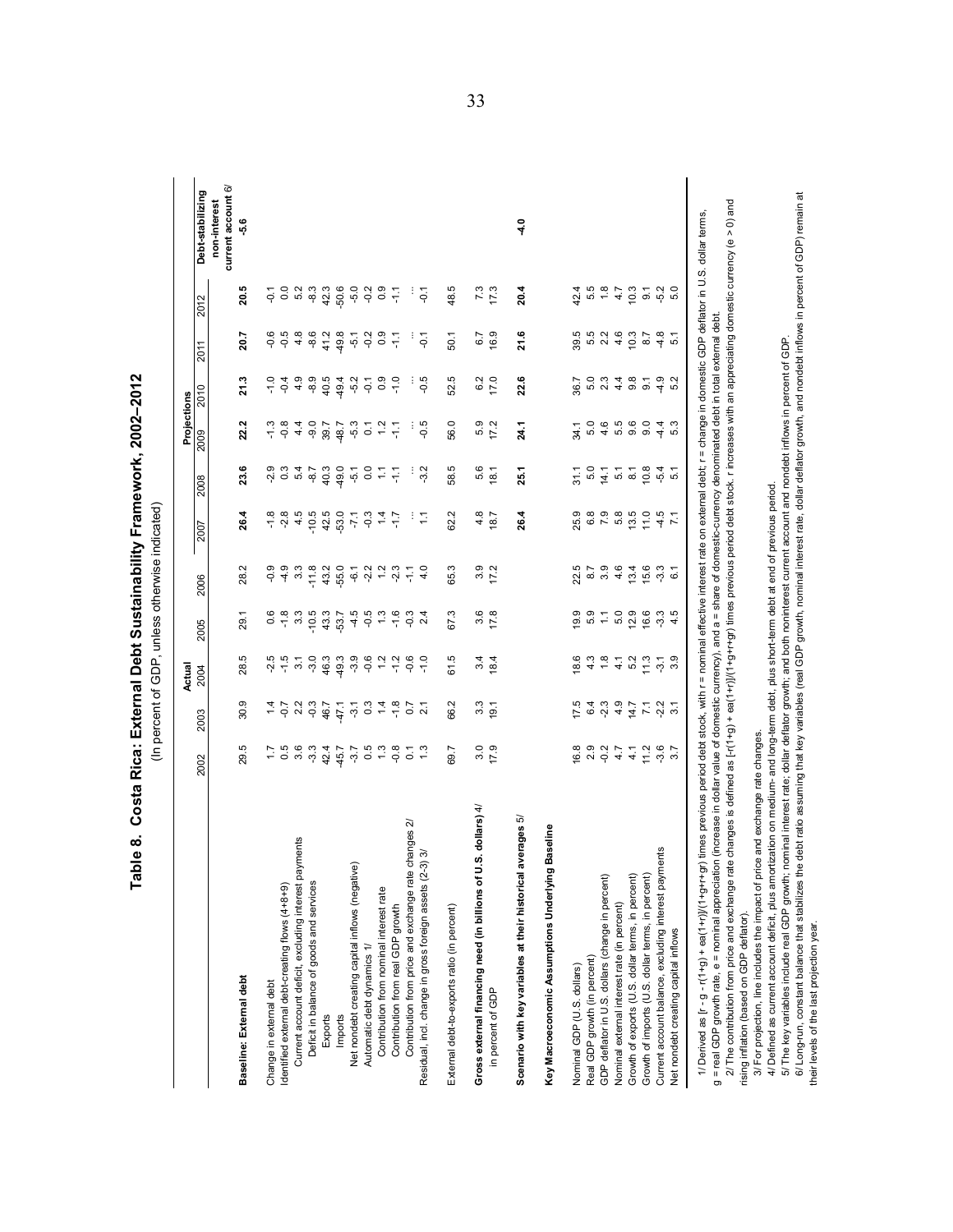# Table 8. Costa Rica: External Debt Sustainability Framework, 2002–2012

(In percent of GDP, unless otherwise indicated)

| | Actual | | | | | Projections | | | | | | Debt-stabilizing non-interest current account 6/ |
|---|---|---|---|---|---|---|---|---|---|---|---|---|
| | 2002 | 2003 | 2004 | 2005 | 2006 | 2007 | 2008 | 2009 | 2010 | 2011 | 2012 | |
| **Baseline: External debt** | 29.5 | 30.9 | 28.5 | 29.1 | 28.2 | **26.4** | **23.6** | **22.2** | **21.3** | **20.7** | **20.5** | **-5.6** |
| Change in external debt | 1.7 | 1.4 | -2.5 | 0.6 | -0.9 | -1.8 | -2.9 | -1.3 | -1.0 | -0.6 | -0.1 | |
| Identified external debt-creating flows (4+8+9) | 0.5 | -0.7 | -1.5 | -1.8 | -4.9 | -2.8 | 0.3 | -0.8 | -0.4 | -0.5 | 0.0 | |
| Current account deficit, excluding interest payments | 3.6 | 2.2 | 3.1 | 3.3 | 3.3 | 4.5 | 5.4 | 4.4 | 4.9 | 4.8 | 5.2 | |
| Deficit in balance of goods and services | -3.3 | -0.3 | -3.0 | -10.5 | -11.8 | -10.5 | -8.7 | -9.0 | -8.9 | -8.6 | -8.3 | |
| Exports | 42.4 | 46.7 | 46.3 | 43.3 | 43.2 | 42.5 | 40.3 | 39.7 | 40.5 | 41.2 | 42.3 | |
| Imports | -45.7 | -47.1 | -49.3 | -53.7 | -55.0 | -53.0 | -49.0 | -48.7 | -49.4 | -49.8 | -50.6 | |
| Net nondebt creating capital inflows (negative) | -3.7 | -3.1 | -3.9 | -4.5 | -6.1 | -7.1 | -5.1 | -5.3 | -5.2 | -5.1 | -5.0 | |
| Automatic debt dynamics 1/ | 0.5 | 0.3 | -0.6 | -0.5 | -2.2 | -0.3 | 0.0 | 0.1 | -0.1 | -0.2 | -0.2 | |
| Contribution from nominal interest rate | 1.3 | 1.4 | 1.2 | 1.3 | 1.2 | 1.4 | 1.1 | 1.2 | 0.9 | 0.9 | 0.9 | |
| Contribution from real GDP growth | -0.8 | -1.8 | -1.2 | -1.6 | -2.3 | -1.7 | -1.1 | -1.1 | -1.0 | -1.1 | -1.1 | |
| Contribution from price and exchange rate changes 2/ | 0.1 | 0.7 | -0.6 | -0.3 | -1.1 | ... | ... | ... | ... | ... | ... | |
| Residual, incl. change in gross foreign assets (2-3) 3/ | 1.3 | 2.1 | -1.0 | 2.4 | 4.0 | 1.1 | -3.2 | -0.5 | -0.5 | -0.1 | -0.1 | |
| External debt-to-exports ratio (in percent) | 69.7 | 66.2 | 61.5 | 67.3 | 65.3 | 62.2 | 58.5 | 56.0 | 52.5 | 50.1 | 48.5 | |
| **Gross external financing need (in billions of U.S. dollars) 4/** | 3.0 | 3.3 | 3.4 | 3.6 | 3.9 | 4.8 | 5.6 | 5.9 | 6.2 | 6.7 | 7.3 | |
| in percent of GDP | 17.9 | 19.1 | 18.4 | 17.8 | 17.2 | 18.7 | 18.1 | 17.2 | 17.0 | 16.9 | 17.3 | |
| **Scenario with key variables at their historical averages 5/** | | | | | | **26.4** | **25.1** | **24.1** | **22.6** | **21.6** | **20.4** | **-4.0** |
| **Key Macroeconomic Assumptions Underlying Baseline** | | | | | | | | | | | | |
| Nominal GDP (U.S. dollars) | 16.8 | 17.5 | 18.6 | 19.9 | 22.5 | 25.9 | 31.1 | 34.1 | 36.7 | 39.5 | 42.4 | |
| Real GDP growth (in percent) | 2.9 | 6.4 | 4.3 | 5.9 | 8.7 | 6.8 | 5.0 | 5.0 | 5.0 | 5.5 | 5.5 | |
| GDP deflator in U.S. dollars (change in percent) | -0.2 | -2.3 | 1.8 | 1.1 | 3.9 | 7.9 | 14.1 | 4.6 | 2.3 | 2.2 | 1.8 | |
| Nominal external interest rate (in percent) | 4.7 | 4.9 | 4.1 | 5.0 | 4.6 | 5.8 | 5.1 | 5.5 | 4.4 | 4.6 | 4.7 | |
| Growth of exports (U.S. dollar terms, in percent) | 4.1 | 14.7 | 5.2 | 12.9 | 13.4 | 13.5 | 8.1 | 9.6 | 9.8 | 10.3 | 10.3 | |
| Growth of imports (U.S. dollar terms, in percent) | 11.2 | 7.1 | 11.3 | 16.6 | 15.6 | 11.0 | 10.8 | 9.0 | 9.1 | 8.7 | 9.1 | |
| Current account balance, excluding interest payments | -3.6 | -2.2 | -3.1 | -3.3 | -3.3 | -4.5 | -5.4 | -4.4 | -4.9 | -4.8 | -5.2 | |
| Net nondebt creating capital inflows | 3.7 | 3.1 | 3.9 | 4.5 | 6.1 | 7.1 | 5.1 | 5.3 | 5.2 | 5.1 | 5.0 | |

1/ Derived as $[r - g - r(1+g) + ea(1+r)]/(1+g+r+gr)$ times previous period debt stock, with r = nominal effective interest rate on external debt; r = change in domestic GDP deflator in U.S. dollar terms, g = real GDP growth rate, e = nominal appreciation (increase in dollar value of domestic currency), and a = share of domestic-currency denominated debt in total external debt.

2/ The contribution from price and exchange rate changes is defined as $[-r(1+g) + ea(1+r)]/(1+g+r+gr)$ times previous period debt stock. r increases with an appreciating domestic currency (e > 0) and rising inflation (based on GDP deflator).

3/ For projection, line includes the impact of price and exchange rate changes.

4/ Defined as current account deficit, plus amortization on medium- and long-term debt, plus short-term debt at end of previous period.

5/ The key variables include real GDP growth; nominal interest rate; dollar deflator growth; and both noninterest current account and nondebt inflows in percent of GDP.

6/ Long-run, constant balance that stabilizes the debt ratio assuming that key variables (real GDP growth, nominal interest rate, dollar deflator growth, and nondebt inflows in percent of GDP) remain at their levels of the last projection year.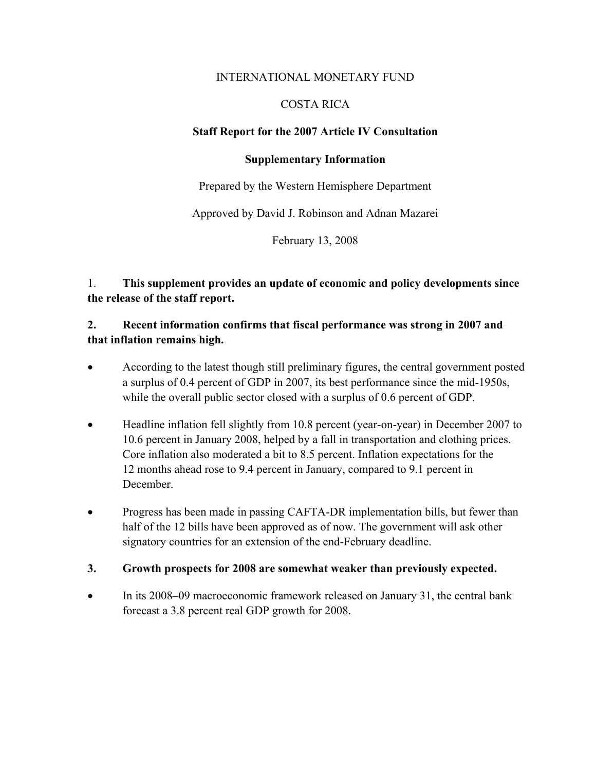INTERNATIONAL MONETARY FUND

COSTA RICA

**Staff Report for the 2007 Article IV Consultation**

**Supplementary Information**

Prepared by the Western Hemisphere Department

Approved by David J. Robinson and Adnan Mazarei

February 13, 2008

1. **This supplement provides an update of economic and policy developments since the release of the staff report.**

2. **Recent information confirms that fiscal performance was strong in 2007 and that inflation remains high.**

- According to the latest though still preliminary figures, the central government posted a surplus of 0.4 percent of GDP in 2007, its best performance since the mid-1950s, while the overall public sector closed with a surplus of 0.6 percent of GDP.

- Headline inflation fell slightly from 10.8 percent (year-on-year) in December 2007 to 10.6 percent in January 2008, helped by a fall in transportation and clothing prices. Core inflation also moderated a bit to 8.5 percent. Inflation expectations for the 12 months ahead rose to 9.4 percent in January, compared to 9.1 percent in December.

- Progress has been made in passing CAFTA-DR implementation bills, but fewer than half of the 12 bills have been approved as of now. The government will ask other signatory countries for an extension of the end-February deadline.

3. **Growth prospects for 2008 are somewhat weaker than previously expected.**

- In its 2008–09 macroeconomic framework released on January 31, the central bank forecast a 3.8 percent real GDP growth for 2008.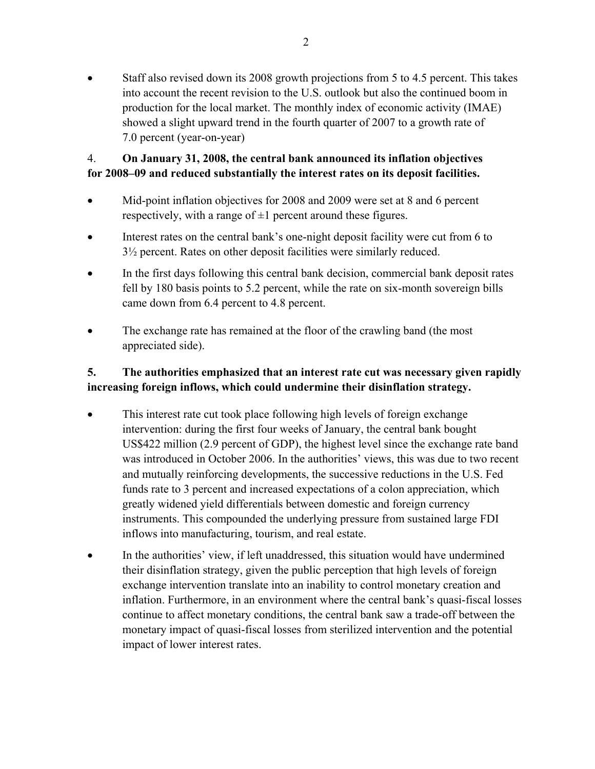- Staff also revised down its 2008 growth projections from 5 to 4.5 percent. This takes into account the recent revision to the U.S. outlook but also the continued boom in production for the local market. The monthly index of economic activity (IMAE) showed a slight upward trend in the fourth quarter of 2007 to a growth rate of 7.0 percent (year-on-year)

4. **On January 31, 2008, the central bank announced its inflation objectives for 2008–09 and reduced substantially the interest rates on its deposit facilities.**

- Mid-point inflation objectives for 2008 and 2009 were set at 8 and 6 percent respectively, with a range of ±1 percent around these figures.
- Interest rates on the central bank's one-night deposit facility were cut from 6 to 3½ percent. Rates on other deposit facilities were similarly reduced.
- In the first days following this central bank decision, commercial bank deposit rates fell by 180 basis points to 5.2 percent, while the rate on six-month sovereign bills came down from 6.4 percent to 4.8 percent.
- The exchange rate has remained at the floor of the crawling band (the most appreciated side).

5. **The authorities emphasized that an interest rate cut was necessary given rapidly increasing foreign inflows, which could undermine their disinflation strategy.**

- This interest rate cut took place following high levels of foreign exchange intervention: during the first four weeks of January, the central bank bought US$422 million (2.9 percent of GDP), the highest level since the exchange rate band was introduced in October 2006. In the authorities' views, this was due to two recent and mutually reinforcing developments, the successive reductions in the U.S. Fed funds rate to 3 percent and increased expectations of a colon appreciation, which greatly widened yield differentials between domestic and foreign currency instruments. This compounded the underlying pressure from sustained large FDI inflows into manufacturing, tourism, and real estate.
- In the authorities' view, if left unaddressed, this situation would have undermined their disinflation strategy, given the public perception that high levels of foreign exchange intervention translate into an inability to control monetary creation and inflation. Furthermore, in an environment where the central bank's quasi-fiscal losses continue to affect monetary conditions, the central bank saw a trade-off between the monetary impact of quasi-fiscal losses from sterilized intervention and the potential impact of lower interest rates.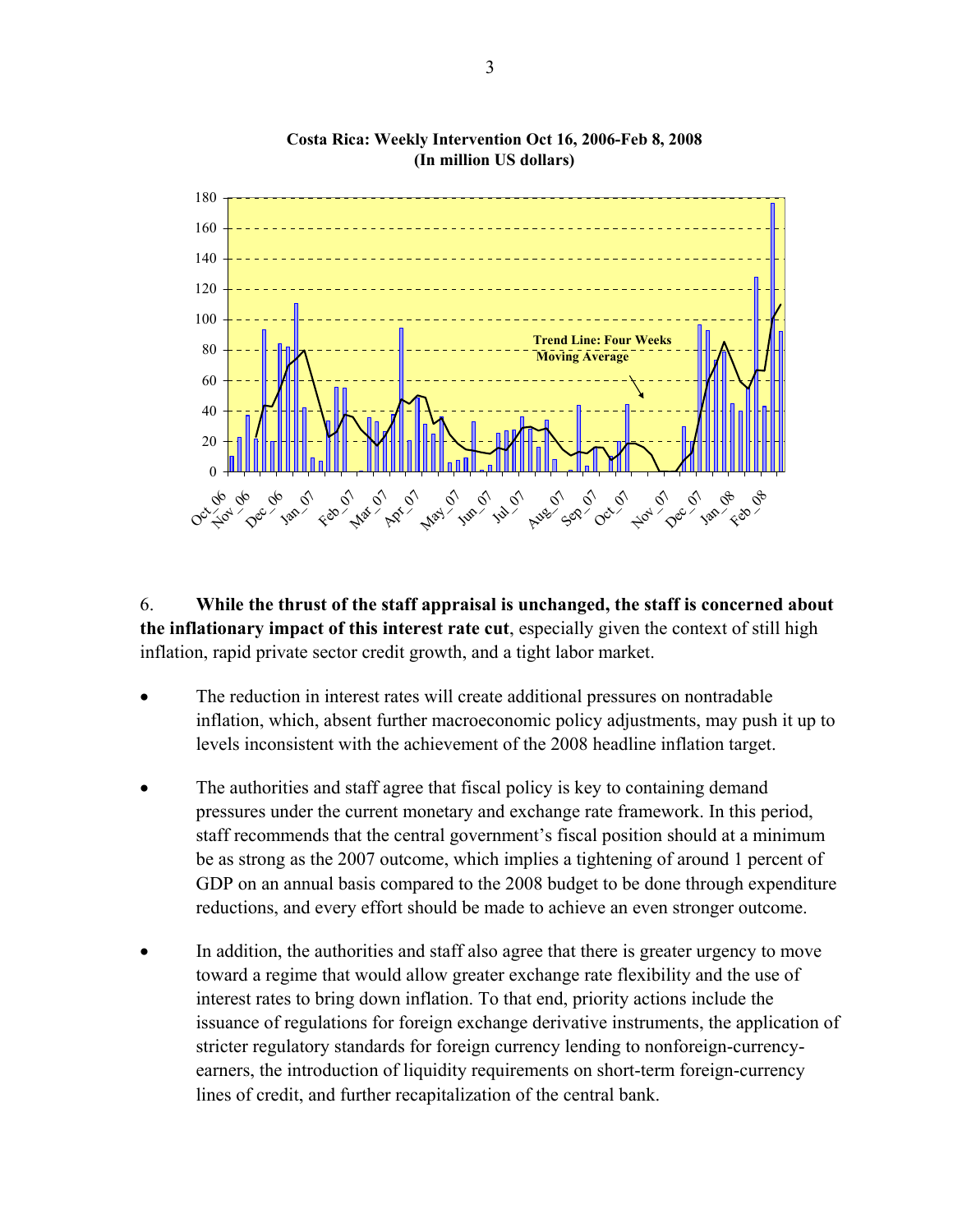**Costa Rica: Weekly Intervention Oct 16, 2006-Feb 8, 2008**
**(In million US dollars)**

6. **While the thrust of the staff appraisal is unchanged, the staff is concerned about the inflationary impact of this interest rate cut**, especially given the context of still high inflation, rapid private sector credit growth, and a tight labor market.

- The reduction in interest rates will create additional pressures on nontradable inflation, which, absent further macroeconomic policy adjustments, may push it up to levels inconsistent with the achievement of the 2008 headline inflation target.

- The authorities and staff agree that fiscal policy is key to containing demand pressures under the current monetary and exchange rate framework. In this period, staff recommends that the central government's fiscal position should at a minimum be as strong as the 2007 outcome, which implies a tightening of around 1 percent of GDP on an annual basis compared to the 2008 budget to be done through expenditure reductions, and every effort should be made to achieve an even stronger outcome.

- In addition, the authorities and staff also agree that there is greater urgency to move toward a regime that would allow greater exchange rate flexibility and the use of interest rates to bring down inflation. To that end, priority actions include the issuance of regulations for foreign exchange derivative instruments, the application of stricter regulatory standards for foreign currency lending to nonforeign-currency-earners, the introduction of liquidity requirements on short-term foreign-currency lines of credit, and further recapitalization of the central bank.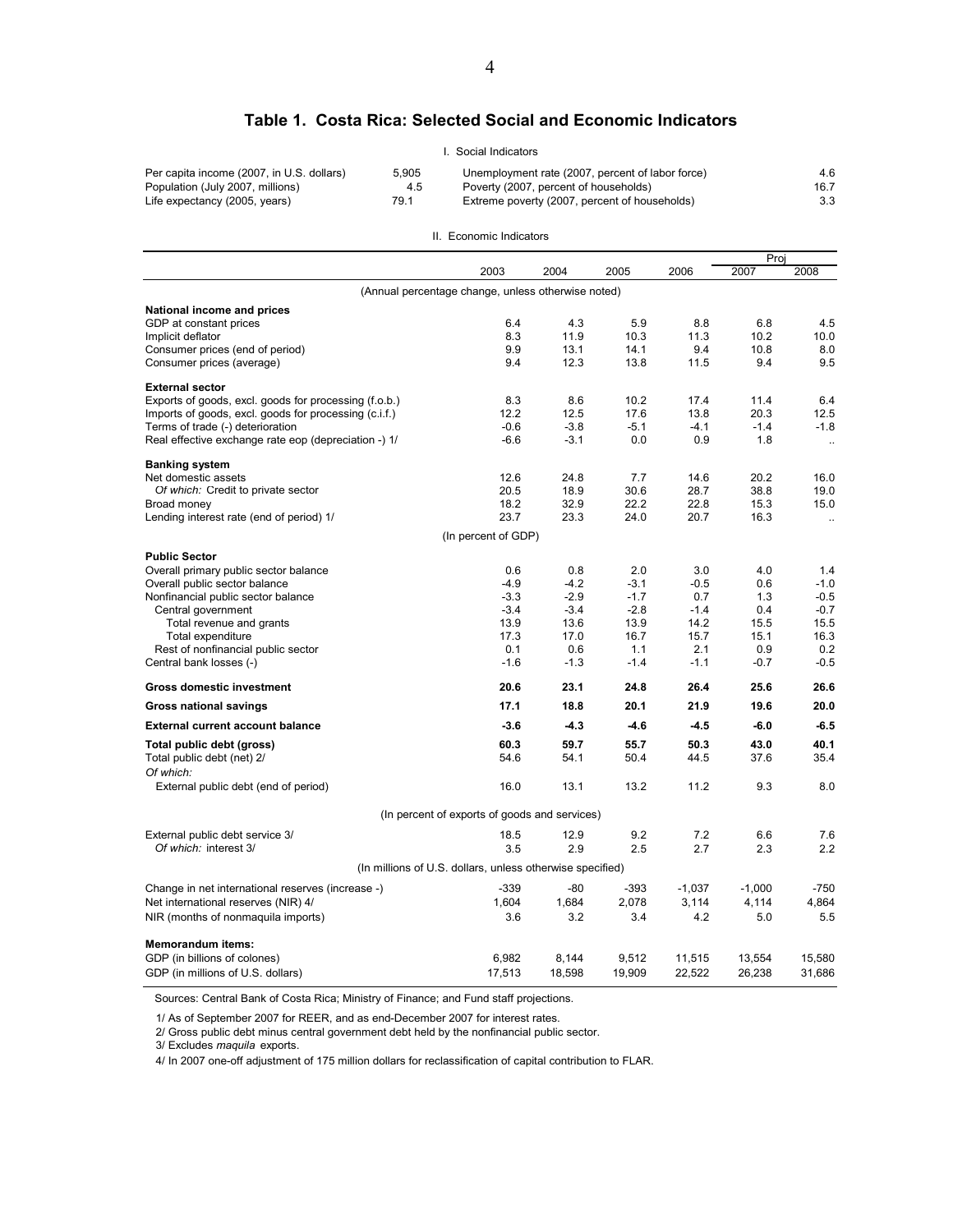## Table 1. Costa Rica: Selected Social and Economic Indicators

I. Social Indicators

| | | | |
|---|---|---|---|
| Per capita income (2007, in U.S. dollars) | 5,905 | Unemployment rate (2007, percent of labor force) | 4.6 |
| Population (July 2007, millions) | 4.5 | Poverty (2007, percent of households) | 16.7 |
| Life expectancy (2005, years) | 79.1 | Extreme poverty (2007, percent of households) | 3.3 |

II. Economic Indicators

| | 2003 | 2004 | 2005 | 2006 | Proj 2007 | Proj 2008 |
|---|---|---|---|---|---|---|
| (Annual percentage change, unless otherwise noted) | | | | | | |
| **National income and prices** | | | | | | |
| GDP at constant prices | 6.4 | 4.3 | 5.9 | 8.8 | 6.8 | 4.5 |
| Implicit deflator | 8.3 | 11.9 | 10.3 | 11.3 | 10.2 | 10.0 |
| Consumer prices (end of period) | 9.9 | 13.1 | 14.1 | 9.4 | 10.8 | 8.0 |
| Consumer prices (average) | 9.4 | 12.3 | 13.8 | 11.5 | 9.4 | 9.5 |
| **External sector** | | | | | | |
| Exports of goods, excl. goods for processing (f.o.b.) | 8.3 | 8.6 | 10.2 | 17.4 | 11.4 | 6.4 |
| Imports of goods, excl. goods for processing (c.i.f.) | 12.2 | 12.5 | 17.6 | 13.8 | 20.3 | 12.5 |
| Terms of trade (-) deterioration | -0.6 | -3.8 | -5.1 | -4.1 | -1.4 | -1.8 |
| Real effective exchange rate eop (depreciation -) 1/ | -6.6 | -3.1 | 0.0 | 0.9 | 1.8 | .. |
| **Banking system** | | | | | | |
| Net domestic assets | 12.6 | 24.8 | 7.7 | 14.6 | 20.2 | 16.0 |
| *Of which:* Credit to private sector | 20.5 | 18.9 | 30.6 | 28.7 | 38.8 | 19.0 |
| Broad money | 18.2 | 32.9 | 22.2 | 22.8 | 15.3 | 15.0 |
| Lending interest rate (end of period) 1/ | 23.7 | 23.3 | 24.0 | 20.7 | 16.3 | .. |
| (In percent of GDP) | | | | | | |
| **Public Sector** | | | | | | |
| Overall primary public sector balance | 0.6 | 0.8 | 2.0 | 3.0 | 4.0 | 1.4 |
| Overall public sector balance | -4.9 | -4.2 | -3.1 | -0.5 | 0.6 | -1.0 |
| Nonfinancial public sector balance | -3.3 | -2.9 | -1.7 | 0.7 | 1.3 | -0.5 |
| Central government | -3.4 | -3.4 | -2.8 | -1.4 | 0.4 | -0.7 |
| Total revenue and grants | 13.9 | 13.6 | 13.9 | 14.2 | 15.5 | 15.5 |
| Total expenditure | 17.3 | 17.0 | 16.7 | 15.7 | 15.1 | 16.3 |
| Rest of nonfinancial public sector | 0.1 | 0.6 | 1.1 | 2.1 | 0.9 | 0.2 |
| Central bank losses (-) | -1.6 | -1.3 | -1.4 | -1.1 | -0.7 | -0.5 |
| **Gross domestic investment** | **20.6** | **23.1** | **24.8** | **26.4** | **25.6** | **26.6** |
| **Gross national savings** | **17.1** | **18.8** | **20.1** | **21.9** | **19.6** | **20.0** |
| **External current account balance** | **-3.6** | **-4.3** | **-4.6** | **-4.5** | **-6.0** | **-6.5** |
| **Total public debt (gross)** | **60.3** | **59.7** | **55.7** | **50.3** | **43.0** | **40.1** |
| Total public debt (net) 2/ | 54.6 | 54.1 | 50.4 | 44.5 | 37.6 | 35.4 |
| *Of which:* | | | | | | |
| External public debt (end of period) | 16.0 | 13.1 | 13.2 | 11.2 | 9.3 | 8.0 |
| (In percent of exports of goods and services) | | | | | | |
| External public debt service 3/ | 18.5 | 12.9 | 9.2 | 7.2 | 6.6 | 7.6 |
| *Of which:* interest 3/ | 3.5 | 2.9 | 2.5 | 2.7 | 2.3 | 2.2 |
| (In millions of U.S. dollars, unless otherwise specified) | | | | | | |
| Change in net international reserves (increase -) | -339 | -80 | -393 | -1,037 | -1,000 | -750 |
| Net international reserves (NIR) 4/ | 1,604 | 1,684 | 2,078 | 3,114 | 4,114 | 4,864 |
| NIR (months of nonmaquila imports) | 3.6 | 3.2 | 3.4 | 4.2 | 5.0 | 5.5 |
| **Memorandum items:** | | | | | | |
| GDP (in billions of colones) | 6,982 | 8,144 | 9,512 | 11,515 | 13,554 | 15,580 |
| GDP (in millions of U.S. dollars) | 17,513 | 18,598 | 19,909 | 22,522 | 26,238 | 31,686 |

Sources: Central Bank of Costa Rica; Ministry of Finance; and Fund staff projections.

1/ As of September 2007 for REER, and as end-December 2007 for interest rates.

2/ Gross public debt minus central government debt held by the nonfinancial public sector.

3/ Excludes *maquila* exports.

4/ In 2007 one-off adjustment of 175 million dollars for reclassification of capital contribution to FLAR.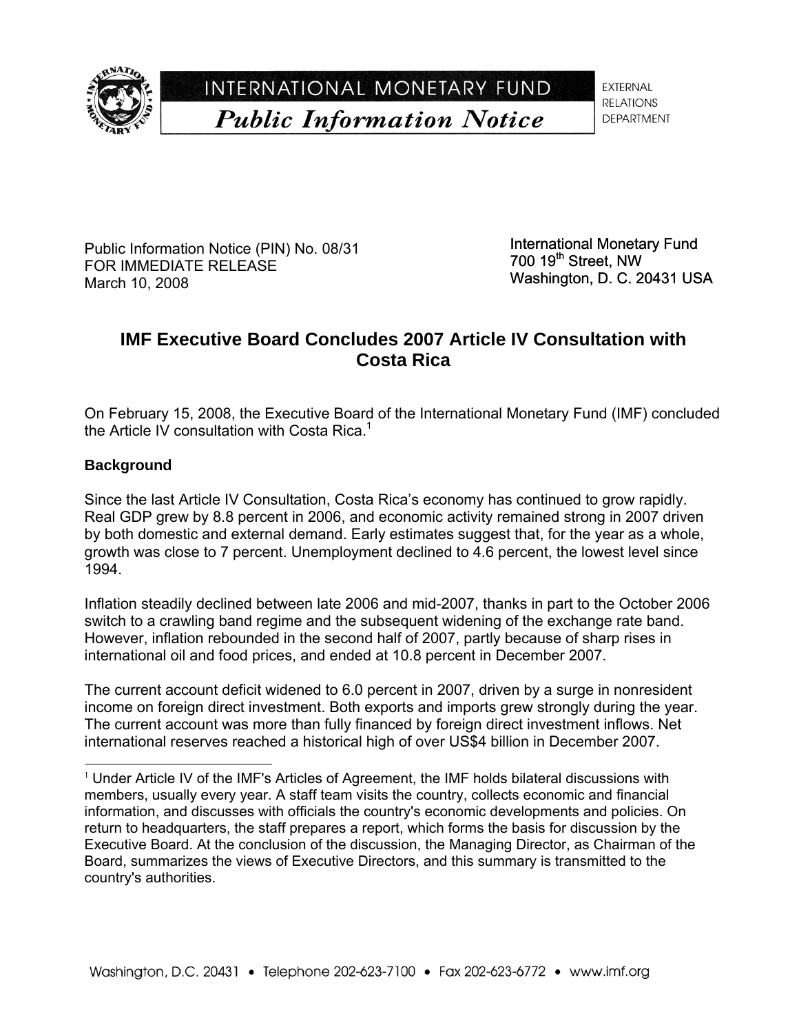INTERNATIONAL MONETARY FUND

*Public Information Notice*

EXTERNAL RELATIONS DEPARTMENT

Public Information Notice (PIN) No. 08/31
FOR IMMEDIATE RELEASE
March 10, 2008

International Monetary Fund
700 19th Street, NW
Washington, D. C. 20431 USA

## IMF Executive Board Concludes 2007 Article IV Consultation with Costa Rica

On February 15, 2008, the Executive Board of the International Monetary Fund (IMF) concluded the Article IV consultation with Costa Rica.[1]

### Background

Since the last Article IV Consultation, Costa Rica's economy has continued to grow rapidly. Real GDP grew by 8.8 percent in 2006, and economic activity remained strong in 2007 driven by both domestic and external demand. Early estimates suggest that, for the year as a whole, growth was close to 7 percent. Unemployment declined to 4.6 percent, the lowest level since 1994.

Inflation steadily declined between late 2006 and mid-2007, thanks in part to the October 2006 switch to a crawling band regime and the subsequent widening of the exchange rate band. However, inflation rebounded in the second half of 2007, partly because of sharp rises in international oil and food prices, and ended at 10.8 percent in December 2007.

The current account deficit widened to 6.0 percent in 2007, driven by a surge in nonresident income on foreign direct investment. Both exports and imports grew strongly during the year. The current account was more than fully financed by foreign direct investment inflows. Net international reserves reached a historical high of over US$4 billion in December 2007.

[1] Under Article IV of the IMF's Articles of Agreement, the IMF holds bilateral discussions with members, usually every year. A staff team visits the country, collects economic and financial information, and discusses with officials the country's economic developments and policies. On return to headquarters, the staff prepares a report, which forms the basis for discussion by the Executive Board. At the conclusion of the discussion, the Managing Director, as Chairman of the Board, summarizes the views of Executive Directors, and this summary is transmitted to the country's authorities.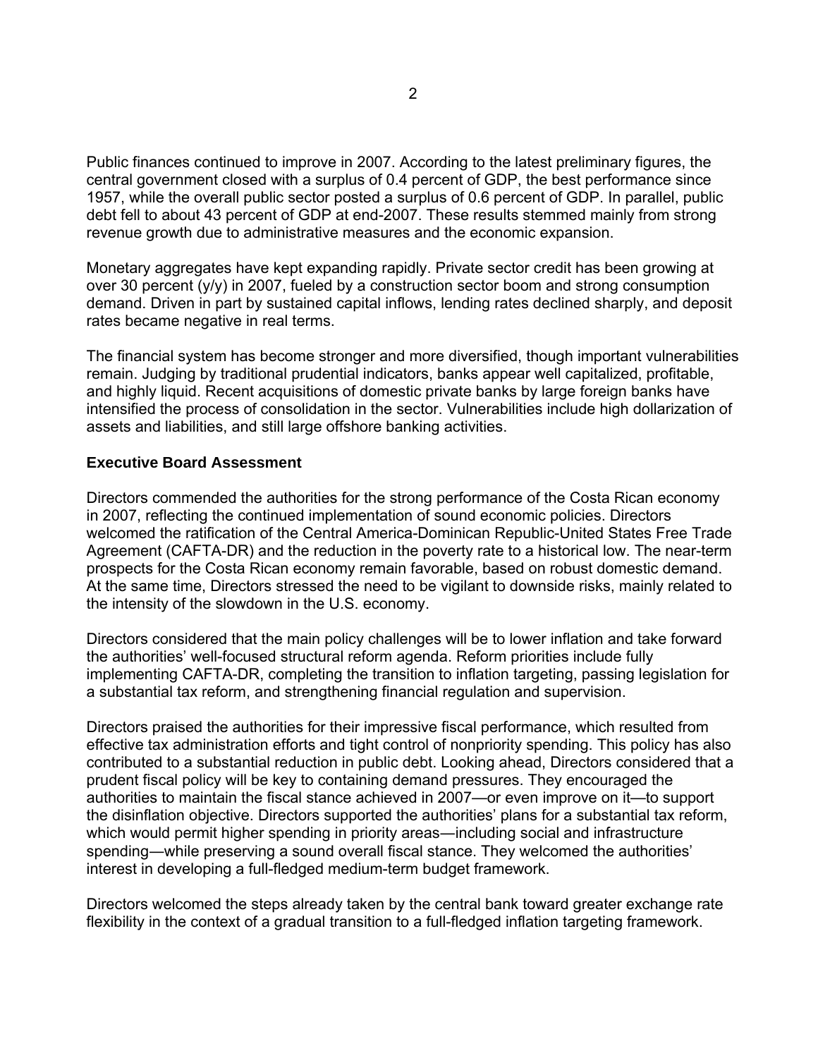Public finances continued to improve in 2007. According to the latest preliminary figures, the central government closed with a surplus of 0.4 percent of GDP, the best performance since 1957, while the overall public sector posted a surplus of 0.6 percent of GDP. In parallel, public debt fell to about 43 percent of GDP at end-2007. These results stemmed mainly from strong revenue growth due to administrative measures and the economic expansion.

Monetary aggregates have kept expanding rapidly. Private sector credit has been growing at over 30 percent (y/y) in 2007, fueled by a construction sector boom and strong consumption demand. Driven in part by sustained capital inflows, lending rates declined sharply, and deposit rates became negative in real terms.

The financial system has become stronger and more diversified, though important vulnerabilities remain. Judging by traditional prudential indicators, banks appear well capitalized, profitable, and highly liquid. Recent acquisitions of domestic private banks by large foreign banks have intensified the process of consolidation in the sector. Vulnerabilities include high dollarization of assets and liabilities, and still large offshore banking activities.

**Executive Board Assessment**

Directors commended the authorities for the strong performance of the Costa Rican economy in 2007, reflecting the continued implementation of sound economic policies. Directors welcomed the ratification of the Central America-Dominican Republic-United States Free Trade Agreement (CAFTA-DR) and the reduction in the poverty rate to a historical low. The near-term prospects for the Costa Rican economy remain favorable, based on robust domestic demand. At the same time, Directors stressed the need to be vigilant to downside risks, mainly related to the intensity of the slowdown in the U.S. economy.

Directors considered that the main policy challenges will be to lower inflation and take forward the authorities' well-focused structural reform agenda. Reform priorities include fully implementing CAFTA-DR, completing the transition to inflation targeting, passing legislation for a substantial tax reform, and strengthening financial regulation and supervision.

Directors praised the authorities for their impressive fiscal performance, which resulted from effective tax administration efforts and tight control of nonpriority spending. This policy has also contributed to a substantial reduction in public debt. Looking ahead, Directors considered that a prudent fiscal policy will be key to containing demand pressures. They encouraged the authorities to maintain the fiscal stance achieved in 2007—or even improve on it—to support the disinflation objective. Directors supported the authorities' plans for a substantial tax reform, which would permit higher spending in priority areas—including social and infrastructure spending—while preserving a sound overall fiscal stance. They welcomed the authorities' interest in developing a full-fledged medium-term budget framework.

Directors welcomed the steps already taken by the central bank toward greater exchange rate flexibility in the context of a gradual transition to a full-fledged inflation targeting framework.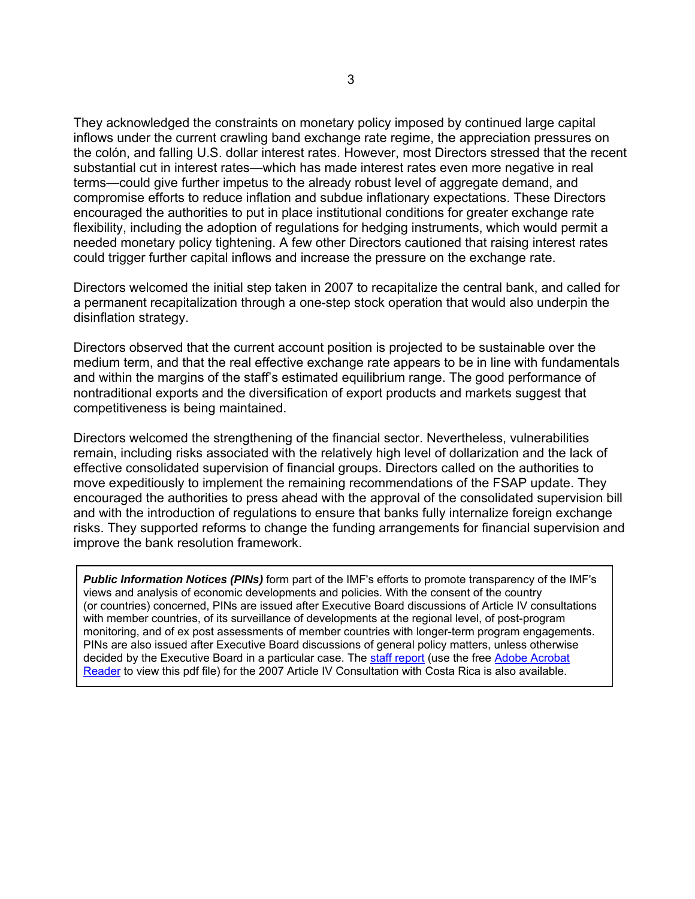They acknowledged the constraints on monetary policy imposed by continued large capital inflows under the current crawling band exchange rate regime, the appreciation pressures on the colón, and falling U.S. dollar interest rates. However, most Directors stressed that the recent substantial cut in interest rates—which has made interest rates even more negative in real terms—could give further impetus to the already robust level of aggregate demand, and compromise efforts to reduce inflation and subdue inflationary expectations. These Directors encouraged the authorities to put in place institutional conditions for greater exchange rate flexibility, including the adoption of regulations for hedging instruments, which would permit a needed monetary policy tightening. A few other Directors cautioned that raising interest rates could trigger further capital inflows and increase the pressure on the exchange rate.

Directors welcomed the initial step taken in 2007 to recapitalize the central bank, and called for a permanent recapitalization through a one-step stock operation that would also underpin the disinflation strategy.

Directors observed that the current account position is projected to be sustainable over the medium term, and that the real effective exchange rate appears to be in line with fundamentals and within the margins of the staff's estimated equilibrium range. The good performance of nontraditional exports and the diversification of export products and markets suggest that competitiveness is being maintained.

Directors welcomed the strengthening of the financial sector. Nevertheless, vulnerabilities remain, including risks associated with the relatively high level of dollarization and the lack of effective consolidated supervision of financial groups. Directors called on the authorities to move expeditiously to implement the remaining recommendations of the FSAP update. They encouraged the authorities to press ahead with the approval of the consolidated supervision bill and with the introduction of regulations to ensure that banks fully internalize foreign exchange risks. They supported reforms to change the funding arrangements for financial supervision and improve the bank resolution framework.

***Public Information Notices (PINs)*** form part of the IMF's efforts to promote transparency of the IMF's views and analysis of economic developments and policies. With the consent of the country (or countries) concerned, PINs are issued after Executive Board discussions of Article IV consultations with member countries, of its surveillance of developments at the regional level, of post-program monitoring, and of ex post assessments of member countries with longer-term program engagements. PINs are also issued after Executive Board discussions of general policy matters, unless otherwise decided by the Executive Board in a particular case. The staff report (use the free Adobe Acrobat Reader to view this pdf file) for the 2007 Article IV Consultation with Costa Rica is also available.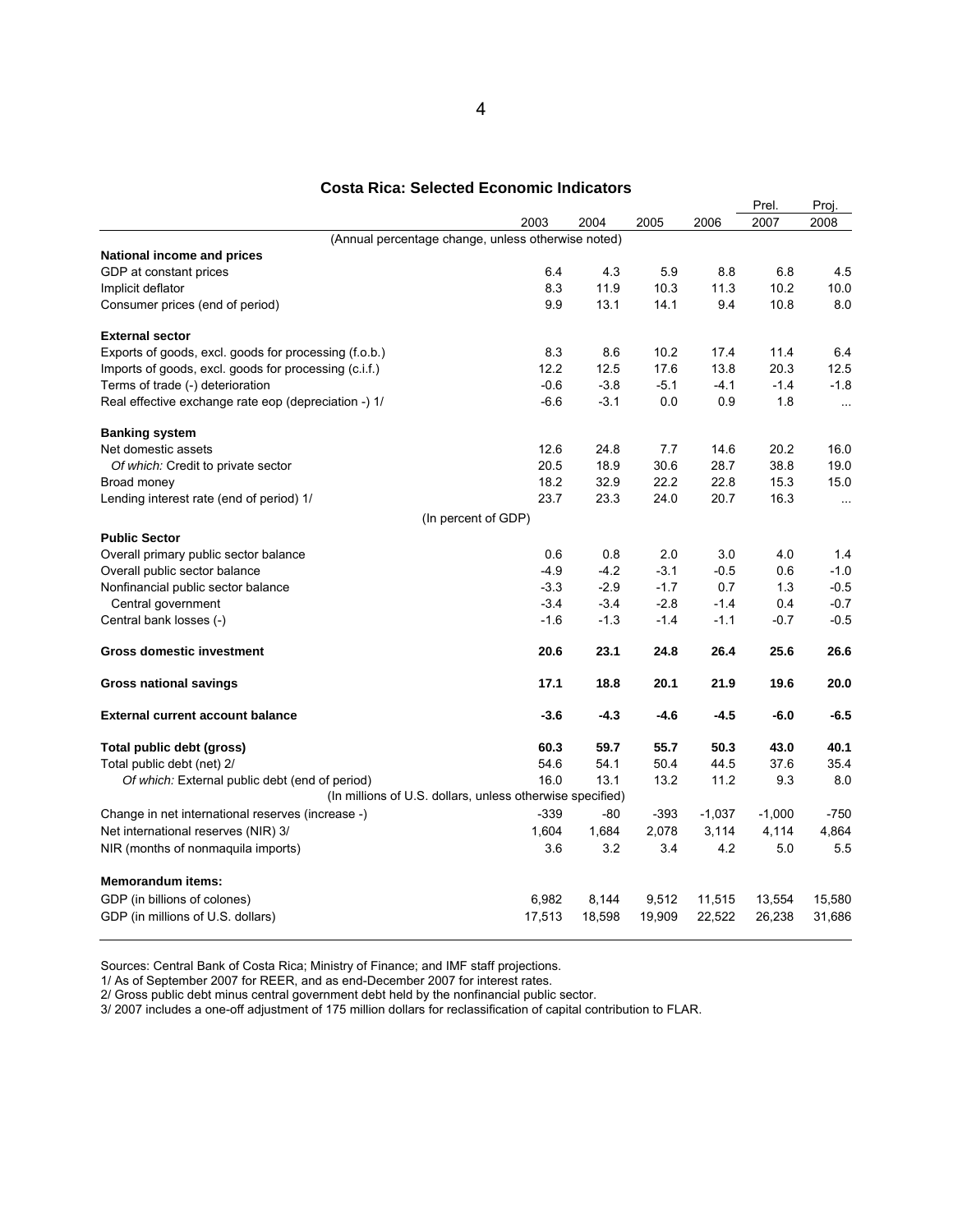## Costa Rica: Selected Economic Indicators

| | 2003 | 2004 | 2005 | 2006 | Prel. 2007 | Proj. 2008 |
|---|---|---|---|---|---|---|
| (Annual percentage change, unless otherwise noted) | | | | | | |
| **National income and prices** | | | | | | |
| GDP at constant prices | 6.4 | 4.3 | 5.9 | 8.8 | 6.8 | 4.5 |
| Implicit deflator | 8.3 | 11.9 | 10.3 | 11.3 | 10.2 | 10.0 |
| Consumer prices (end of period) | 9.9 | 13.1 | 14.1 | 9.4 | 10.8 | 8.0 |
| **External sector** | | | | | | |
| Exports of goods, excl. goods for processing (f.o.b.) | 8.3 | 8.6 | 10.2 | 17.4 | 11.4 | 6.4 |
| Imports of goods, excl. goods for processing (c.i.f.) | 12.2 | 12.5 | 17.6 | 13.8 | 20.3 | 12.5 |
| Terms of trade (-) deterioration | -0.6 | -3.8 | -5.1 | -4.1 | -1.4 | -1.8 |
| Real effective exchange rate eop (depreciation -) 1/ | -6.6 | -3.1 | 0.0 | 0.9 | 1.8 | ... |
| **Banking system** | | | | | | |
| Net domestic assets | 12.6 | 24.8 | 7.7 | 14.6 | 20.2 | 16.0 |
| *Of which:* Credit to private sector | 20.5 | 18.9 | 30.6 | 28.7 | 38.8 | 19.0 |
| Broad money | 18.2 | 32.9 | 22.2 | 22.8 | 15.3 | 15.0 |
| Lending interest rate (end of period) 1/ | 23.7 | 23.3 | 24.0 | 20.7 | 16.3 | ... |
| (In percent of GDP) | | | | | | |
| **Public Sector** | | | | | | |
| Overall primary public sector balance | 0.6 | 0.8 | 2.0 | 3.0 | 4.0 | 1.4 |
| Overall public sector balance | -4.9 | -4.2 | -3.1 | -0.5 | 0.6 | -1.0 |
| Nonfinancial public sector balance | -3.3 | -2.9 | -1.7 | 0.7 | 1.3 | -0.5 |
| Central government | -3.4 | -3.4 | -2.8 | -1.4 | 0.4 | -0.7 |
| Central bank losses (-) | -1.6 | -1.3 | -1.4 | -1.1 | -0.7 | -0.5 |
| **Gross domestic investment** | **20.6** | **23.1** | **24.8** | **26.4** | **25.6** | **26.6** |
| **Gross national savings** | **17.1** | **18.8** | **20.1** | **21.9** | **19.6** | **20.0** |
| **External current account balance** | **-3.6** | **-4.3** | **-4.6** | **-4.5** | **-6.0** | **-6.5** |
| **Total public debt (gross)** | **60.3** | **59.7** | **55.7** | **50.3** | **43.0** | **40.1** |
| Total public debt (net) 2/ | 54.6 | 54.1 | 50.4 | 44.5 | 37.6 | 35.4 |
| *Of which:* External public debt (end of period) | 16.0 | 13.1 | 13.2 | 11.2 | 9.3 | 8.0 |
| (In millions of U.S. dollars, unless otherwise specified) | | | | | | |
| Change in net international reserves (increase -) | -339 | -80 | -393 | -1,037 | -1,000 | -750 |
| Net international reserves (NIR) 3/ | 1,604 | 1,684 | 2,078 | 3,114 | 4,114 | 4,864 |
| NIR (months of nonmaquila imports) | 3.6 | 3.2 | 3.4 | 4.2 | 5.0 | 5.5 |
| **Memorandum items:** | | | | | | |
| GDP (in billions of colones) | 6,982 | 8,144 | 9,512 | 11,515 | 13,554 | 15,580 |
| GDP (in millions of U.S. dollars) | 17,513 | 18,598 | 19,909 | 22,522 | 26,238 | 31,686 |

Sources: Central Bank of Costa Rica; Ministry of Finance; and IMF staff projections.

1/ As of September 2007 for REER, and as end-December 2007 for interest rates.

2/ Gross public debt minus central government debt held by the nonfinancial public sector.

3/ 2007 includes a one-off adjustment of 175 million dollars for reclassification of capital contribution to FLAR.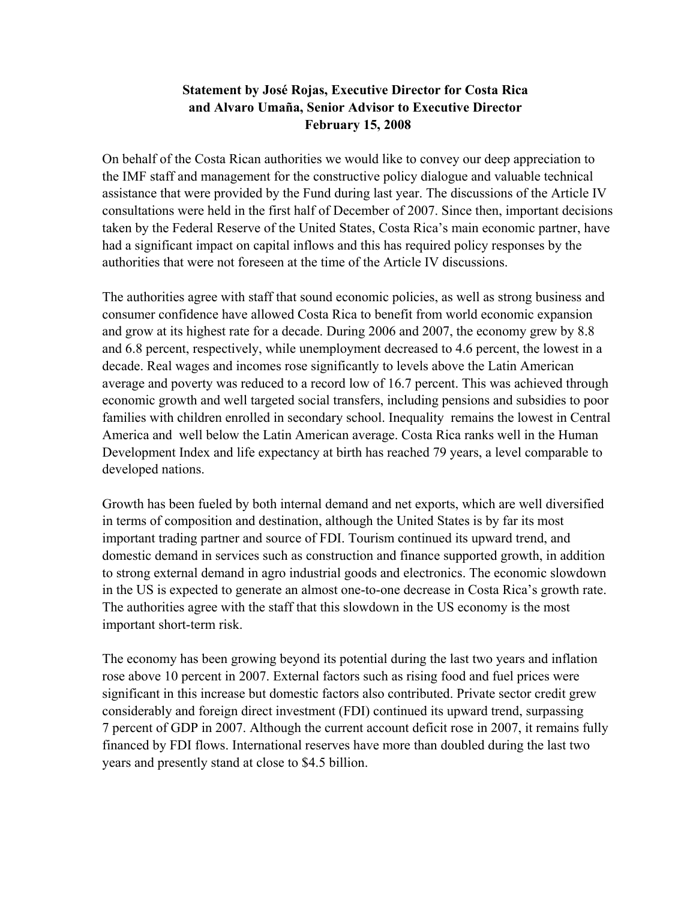**Statement by José Rojas, Executive Director for Costa Rica and Alvaro Umaña, Senior Advisor to Executive Director February 15, 2008**

On behalf of the Costa Rican authorities we would like to convey our deep appreciation to the IMF staff and management for the constructive policy dialogue and valuable technical assistance that were provided by the Fund during last year. The discussions of the Article IV consultations were held in the first half of December of 2007. Since then, important decisions taken by the Federal Reserve of the United States, Costa Rica's main economic partner, have had a significant impact on capital inflows and this has required policy responses by the authorities that were not foreseen at the time of the Article IV discussions.

The authorities agree with staff that sound economic policies, as well as strong business and consumer confidence have allowed Costa Rica to benefit from world economic expansion and grow at its highest rate for a decade. During 2006 and 2007, the economy grew by 8.8 and 6.8 percent, respectively, while unemployment decreased to 4.6 percent, the lowest in a decade. Real wages and incomes rose significantly to levels above the Latin American average and poverty was reduced to a record low of 16.7 percent. This was achieved through economic growth and well targeted social transfers, including pensions and subsidies to poor families with children enrolled in secondary school. Inequality remains the lowest in Central America and well below the Latin American average. Costa Rica ranks well in the Human Development Index and life expectancy at birth has reached 79 years, a level comparable to developed nations.

Growth has been fueled by both internal demand and net exports, which are well diversified in terms of composition and destination, although the United States is by far its most important trading partner and source of FDI. Tourism continued its upward trend, and domestic demand in services such as construction and finance supported growth, in addition to strong external demand in agro industrial goods and electronics. The economic slowdown in the US is expected to generate an almost one-to-one decrease in Costa Rica's growth rate. The authorities agree with the staff that this slowdown in the US economy is the most important short-term risk.

The economy has been growing beyond its potential during the last two years and inflation rose above 10 percent in 2007. External factors such as rising food and fuel prices were significant in this increase but domestic factors also contributed. Private sector credit grew considerably and foreign direct investment (FDI) continued its upward trend, surpassing 7 percent of GDP in 2007. Although the current account deficit rose in 2007, it remains fully financed by FDI flows. International reserves have more than doubled during the last two years and presently stand at close to $4.5 billion.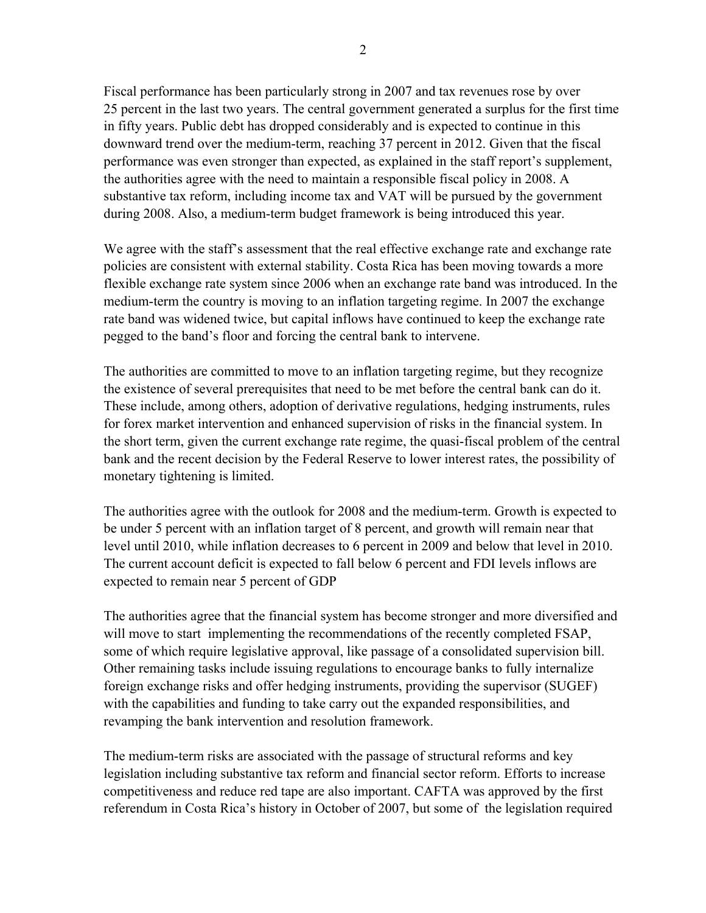Fiscal performance has been particularly strong in 2007 and tax revenues rose by over 25 percent in the last two years. The central government generated a surplus for the first time in fifty years. Public debt has dropped considerably and is expected to continue in this downward trend over the medium-term, reaching 37 percent in 2012. Given that the fiscal performance was even stronger than expected, as explained in the staff report's supplement, the authorities agree with the need to maintain a responsible fiscal policy in 2008. A substantive tax reform, including income tax and VAT will be pursued by the government during 2008. Also, a medium-term budget framework is being introduced this year.

We agree with the staff's assessment that the real effective exchange rate and exchange rate policies are consistent with external stability. Costa Rica has been moving towards a more flexible exchange rate system since 2006 when an exchange rate band was introduced. In the medium-term the country is moving to an inflation targeting regime. In 2007 the exchange rate band was widened twice, but capital inflows have continued to keep the exchange rate pegged to the band's floor and forcing the central bank to intervene.

The authorities are committed to move to an inflation targeting regime, but they recognize the existence of several prerequisites that need to be met before the central bank can do it. These include, among others, adoption of derivative regulations, hedging instruments, rules for forex market intervention and enhanced supervision of risks in the financial system. In the short term, given the current exchange rate regime, the quasi-fiscal problem of the central bank and the recent decision by the Federal Reserve to lower interest rates, the possibility of monetary tightening is limited.

The authorities agree with the outlook for 2008 and the medium-term. Growth is expected to be under 5 percent with an inflation target of 8 percent, and growth will remain near that level until 2010, while inflation decreases to 6 percent in 2009 and below that level in 2010. The current account deficit is expected to fall below 6 percent and FDI levels inflows are expected to remain near 5 percent of GDP

The authorities agree that the financial system has become stronger and more diversified and will move to start implementing the recommendations of the recently completed FSAP, some of which require legislative approval, like passage of a consolidated supervision bill. Other remaining tasks include issuing regulations to encourage banks to fully internalize foreign exchange risks and offer hedging instruments, providing the supervisor (SUGEF) with the capabilities and funding to take carry out the expanded responsibilities, and revamping the bank intervention and resolution framework.

The medium-term risks are associated with the passage of structural reforms and key legislation including substantive tax reform and financial sector reform. Efforts to increase competitiveness and reduce red tape are also important. CAFTA was approved by the first referendum in Costa Rica's history in October of 2007, but some of the legislation required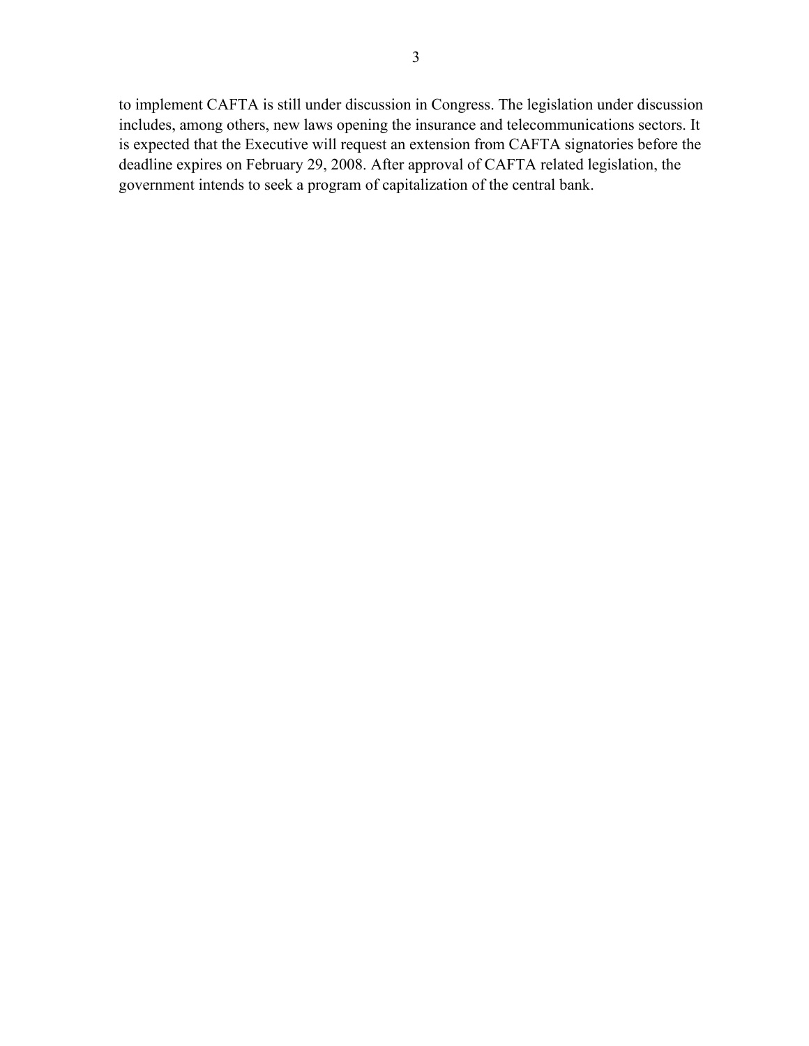to implement CAFTA is still under discussion in Congress. The legislation under discussion includes, among others, new laws opening the insurance and telecommunications sectors. It is expected that the Executive will request an extension from CAFTA signatories before the deadline expires on February 29, 2008. After approval of CAFTA related legislation, the government intends to seek a program of capitalization of the central bank.